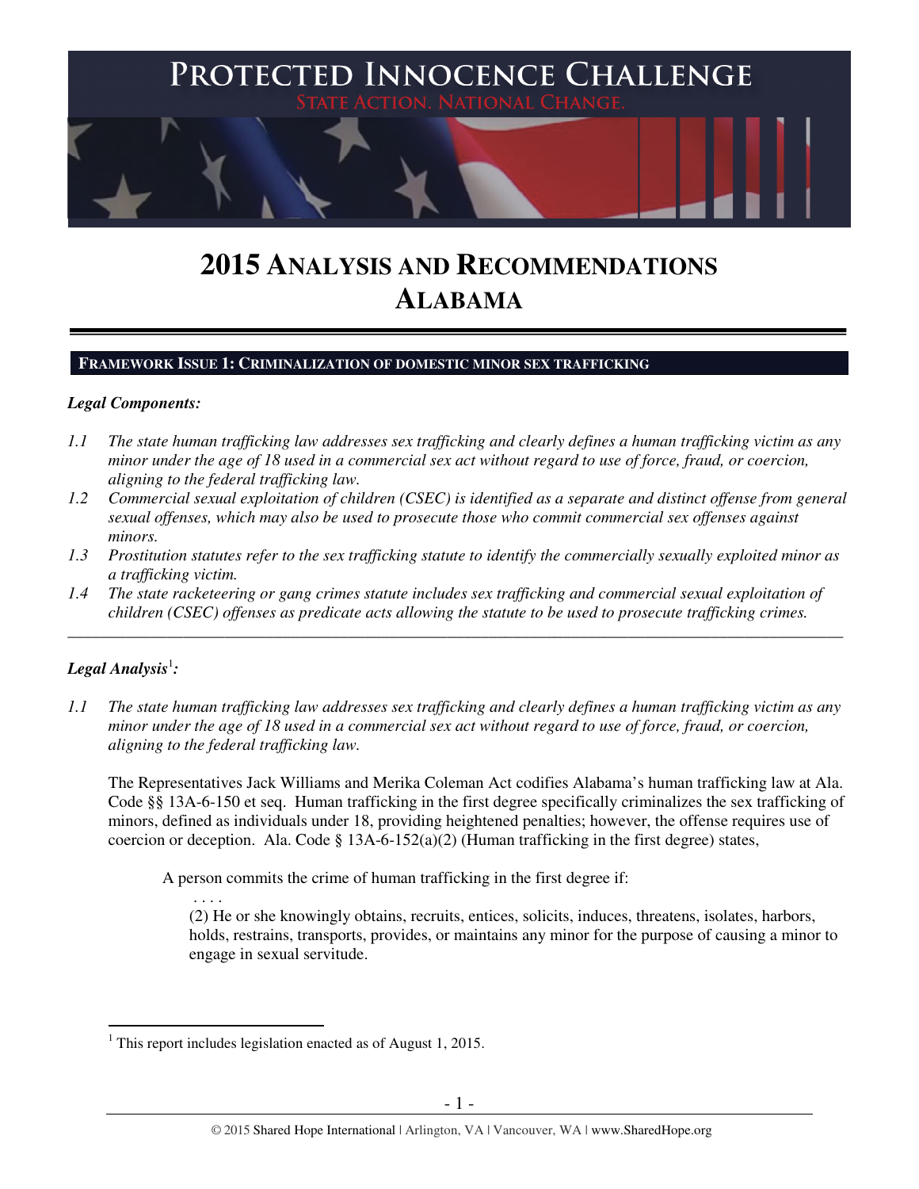# PROTECTED INNOCENCE CHALLENGE

STATE ACTION. NATIONAL CHANGE.

# 2015 ANALYSIS AND RECOMMENDATIONS
# ALABAMA

## FRAMEWORK ISSUE 1: CRIMINALIZATION OF DOMESTIC MINOR SEX TRAFFICKING

***Legal Components:***

*1.1 The state human trafficking law addresses sex trafficking and clearly defines a human trafficking victim as any minor under the age of 18 used in a commercial sex act without regard to use of force, fraud, or coercion, aligning to the federal trafficking law.*

*1.2 Commercial sexual exploitation of children (CSEC) is identified as a separate and distinct offense from general sexual offenses, which may also be used to prosecute those who commit commercial sex offenses against minors.*

*1.3 Prostitution statutes refer to the sex trafficking statute to identify the commercially sexually exploited minor as a trafficking victim.*

*1.4 The state racketeering or gang crimes statute includes sex trafficking and commercial sexual exploitation of children (CSEC) offenses as predicate acts allowing the statute to be used to prosecute trafficking crimes.*

---

***Legal Analysis[1]:***

*1.1 The state human trafficking law addresses sex trafficking and clearly defines a human trafficking victim as any minor under the age of 18 used in a commercial sex act without regard to use of force, fraud, or coercion, aligning to the federal trafficking law.*

The Representatives Jack Williams and Merika Coleman Act codifies Alabama's human trafficking law at Ala. Code §§ 13A-6-150 et seq. Human trafficking in the first degree specifically criminalizes the sex trafficking of minors, defined as individuals under 18, providing heightened penalties; however, the offense requires use of coercion or deception. Ala. Code § 13A-6-152(a)(2) (Human trafficking in the first degree) states,

> A person commits the crime of human trafficking in the first degree if:
>
> . . . .
>
> (2) He or she knowingly obtains, recruits, entices, solicits, induces, threatens, isolates, harbors, holds, restrains, transports, provides, or maintains any minor for the purpose of causing a minor to engage in sexual servitude.

---

[1] This report includes legislation enacted as of August 1, 2015.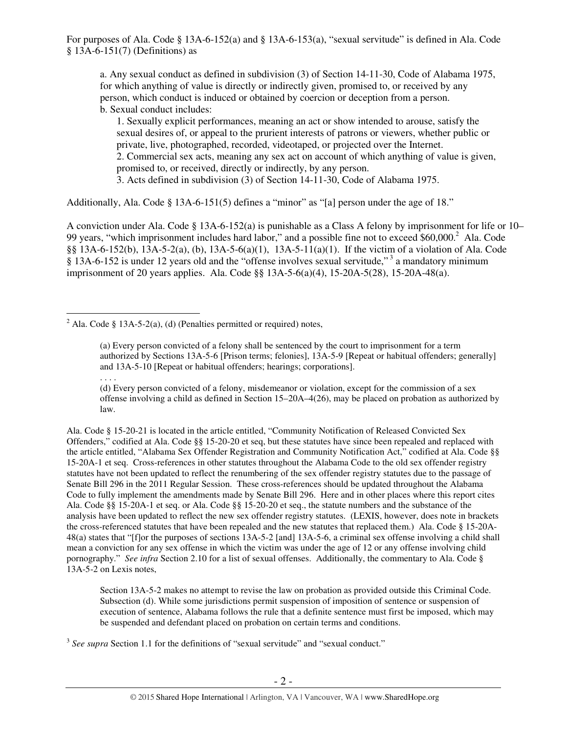For purposes of Ala. Code § 13A-6-152(a) and § 13A-6-153(a), "sexual servitude" is defined in Ala. Code § 13A-6-151(7) (Definitions) as

> a. Any sexual conduct as defined in subdivision (3) of Section 14-11-30, Code of Alabama 1975, for which anything of value is directly or indirectly given, promised to, or received by any person, which conduct is induced or obtained by coercion or deception from a person.
> b. Sexual conduct includes:
>
> 1. Sexually explicit performances, meaning an act or show intended to arouse, satisfy the sexual desires of, or appeal to the prurient interests of patrons or viewers, whether public or private, live, photographed, recorded, videotaped, or projected over the Internet.
> 2. Commercial sex acts, meaning any sex act on account of which anything of value is given, promised to, or received, directly or indirectly, by any person.
> 3. Acts defined in subdivision (3) of Section 14-11-30, Code of Alabama 1975.

Additionally, Ala. Code § 13A-6-151(5) defines a "minor" as "[a] person under the age of 18."

A conviction under Ala. Code § 13A-6-152(a) is punishable as a Class A felony by imprisonment for life or 10–99 years, "which imprisonment includes hard labor," and a possible fine not to exceed $60,000.[2] Ala. Code §§ 13A-6-152(b), 13A-5-2(a), (b), 13A-5-6(a)(1), 13A-5-11(a)(1). If the victim of a violation of Ala. Code § 13A-6-152 is under 12 years old and the "offense involves sexual servitude,"[3] a mandatory minimum imprisonment of 20 years applies. Ala. Code §§ 13A-5-6(a)(4), 15-20A-5(28), 15-20A-48(a).

---

[2] Ala. Code § 13A-5-2(a), (d) (Penalties permitted or required) notes,

> (a) Every person convicted of a felony shall be sentenced by the court to imprisonment for a term authorized by Sections 13A-5-6 [Prison terms; felonies], 13A-5-9 [Repeat or habitual offenders; generally] and 13A-5-10 [Repeat or habitual offenders; hearings; corporations].
> . . . .
> (d) Every person convicted of a felony, misdemeanor or violation, except for the commission of a sex offense involving a child as defined in Section 15–20A–4(26), may be placed on probation as authorized by law.

Ala. Code § 15-20-21 is located in the article entitled, "Community Notification of Released Convicted Sex Offenders," codified at Ala. Code §§ 15-20-20 et seq, but these statutes have since been repealed and replaced with the article entitled, "Alabama Sex Offender Registration and Community Notification Act," codified at Ala. Code §§ 15-20A-1 et seq. Cross-references in other statutes throughout the Alabama Code to the old sex offender registry statutes have not been updated to reflect the renumbering of the sex offender registry statutes due to the passage of Senate Bill 296 in the 2011 Regular Session. These cross-references should be updated throughout the Alabama Code to fully implement the amendments made by Senate Bill 296. Here and in other places where this report cites Ala. Code §§ 15-20A-1 et seq. or Ala. Code §§ 15-20-20 et seq., the statute numbers and the substance of the analysis have been updated to reflect the new sex offender registry statutes. (LEXIS, however, does note in brackets the cross-referenced statutes that have been repealed and the new statutes that replaced them.) Ala. Code § 15-20A-48(a) states that "[f]or the purposes of sections 13A-5-2 [and] 13A-5-6, a criminal sex offense involving a child shall mean a conviction for any sex offense in which the victim was under the age of 12 or any offense involving child pornography." *See infra* Section 2.10 for a list of sexual offenses. Additionally, the commentary to Ala. Code § 13A-5-2 on Lexis notes,

> Section 13A-5-2 makes no attempt to revise the law on probation as provided outside this Criminal Code. Subsection (d). While some jurisdictions permit suspension of imposition of sentence or suspension of execution of sentence, Alabama follows the rule that a definite sentence must first be imposed, which may be suspended and defendant placed on probation on certain terms and conditions.

[3] *See supra* Section 1.1 for the definitions of "sexual servitude" and "sexual conduct."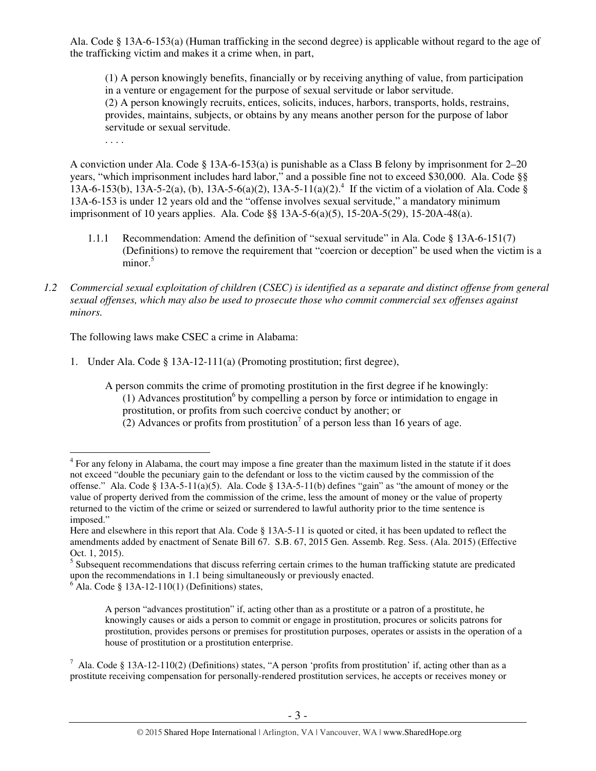Ala. Code § 13A-6-153(a) (Human trafficking in the second degree) is applicable without regard to the age of the trafficking victim and makes it a crime when, in part,

> (1) A person knowingly benefits, financially or by receiving anything of value, from participation in a venture or engagement for the purpose of sexual servitude or labor servitude.
> (2) A person knowingly recruits, entices, solicits, induces, harbors, transports, holds, restrains, provides, maintains, subjects, or obtains by any means another person for the purpose of labor servitude or sexual servitude.
> . . . .

A conviction under Ala. Code § 13A-6-153(a) is punishable as a Class B felony by imprisonment for 2–20 years, "which imprisonment includes hard labor," and a possible fine not to exceed $30,000. Ala. Code §§ 13A-6-153(b), 13A-5-2(a), (b), 13A-5-6(a)(2), 13A-5-11(a)(2).[4] If the victim of a violation of Ala. Code § 13A-6-153 is under 12 years old and the "offense involves sexual servitude," a mandatory minimum imprisonment of 10 years applies. Ala. Code §§ 13A-5-6(a)(5), 15-20A-5(29), 15-20A-48(a).

1.1.1 Recommendation: Amend the definition of "sexual servitude" in Ala. Code § 13A-6-151(7) (Definitions) to remove the requirement that "coercion or deception" be used when the victim is a minor.[5]

*1.2 Commercial sexual exploitation of children (CSEC) is identified as a separate and distinct offense from general sexual offenses, which may also be used to prosecute those who commit commercial sex offenses against minors.*

The following laws make CSEC a crime in Alabama:

1. Under Ala. Code § 13A-12-111(a) (Promoting prostitution; first degree),

   > A person commits the crime of promoting prostitution in the first degree if he knowingly:
   > (1) Advances prostitution[6] by compelling a person by force or intimidation to engage in prostitution, or profits from such coercive conduct by another; or
   > (2) Advances or profits from prostitution[7] of a person less than 16 years of age.

---

[4] For any felony in Alabama, the court may impose a fine greater than the maximum listed in the statute if it does not exceed "double the pecuniary gain to the defendant or loss to the victim caused by the commission of the offense." Ala. Code § 13A-5-11(a)(5). Ala. Code § 13A-5-11(b) defines "gain" as "the amount of money or the value of property derived from the commission of the crime, less the amount of money or the value of property returned to the victim of the crime or seized or surrendered to lawful authority prior to the time sentence is imposed."
Here and elsewhere in this report that Ala. Code § 13A-5-11 is quoted or cited, it has been updated to reflect the amendments added by enactment of Senate Bill 67. S.B. 67, 2015 Gen. Assemb. Reg. Sess. (Ala. 2015) (Effective Oct. 1, 2015).

[5] Subsequent recommendations that discuss referring certain crimes to the human trafficking statute are predicated upon the recommendations in 1.1 being simultaneously or previously enacted.

[6] Ala. Code § 13A-12-110(1) (Definitions) states,

> A person "advances prostitution" if, acting other than as a prostitute or a patron of a prostitute, he knowingly causes or aids a person to commit or engage in prostitution, procures or solicits patrons for prostitution, provides persons or premises for prostitution purposes, operates or assists in the operation of a house of prostitution or a prostitution enterprise.

[7] Ala. Code § 13A-12-110(2) (Definitions) states, "A person 'profits from prostitution' if, acting other than as a prostitute receiving compensation for personally-rendered prostitution services, he accepts or receives money or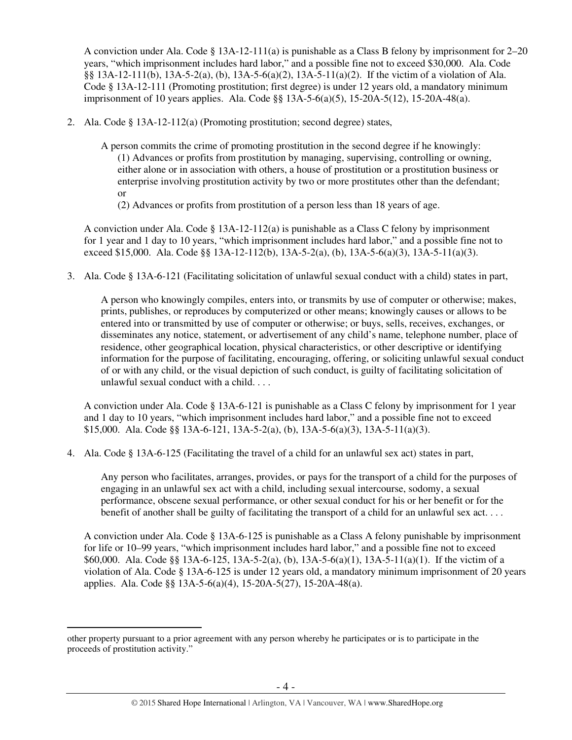A conviction under Ala. Code § 13A-12-111(a) is punishable as a Class B felony by imprisonment for 2–20 years, "which imprisonment includes hard labor," and a possible fine not to exceed $30,000. Ala. Code §§ 13A-12-111(b), 13A-5-2(a), (b), 13A-5-6(a)(2), 13A-5-11(a)(2). If the victim of a violation of Ala. Code § 13A-12-111 (Promoting prostitution; first degree) is under 12 years old, a mandatory minimum imprisonment of 10 years applies. Ala. Code §§ 13A-5-6(a)(5), 15-20A-5(12), 15-20A-48(a).

2. Ala. Code § 13A-12-112(a) (Promoting prostitution; second degree) states,

   A person commits the crime of promoting prostitution in the second degree if he knowingly:
   (1) Advances or profits from prostitution by managing, supervising, controlling or owning, either alone or in association with others, a house of prostitution or a prostitution business or enterprise involving prostitution activity by two or more prostitutes other than the defendant; or
   (2) Advances or profits from prostitution of a person less than 18 years of age.

   A conviction under Ala. Code § 13A-12-112(a) is punishable as a Class C felony by imprisonment for 1 year and 1 day to 10 years, "which imprisonment includes hard labor," and a possible fine not to exceed $15,000. Ala. Code §§ 13A-12-112(b), 13A-5-2(a), (b), 13A-5-6(a)(3), 13A-5-11(a)(3).

3. Ala. Code § 13A-6-121 (Facilitating solicitation of unlawful sexual conduct with a child) states in part,

   A person who knowingly compiles, enters into, or transmits by use of computer or otherwise; makes, prints, publishes, or reproduces by computerized or other means; knowingly causes or allows to be entered into or transmitted by use of computer or otherwise; or buys, sells, receives, exchanges, or disseminates any notice, statement, or advertisement of any child's name, telephone number, place of residence, other geographical location, physical characteristics, or other descriptive or identifying information for the purpose of facilitating, encouraging, offering, or soliciting unlawful sexual conduct of or with any child, or the visual depiction of such conduct, is guilty of facilitating solicitation of unlawful sexual conduct with a child. . . .

   A conviction under Ala. Code § 13A-6-121 is punishable as a Class C felony by imprisonment for 1 year and 1 day to 10 years, "which imprisonment includes hard labor," and a possible fine not to exceed $15,000. Ala. Code §§ 13A-6-121, 13A-5-2(a), (b), 13A-5-6(a)(3), 13A-5-11(a)(3).

4. Ala. Code § 13A-6-125 (Facilitating the travel of a child for an unlawful sex act) states in part,

   Any person who facilitates, arranges, provides, or pays for the transport of a child for the purposes of engaging in an unlawful sex act with a child, including sexual intercourse, sodomy, a sexual performance, obscene sexual performance, or other sexual conduct for his or her benefit or for the benefit of another shall be guilty of facilitating the transport of a child for an unlawful sex act. . . .

   A conviction under Ala. Code § 13A-6-125 is punishable as a Class A felony punishable by imprisonment for life or 10–99 years, "which imprisonment includes hard labor," and a possible fine not to exceed $60,000. Ala. Code §§ 13A-6-125, 13A-5-2(a), (b), 13A-5-6(a)(1), 13A-5-11(a)(1). If the victim of a violation of Ala. Code § 13A-6-125 is under 12 years old, a mandatory minimum imprisonment of 20 years applies. Ala. Code §§ 13A-5-6(a)(4), 15-20A-5(27), 15-20A-48(a).

---

other property pursuant to a prior agreement with any person whereby he participates or is to participate in the proceeds of prostitution activity."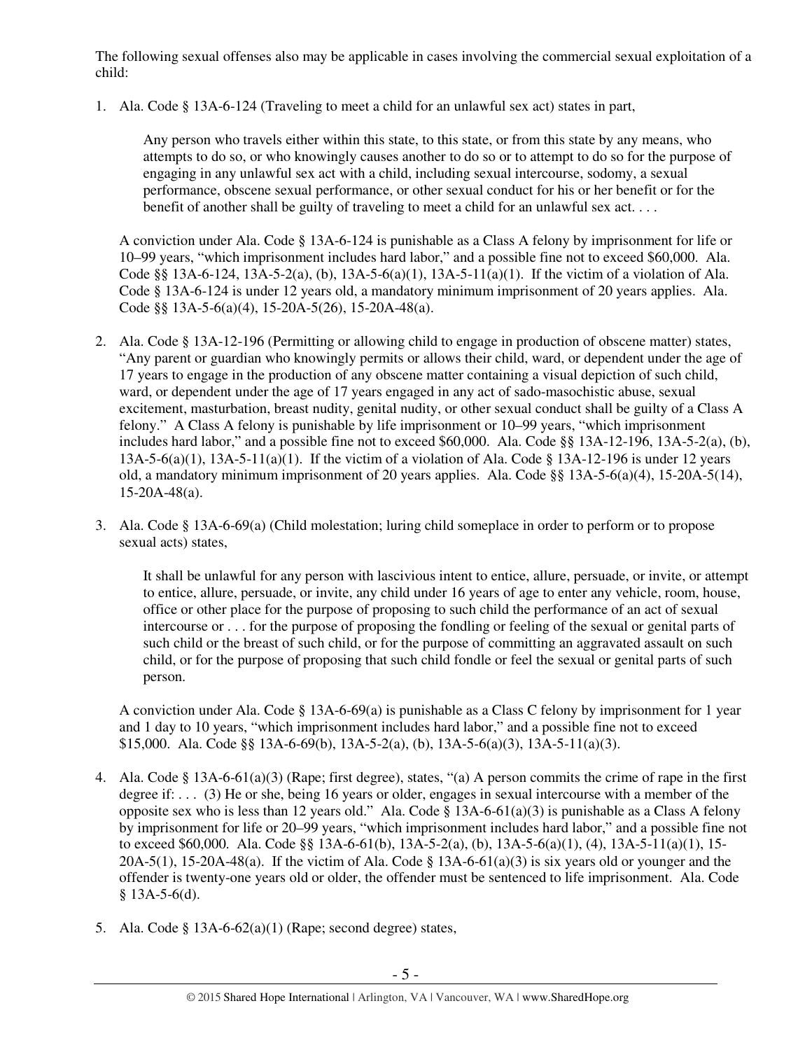The following sexual offenses also may be applicable in cases involving the commercial sexual exploitation of a child:

1. Ala. Code § 13A-6-124 (Traveling to meet a child for an unlawful sex act) states in part,

   > Any person who travels either within this state, to this state, or from this state by any means, who attempts to do so, or who knowingly causes another to do so or to attempt to do so for the purpose of engaging in any unlawful sex act with a child, including sexual intercourse, sodomy, a sexual performance, obscene sexual performance, or other sexual conduct for his or her benefit or for the benefit of another shall be guilty of traveling to meet a child for an unlawful sex act. . . .

   A conviction under Ala. Code § 13A-6-124 is punishable as a Class A felony by imprisonment for life or 10–99 years, "which imprisonment includes hard labor," and a possible fine not to exceed $60,000. Ala. Code §§ 13A-6-124, 13A-5-2(a), (b), 13A-5-6(a)(1), 13A-5-11(a)(1). If the victim of a violation of Ala. Code § 13A-6-124 is under 12 years old, a mandatory minimum imprisonment of 20 years applies. Ala. Code §§ 13A-5-6(a)(4), 15-20A-5(26), 15-20A-48(a).

2. Ala. Code § 13A-12-196 (Permitting or allowing child to engage in production of obscene matter) states, "Any parent or guardian who knowingly permits or allows their child, ward, or dependent under the age of 17 years to engage in the production of any obscene matter containing a visual depiction of such child, ward, or dependent under the age of 17 years engaged in any act of sado-masochistic abuse, sexual excitement, masturbation, breast nudity, genital nudity, or other sexual conduct shall be guilty of a Class A felony." A Class A felony is punishable by life imprisonment or 10–99 years, "which imprisonment includes hard labor," and a possible fine not to exceed $60,000. Ala. Code §§ 13A-12-196, 13A-5-2(a), (b), 13A-5-6(a)(1), 13A-5-11(a)(1). If the victim of a violation of Ala. Code § 13A-12-196 is under 12 years old, a mandatory minimum imprisonment of 20 years applies. Ala. Code §§ 13A-5-6(a)(4), 15-20A-5(14), 15-20A-48(a).

3. Ala. Code § 13A-6-69(a) (Child molestation; luring child someplace in order to perform or to propose sexual acts) states,

   > It shall be unlawful for any person with lascivious intent to entice, allure, persuade, or invite, or attempt to entice, allure, persuade, or invite, any child under 16 years of age to enter any vehicle, room, house, office or other place for the purpose of proposing to such child the performance of an act of sexual intercourse or . . . for the purpose of proposing the fondling or feeling of the sexual or genital parts of such child or the breast of such child, or for the purpose of committing an aggravated assault on such child, or for the purpose of proposing that such child fondle or feel the sexual or genital parts of such person.

   A conviction under Ala. Code § 13A-6-69(a) is punishable as a Class C felony by imprisonment for 1 year and 1 day to 10 years, "which imprisonment includes hard labor," and a possible fine not to exceed $15,000. Ala. Code §§ 13A-6-69(b), 13A-5-2(a), (b), 13A-5-6(a)(3), 13A-5-11(a)(3).

4. Ala. Code § 13A-6-61(a)(3) (Rape; first degree), states, "(a) A person commits the crime of rape in the first degree if: . . . (3) He or she, being 16 years or older, engages in sexual intercourse with a member of the opposite sex who is less than 12 years old." Ala. Code § 13A-6-61(a)(3) is punishable as a Class A felony by imprisonment for life or 20–99 years, "which imprisonment includes hard labor," and a possible fine not to exceed $60,000. Ala. Code §§ 13A-6-61(b), 13A-5-2(a), (b), 13A-5-6(a)(1), (4), 13A-5-11(a)(1), 15-20A-5(1), 15-20A-48(a). If the victim of Ala. Code § 13A-6-61(a)(3) is six years old or younger and the offender is twenty-one years old or older, the offender must be sentenced to life imprisonment. Ala. Code § 13A-5-6(d).

5. Ala. Code § 13A-6-62(a)(1) (Rape; second degree) states,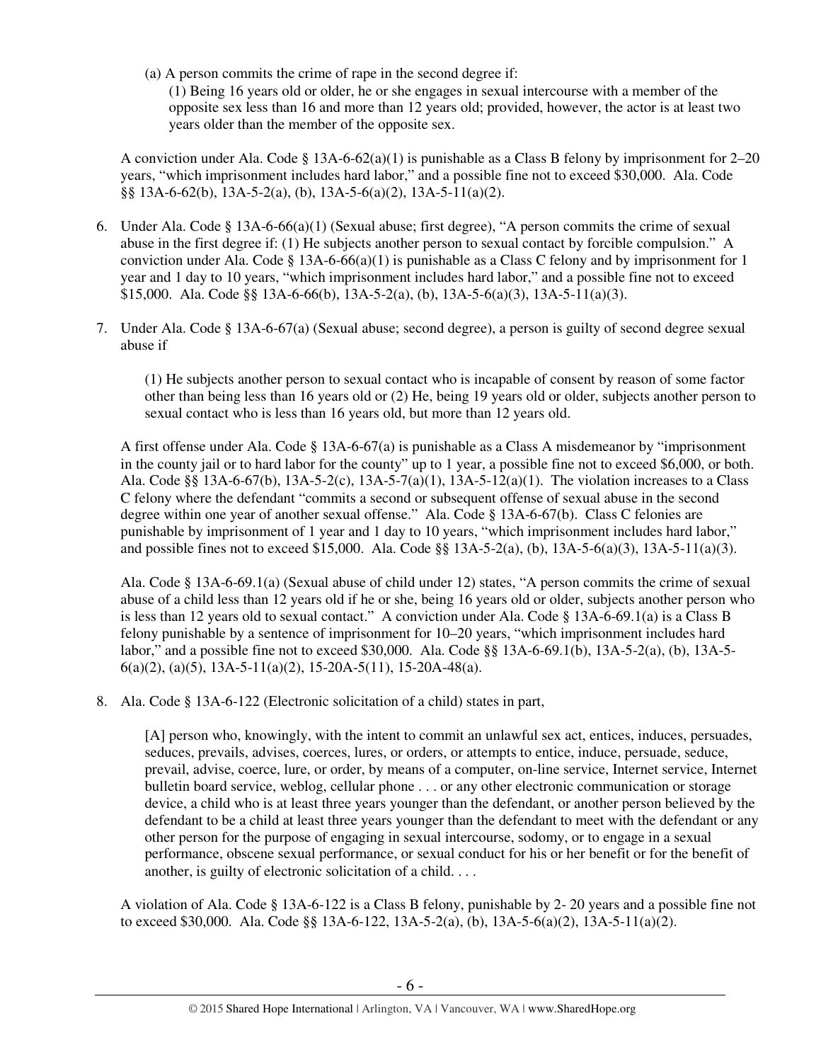(a) A person commits the crime of rape in the second degree if:

(1) Being 16 years old or older, he or she engages in sexual intercourse with a member of the opposite sex less than 16 and more than 12 years old; provided, however, the actor is at least two years older than the member of the opposite sex.

A conviction under Ala. Code § 13A-6-62(a)(1) is punishable as a Class B felony by imprisonment for 2–20 years, "which imprisonment includes hard labor," and a possible fine not to exceed $30,000. Ala. Code §§ 13A-6-62(b), 13A-5-2(a), (b), 13A-5-6(a)(2), 13A-5-11(a)(2).

6. Under Ala. Code § 13A-6-66(a)(1) (Sexual abuse; first degree), "A person commits the crime of sexual abuse in the first degree if: (1) He subjects another person to sexual contact by forcible compulsion." A conviction under Ala. Code § 13A-6-66(a)(1) is punishable as a Class C felony and by imprisonment for 1 year and 1 day to 10 years, "which imprisonment includes hard labor," and a possible fine not to exceed $15,000. Ala. Code §§ 13A-6-66(b), 13A-5-2(a), (b), 13A-5-6(a)(3), 13A-5-11(a)(3).

7. Under Ala. Code § 13A-6-67(a) (Sexual abuse; second degree), a person is guilty of second degree sexual abuse if

   (1) He subjects another person to sexual contact who is incapable of consent by reason of some factor other than being less than 16 years old or (2) He, being 19 years old or older, subjects another person to sexual contact who is less than 16 years old, but more than 12 years old.

   A first offense under Ala. Code § 13A-6-67(a) is punishable as a Class A misdemeanor by "imprisonment in the county jail or to hard labor for the county" up to 1 year, a possible fine not to exceed $6,000, or both. Ala. Code §§ 13A-6-67(b), 13A-5-2(c), 13A-5-7(a)(1), 13A-5-12(a)(1). The violation increases to a Class C felony where the defendant "commits a second or subsequent offense of sexual abuse in the second degree within one year of another sexual offense." Ala. Code § 13A-6-67(b). Class C felonies are punishable by imprisonment of 1 year and 1 day to 10 years, "which imprisonment includes hard labor," and possible fines not to exceed $15,000. Ala. Code §§ 13A-5-2(a), (b), 13A-5-6(a)(3), 13A-5-11(a)(3).

   Ala. Code § 13A-6-69.1(a) (Sexual abuse of child under 12) states, "A person commits the crime of sexual abuse of a child less than 12 years old if he or she, being 16 years old or older, subjects another person who is less than 12 years old to sexual contact." A conviction under Ala. Code § 13A-6-69.1(a) is a Class B felony punishable by a sentence of imprisonment for 10–20 years, "which imprisonment includes hard labor," and a possible fine not to exceed $30,000. Ala. Code §§ 13A-6-69.1(b), 13A-5-2(a), (b), 13A-5-6(a)(2), (a)(5), 13A-5-11(a)(2), 15-20A-5(11), 15-20A-48(a).

8. Ala. Code § 13A-6-122 (Electronic solicitation of a child) states in part,

   [A] person who, knowingly, with the intent to commit an unlawful sex act, entices, induces, persuades, seduces, prevails, advises, coerces, lures, or orders, or attempts to entice, induce, persuade, seduce, prevail, advise, coerce, lure, or order, by means of a computer, on-line service, Internet service, Internet bulletin board service, weblog, cellular phone . . . or any other electronic communication or storage device, a child who is at least three years younger than the defendant, or another person believed by the defendant to be a child at least three years younger than the defendant to meet with the defendant or any other person for the purpose of engaging in sexual intercourse, sodomy, or to engage in a sexual performance, obscene sexual performance, or sexual conduct for his or her benefit or for the benefit of another, is guilty of electronic solicitation of a child. . . .

   A violation of Ala. Code § 13A-6-122 is a Class B felony, punishable by 2- 20 years and a possible fine not to exceed $30,000. Ala. Code §§ 13A-6-122, 13A-5-2(a), (b), 13A-5-6(a)(2), 13A-5-11(a)(2).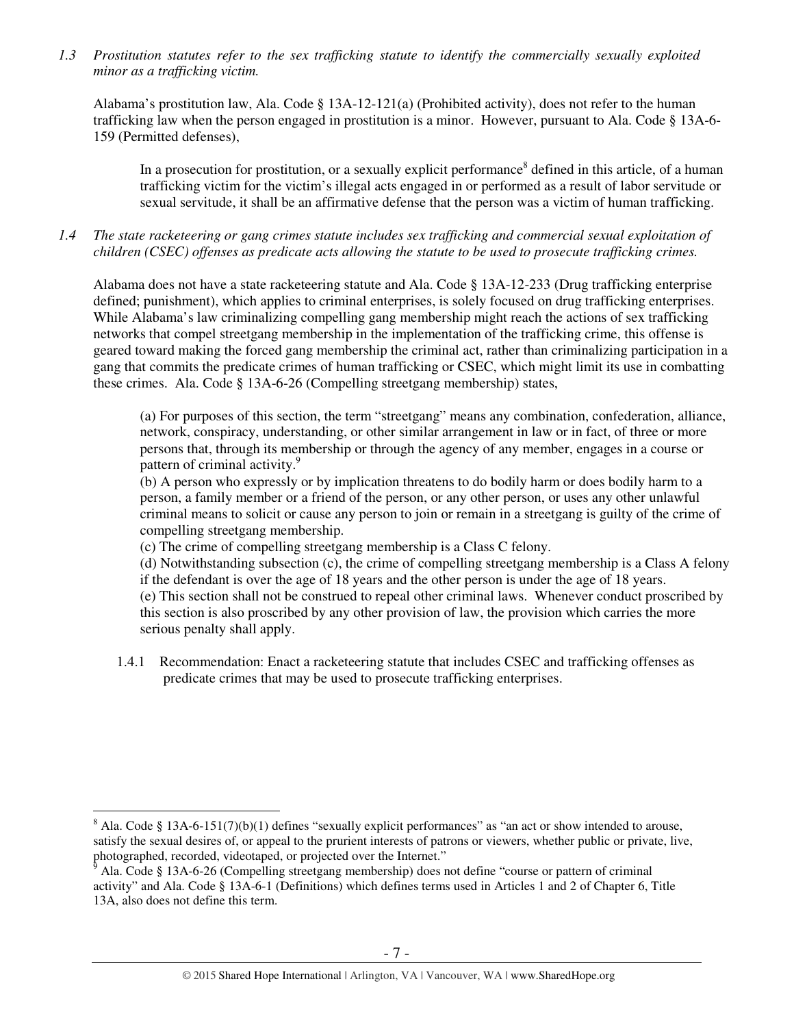*1.3 Prostitution statutes refer to the sex trafficking statute to identify the commercially sexually exploited minor as a trafficking victim.*

Alabama's prostitution law, Ala. Code § 13A-12-121(a) (Prohibited activity), does not refer to the human trafficking law when the person engaged in prostitution is a minor. However, pursuant to Ala. Code § 13A-6-159 (Permitted defenses),

> In a prosecution for prostitution, or a sexually explicit performance[8] defined in this article, of a human trafficking victim for the victim's illegal acts engaged in or performed as a result of labor servitude or sexual servitude, it shall be an affirmative defense that the person was a victim of human trafficking.

*1.4 The state racketeering or gang crimes statute includes sex trafficking and commercial sexual exploitation of children (CSEC) offenses as predicate acts allowing the statute to be used to prosecute trafficking crimes.*

Alabama does not have a state racketeering statute and Ala. Code § 13A-12-233 (Drug trafficking enterprise defined; punishment), which applies to criminal enterprises, is solely focused on drug trafficking enterprises. While Alabama's law criminalizing compelling gang membership might reach the actions of sex trafficking networks that compel streetgang membership in the implementation of the trafficking crime, this offense is geared toward making the forced gang membership the criminal act, rather than criminalizing participation in a gang that commits the predicate crimes of human trafficking or CSEC, which might limit its use in combatting these crimes. Ala. Code § 13A-6-26 (Compelling streetgang membership) states,

> (a) For purposes of this section, the term "streetgang" means any combination, confederation, alliance, network, conspiracy, understanding, or other similar arrangement in law or in fact, of three or more persons that, through its membership or through the agency of any member, engages in a course or pattern of criminal activity.[9]
> (b) A person who expressly or by implication threatens to do bodily harm or does bodily harm to a person, a family member or a friend of the person, or any other person, or uses any other unlawful criminal means to solicit or cause any person to join or remain in a streetgang is guilty of the crime of compelling streetgang membership.
> (c) The crime of compelling streetgang membership is a Class C felony.
> (d) Notwithstanding subsection (c), the crime of compelling streetgang membership is a Class A felony if the defendant is over the age of 18 years and the other person is under the age of 18 years.
> (e) This section shall not be construed to repeal other criminal laws. Whenever conduct proscribed by this section is also proscribed by any other provision of law, the provision which carries the more serious penalty shall apply.

1.4.1 Recommendation: Enact a racketeering statute that includes CSEC and trafficking offenses as predicate crimes that may be used to prosecute trafficking enterprises.

---

[8] Ala. Code § 13A-6-151(7)(b)(1) defines "sexually explicit performances" as "an act or show intended to arouse, satisfy the sexual desires of, or appeal to the prurient interests of patrons or viewers, whether public or private, live, photographed, recorded, videotaped, or projected over the Internet."

[9] Ala. Code § 13A-6-26 (Compelling streetgang membership) does not define "course or pattern of criminal activity" and Ala. Code § 13A-6-1 (Definitions) which defines terms used in Articles 1 and 2 of Chapter 6, Title 13A, also does not define this term.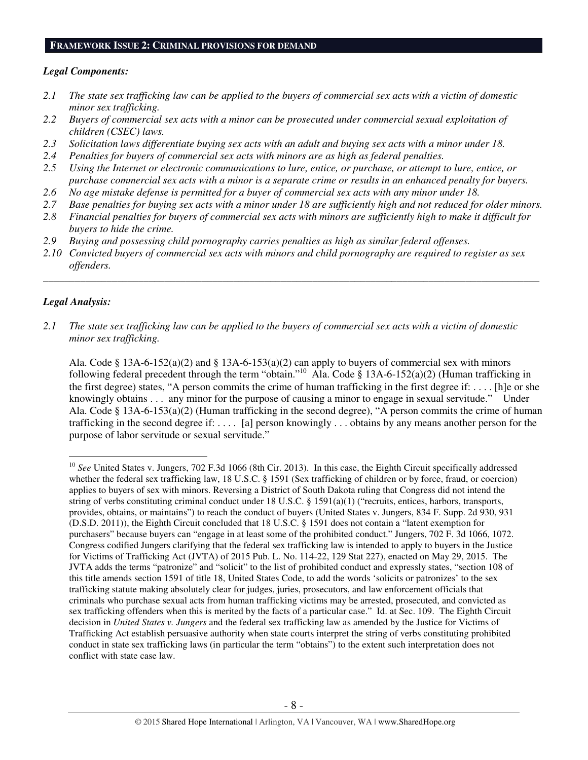## **FRAMEWORK ISSUE 2: CRIMINAL PROVISIONS FOR DEMAND**

***Legal Components:***

*2.1 The state sex trafficking law can be applied to the buyers of commercial sex acts with a victim of domestic minor sex trafficking.*

*2.2 Buyers of commercial sex acts with a minor can be prosecuted under commercial sexual exploitation of children (CSEC) laws.*

*2.3 Solicitation laws differentiate buying sex acts with an adult and buying sex acts with a minor under 18.*

*2.4 Penalties for buyers of commercial sex acts with minors are as high as federal penalties.*

*2.5 Using the Internet or electronic communications to lure, entice, or purchase, or attempt to lure, entice, or purchase commercial sex acts with a minor is a separate crime or results in an enhanced penalty for buyers.*

*2.6 No age mistake defense is permitted for a buyer of commercial sex acts with any minor under 18.*

*2.7 Base penalties for buying sex acts with a minor under 18 are sufficiently high and not reduced for older minors.*

*2.8 Financial penalties for buyers of commercial sex acts with minors are sufficiently high to make it difficult for buyers to hide the crime.*

*2.9 Buying and possessing child pornography carries penalties as high as similar federal offenses.*

*2.10 Convicted buyers of commercial sex acts with minors and child pornography are required to register as sex offenders.*

---

***Legal Analysis:***

*2.1 The state sex trafficking law can be applied to the buyers of commercial sex acts with a victim of domestic minor sex trafficking.*

Ala. Code § 13A-6-152(a)(2) and § 13A-6-153(a)(2) can apply to buyers of commercial sex with minors following federal precedent through the term "obtain."[10] Ala. Code § 13A-6-152(a)(2) (Human trafficking in the first degree) states, "A person commits the crime of human trafficking in the first degree if: . . . . [h]e or she knowingly obtains . . . any minor for the purpose of causing a minor to engage in sexual servitude." Under Ala. Code § 13A-6-153(a)(2) (Human trafficking in the second degree), "A person commits the crime of human trafficking in the second degree if: . . . . [a] person knowingly . . . obtains by any means another person for the purpose of labor servitude or sexual servitude."

---

[10] *See* United States v. Jungers, 702 F.3d 1066 (8th Cir. 2013). In this case, the Eighth Circuit specifically addressed whether the federal sex trafficking law, 18 U.S.C. § 1591 (Sex trafficking of children or by force, fraud, or coercion) applies to buyers of sex with minors. Reversing a District of South Dakota ruling that Congress did not intend the string of verbs constituting criminal conduct under 18 U.S.C. § 1591(a)(1) ("recruits, entices, harbors, transports, provides, obtains, or maintains") to reach the conduct of buyers (United States v. Jungers, 834 F. Supp. 2d 930, 931 (D.S.D. 2011)), the Eighth Circuit concluded that 18 U.S.C. § 1591 does not contain a "latent exemption for purchasers" because buyers can "engage in at least some of the prohibited conduct." Jungers, 702 F. 3d 1066, 1072. Congress codified Jungers clarifying that the federal sex trafficking law is intended to apply to buyers in the Justice for Victims of Trafficking Act (JVTA) of 2015 Pub. L. No. 114-22, 129 Stat 227), enacted on May 29, 2015. The JVTA adds the terms "patronize" and "solicit" to the list of prohibited conduct and expressly states, "section 108 of this title amends section 1591 of title 18, United States Code, to add the words 'solicits or patronizes' to the sex trafficking statute making absolutely clear for judges, juries, prosecutors, and law enforcement officials that criminals who purchase sexual acts from human trafficking victims may be arrested, prosecuted, and convicted as sex trafficking offenders when this is merited by the facts of a particular case." Id. at Sec. 109. The Eighth Circuit decision in *United States v. Jungers* and the federal sex trafficking law as amended by the Justice for Victims of Trafficking Act establish persuasive authority when state courts interpret the string of verbs constituting prohibited conduct in state sex trafficking laws (in particular the term "obtains") to the extent such interpretation does not conflict with state case law.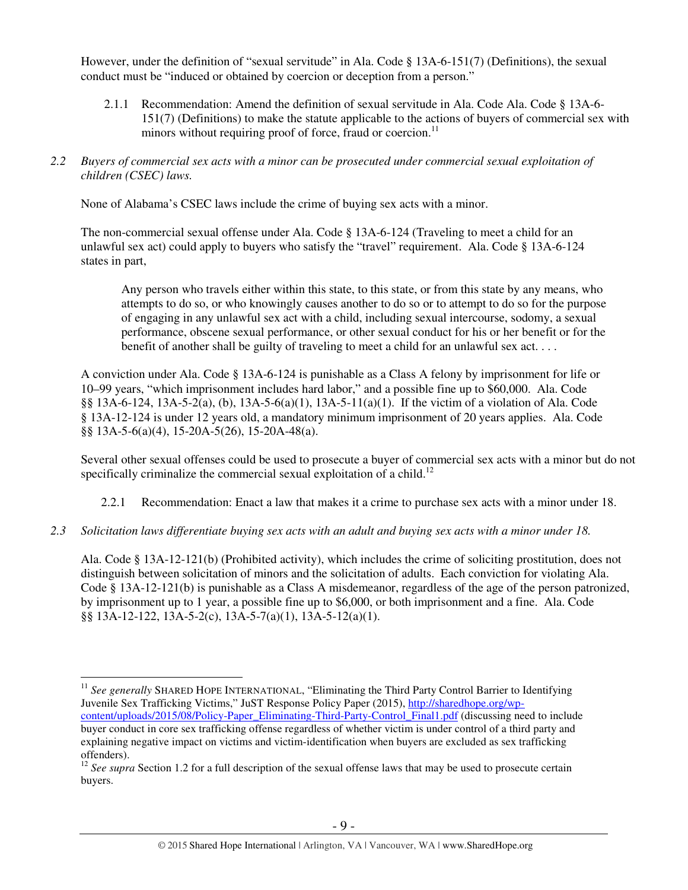However, under the definition of "sexual servitude" in Ala. Code § 13A-6-151(7) (Definitions), the sexual conduct must be "induced or obtained by coercion or deception from a person."

2.1.1 Recommendation: Amend the definition of sexual servitude in Ala. Code Ala. Code § 13A-6-151(7) (Definitions) to make the statute applicable to the actions of buyers of commercial sex with minors without requiring proof of force, fraud or coercion.[11]

*2.2 Buyers of commercial sex acts with a minor can be prosecuted under commercial sexual exploitation of children (CSEC) laws.*

None of Alabama's CSEC laws include the crime of buying sex acts with a minor.

The non-commercial sexual offense under Ala. Code § 13A-6-124 (Traveling to meet a child for an unlawful sex act) could apply to buyers who satisfy the "travel" requirement. Ala. Code § 13A-6-124 states in part,

> Any person who travels either within this state, to this state, or from this state by any means, who attempts to do so, or who knowingly causes another to do so or to attempt to do so for the purpose of engaging in any unlawful sex act with a child, including sexual intercourse, sodomy, a sexual performance, obscene sexual performance, or other sexual conduct for his or her benefit or for the benefit of another shall be guilty of traveling to meet a child for an unlawful sex act. . . .

A conviction under Ala. Code § 13A-6-124 is punishable as a Class A felony by imprisonment for life or 10–99 years, "which imprisonment includes hard labor," and a possible fine up to $60,000. Ala. Code §§ 13A-6-124, 13A-5-2(a), (b), 13A-5-6(a)(1), 13A-5-11(a)(1). If the victim of a violation of Ala. Code § 13A-12-124 is under 12 years old, a mandatory minimum imprisonment of 20 years applies. Ala. Code §§ 13A-5-6(a)(4), 15-20A-5(26), 15-20A-48(a).

Several other sexual offenses could be used to prosecute a buyer of commercial sex acts with a minor but do not specifically criminalize the commercial sexual exploitation of a child.[12]

2.2.1 Recommendation: Enact a law that makes it a crime to purchase sex acts with a minor under 18.

*2.3 Solicitation laws differentiate buying sex acts with an adult and buying sex acts with a minor under 18.*

Ala. Code § 13A-12-121(b) (Prohibited activity), which includes the crime of soliciting prostitution, does not distinguish between solicitation of minors and the solicitation of adults. Each conviction for violating Ala. Code § 13A-12-121(b) is punishable as a Class A misdemeanor, regardless of the age of the person patronized, by imprisonment up to 1 year, a possible fine up to $6,000, or both imprisonment and a fine. Ala. Code §§ 13A-12-122, 13A-5-2(c), 13A-5-7(a)(1), 13A-5-12(a)(1).

---

[11] *See generally* SHARED HOPE INTERNATIONAL, "Eliminating the Third Party Control Barrier to Identifying Juvenile Sex Trafficking Victims," JuST Response Policy Paper (2015), http://sharedhope.org/wp-content/uploads/2015/08/Policy-Paper_Eliminating-Third-Party-Control_Final1.pdf (discussing need to include buyer conduct in core sex trafficking offense regardless of whether victim is under control of a third party and explaining negative impact on victims and victim-identification when buyers are excluded as sex trafficking offenders).

[12] *See supra* Section 1.2 for a full description of the sexual offense laws that may be used to prosecute certain buyers.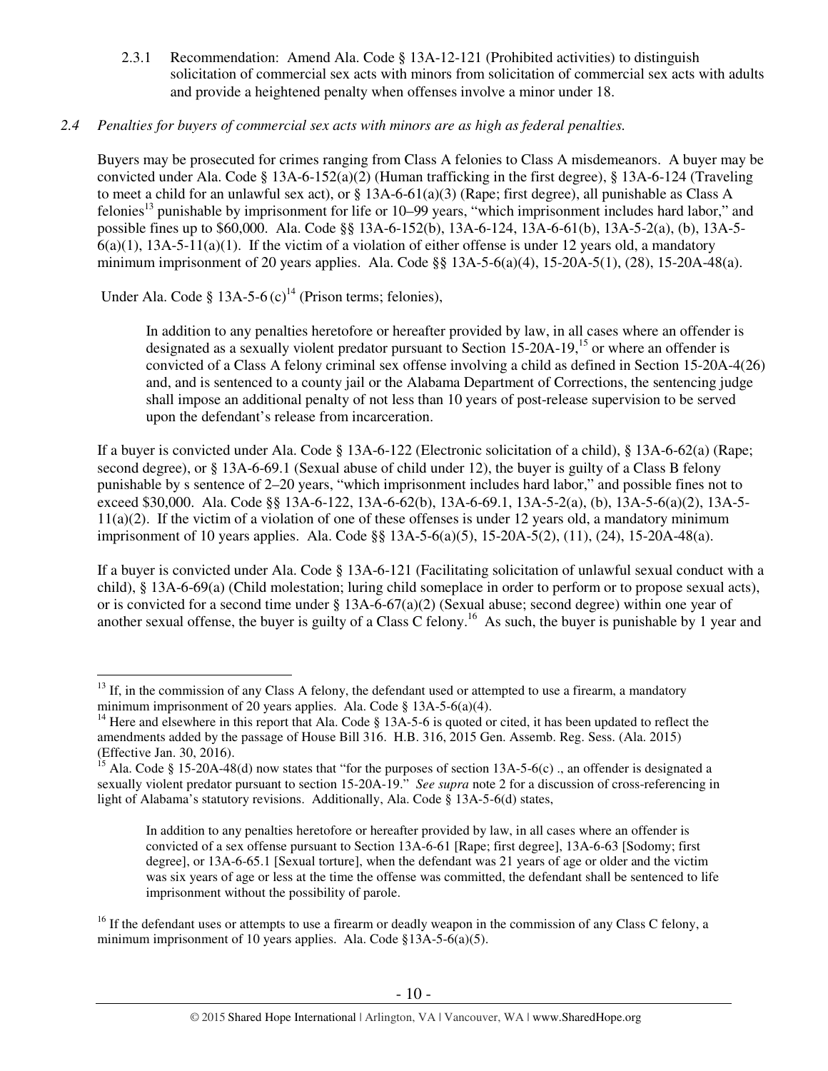2.3.1 Recommendation: Amend Ala. Code § 13A-12-121 (Prohibited activities) to distinguish solicitation of commercial sex acts with minors from solicitation of commercial sex acts with adults and provide a heightened penalty when offenses involve a minor under 18.

*2.4 Penalties for buyers of commercial sex acts with minors are as high as federal penalties.*

Buyers may be prosecuted for crimes ranging from Class A felonies to Class A misdemeanors. A buyer may be convicted under Ala. Code § 13A-6-152(a)(2) (Human trafficking in the first degree), § 13A-6-124 (Traveling to meet a child for an unlawful sex act), or § 13A-6-61(a)(3) (Rape; first degree), all punishable as Class A felonies[13] punishable by imprisonment for life or 10–99 years, "which imprisonment includes hard labor," and possible fines up to $60,000. Ala. Code §§ 13A-6-152(b), 13A-6-124, 13A-6-61(b), 13A-5-2(a), (b), 13A-5-6(a)(1), 13A-5-11(a)(1). If the victim of a violation of either offense is under 12 years old, a mandatory minimum imprisonment of 20 years applies. Ala. Code §§ 13A-5-6(a)(4), 15-20A-5(1), (28), 15-20A-48(a).

Under Ala. Code § 13A-5-6 (c)[14] (Prison terms; felonies),

> In addition to any penalties heretofore or hereafter provided by law, in all cases where an offender is designated as a sexually violent predator pursuant to Section 15-20A-19,[15] or where an offender is convicted of a Class A felony criminal sex offense involving a child as defined in Section 15-20A-4(26) and, and is sentenced to a county jail or the Alabama Department of Corrections, the sentencing judge shall impose an additional penalty of not less than 10 years of post-release supervision to be served upon the defendant's release from incarceration.

If a buyer is convicted under Ala. Code § 13A-6-122 (Electronic solicitation of a child), § 13A-6-62(a) (Rape; second degree), or § 13A-6-69.1 (Sexual abuse of child under 12), the buyer is guilty of a Class B felony punishable by s sentence of 2–20 years, "which imprisonment includes hard labor," and possible fines not to exceed $30,000. Ala. Code §§ 13A-6-122, 13A-6-62(b), 13A-6-69.1, 13A-5-2(a), (b), 13A-5-6(a)(2), 13A-5-11(a)(2). If the victim of a violation of one of these offenses is under 12 years old, a mandatory minimum imprisonment of 10 years applies. Ala. Code §§ 13A-5-6(a)(5), 15-20A-5(2), (11), (24), 15-20A-48(a).

If a buyer is convicted under Ala. Code § 13A-6-121 (Facilitating solicitation of unlawful sexual conduct with a child), § 13A-6-69(a) (Child molestation; luring child someplace in order to perform or to propose sexual acts), or is convicted for a second time under § 13A-6-67(a)(2) (Sexual abuse; second degree) within one year of another sexual offense, the buyer is guilty of a Class C felony.[16] As such, the buyer is punishable by 1 year and

---

[13] If, in the commission of any Class A felony, the defendant used or attempted to use a firearm, a mandatory minimum imprisonment of 20 years applies. Ala. Code § 13A-5-6(a)(4).

[14] Here and elsewhere in this report that Ala. Code § 13A-5-6 is quoted or cited, it has been updated to reflect the amendments added by the passage of House Bill 316. H.B. 316, 2015 Gen. Assemb. Reg. Sess. (Ala. 2015) (Effective Jan. 30, 2016).

[15] Ala. Code § 15-20A-48(d) now states that "for the purposes of section 13A-5-6(c) ., an offender is designated a sexually violent predator pursuant to section 15-20A-19." *See supra* note 2 for a discussion of cross-referencing in light of Alabama's statutory revisions. Additionally, Ala. Code § 13A-5-6(d) states,

> In addition to any penalties heretofore or hereafter provided by law, in all cases where an offender is convicted of a sex offense pursuant to Section 13A-6-61 [Rape; first degree], 13A-6-63 [Sodomy; first degree], or 13A-6-65.1 [Sexual torture], when the defendant was 21 years of age or older and the victim was six years of age or less at the time the offense was committed, the defendant shall be sentenced to life imprisonment without the possibility of parole.

[16] If the defendant uses or attempts to use a firearm or deadly weapon in the commission of any Class C felony, a minimum imprisonment of 10 years applies. Ala. Code §13A-5-6(a)(5).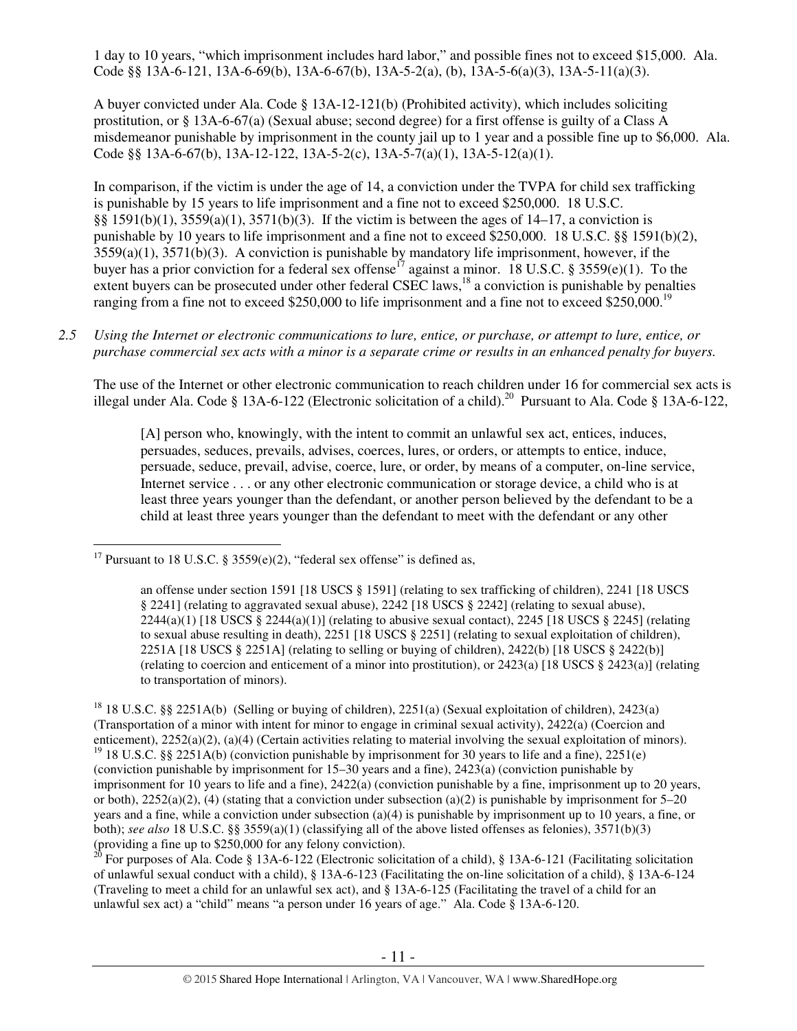1 day to 10 years, "which imprisonment includes hard labor," and possible fines not to exceed $15,000. Ala. Code §§ 13A-6-121, 13A-6-69(b), 13A-6-67(b), 13A-5-2(a), (b), 13A-5-6(a)(3), 13A-5-11(a)(3).

A buyer convicted under Ala. Code § 13A-12-121(b) (Prohibited activity), which includes soliciting prostitution, or § 13A-6-67(a) (Sexual abuse; second degree) for a first offense is guilty of a Class A misdemeanor punishable by imprisonment in the county jail up to 1 year and a possible fine up to $6,000. Ala. Code §§ 13A-6-67(b), 13A-12-122, 13A-5-2(c), 13A-5-7(a)(1), 13A-5-12(a)(1).

In comparison, if the victim is under the age of 14, a conviction under the TVPA for child sex trafficking is punishable by 15 years to life imprisonment and a fine not to exceed $250,000. 18 U.S.C. §§ 1591(b)(1), 3559(a)(1), 3571(b)(3). If the victim is between the ages of 14–17, a conviction is punishable by 10 years to life imprisonment and a fine not to exceed $250,000. 18 U.S.C. §§ 1591(b)(2), 3559(a)(1), 3571(b)(3). A conviction is punishable by mandatory life imprisonment, however, if the buyer has a prior conviction for a federal sex offense[17] against a minor. 18 U.S.C. § 3559(e)(1). To the extent buyers can be prosecuted under other federal CSEC laws,[18] a conviction is punishable by penalties ranging from a fine not to exceed $250,000 to life imprisonment and a fine not to exceed $250,000.[19]

*2.5 Using the Internet or electronic communications to lure, entice, or purchase, or attempt to lure, entice, or purchase commercial sex acts with a minor is a separate crime or results in an enhanced penalty for buyers.*

The use of the Internet or other electronic communication to reach children under 16 for commercial sex acts is illegal under Ala. Code § 13A-6-122 (Electronic solicitation of a child).[20] Pursuant to Ala. Code § 13A-6-122,

> [A] person who, knowingly, with the intent to commit an unlawful sex act, entices, induces, persuades, seduces, prevails, advises, coerces, lures, or orders, or attempts to entice, induce, persuade, seduce, prevail, advise, coerce, lure, or order, by means of a computer, on-line service, Internet service . . . or any other electronic communication or storage device, a child who is at least three years younger than the defendant, or another person believed by the defendant to be a child at least three years younger than the defendant to meet with the defendant or any other

---

[17] Pursuant to 18 U.S.C. § 3559(e)(2), "federal sex offense" is defined as,

> an offense under section 1591 [18 USCS § 1591] (relating to sex trafficking of children), 2241 [18 USCS § 2241] (relating to aggravated sexual abuse), 2242 [18 USCS § 2242] (relating to sexual abuse), 2244(a)(1) [18 USCS § 2244(a)(1)] (relating to abusive sexual contact), 2245 [18 USCS § 2245] (relating to sexual abuse resulting in death), 2251 [18 USCS § 2251] (relating to sexual exploitation of children), 2251A [18 USCS § 2251A] (relating to selling or buying of children), 2422(b) [18 USCS § 2422(b)] (relating to coercion and enticement of a minor into prostitution), or 2423(a) [18 USCS § 2423(a)] (relating to transportation of minors).

[18] 18 U.S.C. §§ 2251A(b) (Selling or buying of children), 2251(a) (Sexual exploitation of children), 2423(a) (Transportation of a minor with intent for minor to engage in criminal sexual activity), 2422(a) (Coercion and enticement), 2252(a)(2), (a)(4) (Certain activities relating to material involving the sexual exploitation of minors).

[19] 18 U.S.C. §§ 2251A(b) (conviction punishable by imprisonment for 30 years to life and a fine), 2251(e) (conviction punishable by imprisonment for 15–30 years and a fine), 2423(a) (conviction punishable by imprisonment for 10 years to life and a fine), 2422(a) (conviction punishable by a fine, imprisonment up to 20 years, or both), 2252(a)(2), (4) (stating that a conviction under subsection (a)(2) is punishable by imprisonment for 5–20 years and a fine, while a conviction under subsection (a)(4) is punishable by imprisonment up to 10 years, a fine, or both); *see also* 18 U.S.C. §§ 3559(a)(1) (classifying all of the above listed offenses as felonies), 3571(b)(3) (providing a fine up to $250,000 for any felony conviction).

[20] For purposes of Ala. Code § 13A-6-122 (Electronic solicitation of a child), § 13A-6-121 (Facilitating solicitation of unlawful sexual conduct with a child), § 13A-6-123 (Facilitating the on-line solicitation of a child), § 13A-6-124 (Traveling to meet a child for an unlawful sex act), and § 13A-6-125 (Facilitating the travel of a child for an unlawful sex act) a "child" means "a person under 16 years of age." Ala. Code § 13A-6-120.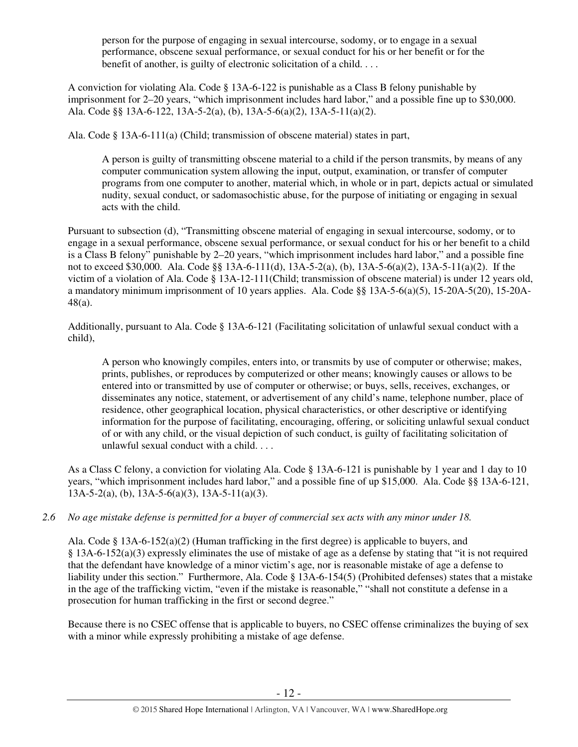> person for the purpose of engaging in sexual intercourse, sodomy, or to engage in a sexual performance, obscene sexual performance, or sexual conduct for his or her benefit or for the benefit of another, is guilty of electronic solicitation of a child. . . .

A conviction for violating Ala. Code § 13A-6-122 is punishable as a Class B felony punishable by imprisonment for 2–20 years, "which imprisonment includes hard labor," and a possible fine up to $30,000. Ala. Code §§ 13A-6-122, 13A-5-2(a), (b), 13A-5-6(a)(2), 13A-5-11(a)(2).

Ala. Code § 13A-6-111(a) (Child; transmission of obscene material) states in part,

> A person is guilty of transmitting obscene material to a child if the person transmits, by means of any computer communication system allowing the input, output, examination, or transfer of computer programs from one computer to another, material which, in whole or in part, depicts actual or simulated nudity, sexual conduct, or sadomasochistic abuse, for the purpose of initiating or engaging in sexual acts with the child.

Pursuant to subsection (d), "Transmitting obscene material of engaging in sexual intercourse, sodomy, or to engage in a sexual performance, obscene sexual performance, or sexual conduct for his or her benefit to a child is a Class B felony" punishable by 2–20 years, "which imprisonment includes hard labor," and a possible fine not to exceed $30,000. Ala. Code §§ 13A-6-111(d), 13A-5-2(a), (b), 13A-5-6(a)(2), 13A-5-11(a)(2). If the victim of a violation of Ala. Code § 13A-12-111(Child; transmission of obscene material) is under 12 years old, a mandatory minimum imprisonment of 10 years applies. Ala. Code §§ 13A-5-6(a)(5), 15-20A-5(20), 15-20A-48(a).

Additionally, pursuant to Ala. Code § 13A-6-121 (Facilitating solicitation of unlawful sexual conduct with a child),

> A person who knowingly compiles, enters into, or transmits by use of computer or otherwise; makes, prints, publishes, or reproduces by computerized or other means; knowingly causes or allows to be entered into or transmitted by use of computer or otherwise; or buys, sells, receives, exchanges, or disseminates any notice, statement, or advertisement of any child's name, telephone number, place of residence, other geographical location, physical characteristics, or other descriptive or identifying information for the purpose of facilitating, encouraging, offering, or soliciting unlawful sexual conduct of or with any child, or the visual depiction of such conduct, is guilty of facilitating solicitation of unlawful sexual conduct with a child. . . .

As a Class C felony, a conviction for violating Ala. Code § 13A-6-121 is punishable by 1 year and 1 day to 10 years, "which imprisonment includes hard labor," and a possible fine of up $15,000. Ala. Code §§ 13A-6-121, 13A-5-2(a), (b), 13A-5-6(a)(3), 13A-5-11(a)(3).

*2.6 No age mistake defense is permitted for a buyer of commercial sex acts with any minor under 18.*

Ala. Code § 13A-6-152(a)(2) (Human trafficking in the first degree) is applicable to buyers, and § 13A-6-152(a)(3) expressly eliminates the use of mistake of age as a defense by stating that "it is not required that the defendant have knowledge of a minor victim's age, nor is reasonable mistake of age a defense to liability under this section." Furthermore, Ala. Code § 13A-6-154(5) (Prohibited defenses) states that a mistake in the age of the trafficking victim, "even if the mistake is reasonable," "shall not constitute a defense in a prosecution for human trafficking in the first or second degree."

Because there is no CSEC offense that is applicable to buyers, no CSEC offense criminalizes the buying of sex with a minor while expressly prohibiting a mistake of age defense.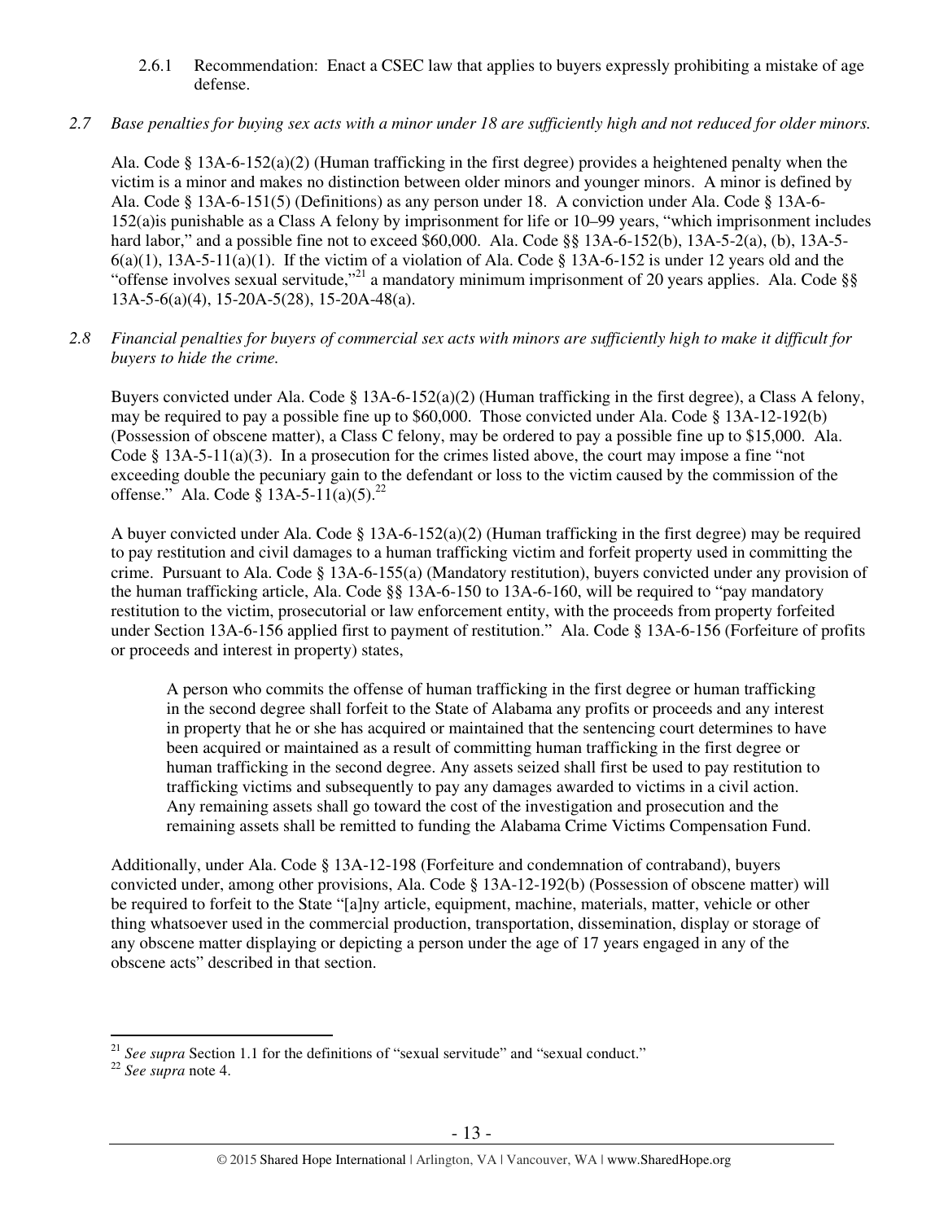2.6.1 Recommendation: Enact a CSEC law that applies to buyers expressly prohibiting a mistake of age defense.

*2.7 Base penalties for buying sex acts with a minor under 18 are sufficiently high and not reduced for older minors.*

Ala. Code § 13A-6-152(a)(2) (Human trafficking in the first degree) provides a heightened penalty when the victim is a minor and makes no distinction between older minors and younger minors. A minor is defined by Ala. Code § 13A-6-151(5) (Definitions) as any person under 18. A conviction under Ala. Code § 13A-6-152(a)is punishable as a Class A felony by imprisonment for life or 10–99 years, "which imprisonment includes hard labor," and a possible fine not to exceed $60,000. Ala. Code §§ 13A-6-152(b), 13A-5-2(a), (b), 13A-5-6(a)(1), 13A-5-11(a)(1). If the victim of a violation of Ala. Code § 13A-6-152 is under 12 years old and the "offense involves sexual servitude,"[21] a mandatory minimum imprisonment of 20 years applies. Ala. Code §§ 13A-5-6(a)(4), 15-20A-5(28), 15-20A-48(a).

*2.8 Financial penalties for buyers of commercial sex acts with minors are sufficiently high to make it difficult for buyers to hide the crime.*

Buyers convicted under Ala. Code § 13A-6-152(a)(2) (Human trafficking in the first degree), a Class A felony, may be required to pay a possible fine up to $60,000. Those convicted under Ala. Code § 13A-12-192(b) (Possession of obscene matter), a Class C felony, may be ordered to pay a possible fine up to $15,000. Ala. Code § 13A-5-11(a)(3). In a prosecution for the crimes listed above, the court may impose a fine "not exceeding double the pecuniary gain to the defendant or loss to the victim caused by the commission of the offense." Ala. Code § 13A-5-11(a)(5).[22]

A buyer convicted under Ala. Code § 13A-6-152(a)(2) (Human trafficking in the first degree) may be required to pay restitution and civil damages to a human trafficking victim and forfeit property used in committing the crime. Pursuant to Ala. Code § 13A-6-155(a) (Mandatory restitution), buyers convicted under any provision of the human trafficking article, Ala. Code §§ 13A-6-150 to 13A-6-160, will be required to "pay mandatory restitution to the victim, prosecutorial or law enforcement entity, with the proceeds from property forfeited under Section 13A-6-156 applied first to payment of restitution." Ala. Code § 13A-6-156 (Forfeiture of profits or proceeds and interest in property) states,

> A person who commits the offense of human trafficking in the first degree or human trafficking in the second degree shall forfeit to the State of Alabama any profits or proceeds and any interest in property that he or she has acquired or maintained that the sentencing court determines to have been acquired or maintained as a result of committing human trafficking in the first degree or human trafficking in the second degree. Any assets seized shall first be used to pay restitution to trafficking victims and subsequently to pay any damages awarded to victims in a civil action. Any remaining assets shall go toward the cost of the investigation and prosecution and the remaining assets shall be remitted to funding the Alabama Crime Victims Compensation Fund.

Additionally, under Ala. Code § 13A-12-198 (Forfeiture and condemnation of contraband), buyers convicted under, among other provisions, Ala. Code § 13A-12-192(b) (Possession of obscene matter) will be required to forfeit to the State "[a]ny article, equipment, machine, materials, matter, vehicle or other thing whatsoever used in the commercial production, transportation, dissemination, display or storage of any obscene matter displaying or depicting a person under the age of 17 years engaged in any of the obscene acts" described in that section.

---

[21] *See supra* Section 1.1 for the definitions of "sexual servitude" and "sexual conduct."

[22] *See supra* note 4.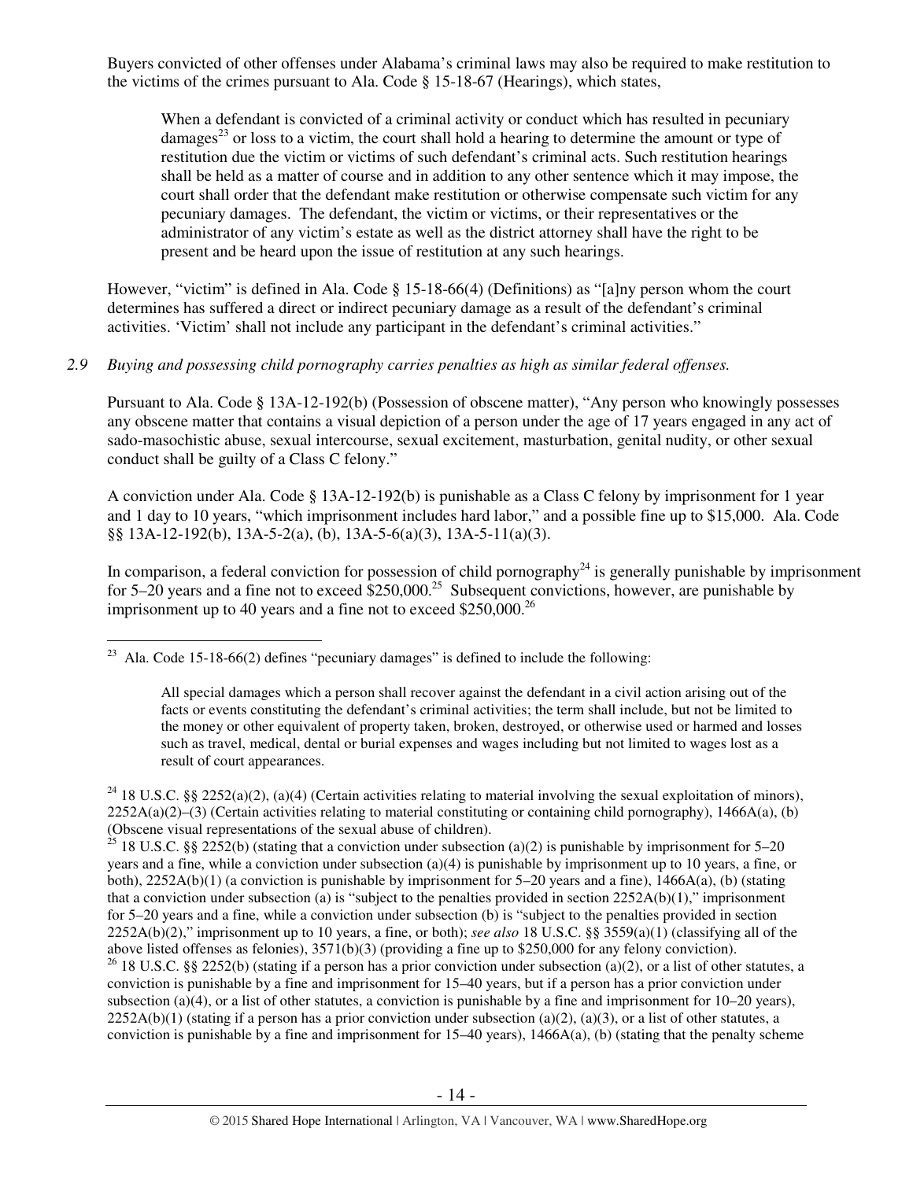Buyers convicted of other offenses under Alabama's criminal laws may also be required to make restitution to the victims of the crimes pursuant to Ala. Code § 15-18-67 (Hearings), which states,

> When a defendant is convicted of a criminal activity or conduct which has resulted in pecuniary damages[23] or loss to a victim, the court shall hold a hearing to determine the amount or type of restitution due the victim or victims of such defendant's criminal acts. Such restitution hearings shall be held as a matter of course and in addition to any other sentence which it may impose, the court shall order that the defendant make restitution or otherwise compensate such victim for any pecuniary damages. The defendant, the victim or victims, or their representatives or the administrator of any victim's estate as well as the district attorney shall have the right to be present and be heard upon the issue of restitution at any such hearings.

However, "victim" is defined in Ala. Code § 15-18-66(4) (Definitions) as "[a]ny person whom the court determines has suffered a direct or indirect pecuniary damage as a result of the defendant's criminal activities. 'Victim' shall not include any participant in the defendant's criminal activities."

*2.9 Buying and possessing child pornography carries penalties as high as similar federal offenses.*

Pursuant to Ala. Code § 13A-12-192(b) (Possession of obscene matter), "Any person who knowingly possesses any obscene matter that contains a visual depiction of a person under the age of 17 years engaged in any act of sado-masochistic abuse, sexual intercourse, sexual excitement, masturbation, genital nudity, or other sexual conduct shall be guilty of a Class C felony."

A conviction under Ala. Code § 13A-12-192(b) is punishable as a Class C felony by imprisonment for 1 year and 1 day to 10 years, "which imprisonment includes hard labor," and a possible fine up to $15,000. Ala. Code §§ 13A-12-192(b), 13A-5-2(a), (b), 13A-5-6(a)(3), 13A-5-11(a)(3).

In comparison, a federal conviction for possession of child pornography[24] is generally punishable by imprisonment for 5–20 years and a fine not to exceed $250,000.[25] Subsequent convictions, however, are punishable by imprisonment up to 40 years and a fine not to exceed $250,000.[26]

---

[23] Ala. Code 15-18-66(2) defines "pecuniary damages" is defined to include the following:

> All special damages which a person shall recover against the defendant in a civil action arising out of the facts or events constituting the defendant's criminal activities; the term shall include, but not be limited to the money or other equivalent of property taken, broken, destroyed, or otherwise used or harmed and losses such as travel, medical, dental or burial expenses and wages including but not limited to wages lost as a result of court appearances.

[24] 18 U.S.C. §§ 2252(a)(2), (a)(4) (Certain activities relating to material involving the sexual exploitation of minors), 2252A(a)(2)–(3) (Certain activities relating to material constituting or containing child pornography), 1466A(a), (b) (Obscene visual representations of the sexual abuse of children).

[25] 18 U.S.C. §§ 2252(b) (stating that a conviction under subsection (a)(2) is punishable by imprisonment for 5–20 years and a fine, while a conviction under subsection (a)(4) is punishable by imprisonment up to 10 years, a fine, or both), 2252A(b)(1) (a conviction is punishable by imprisonment for 5–20 years and a fine), 1466A(a), (b) (stating that a conviction under subsection (a) is "subject to the penalties provided in section 2252A(b)(1)," imprisonment for 5–20 years and a fine, while a conviction under subsection (b) is "subject to the penalties provided in section 2252A(b)(2)," imprisonment up to 10 years, a fine, or both); *see also* 18 U.S.C. §§ 3559(a)(1) (classifying all of the above listed offenses as felonies), 3571(b)(3) (providing a fine up to $250,000 for any felony conviction).

[26] 18 U.S.C. §§ 2252(b) (stating if a person has a prior conviction under subsection (a)(2), or a list of other statutes, a conviction is punishable by a fine and imprisonment for 15–40 years, but if a person has a prior conviction under subsection (a)(4), or a list of other statutes, a conviction is punishable by a fine and imprisonment for 10–20 years), 2252A(b)(1) (stating if a person has a prior conviction under subsection (a)(2), (a)(3), or a list of other statutes, a conviction is punishable by a fine and imprisonment for 15–40 years), 1466A(a), (b) (stating that the penalty scheme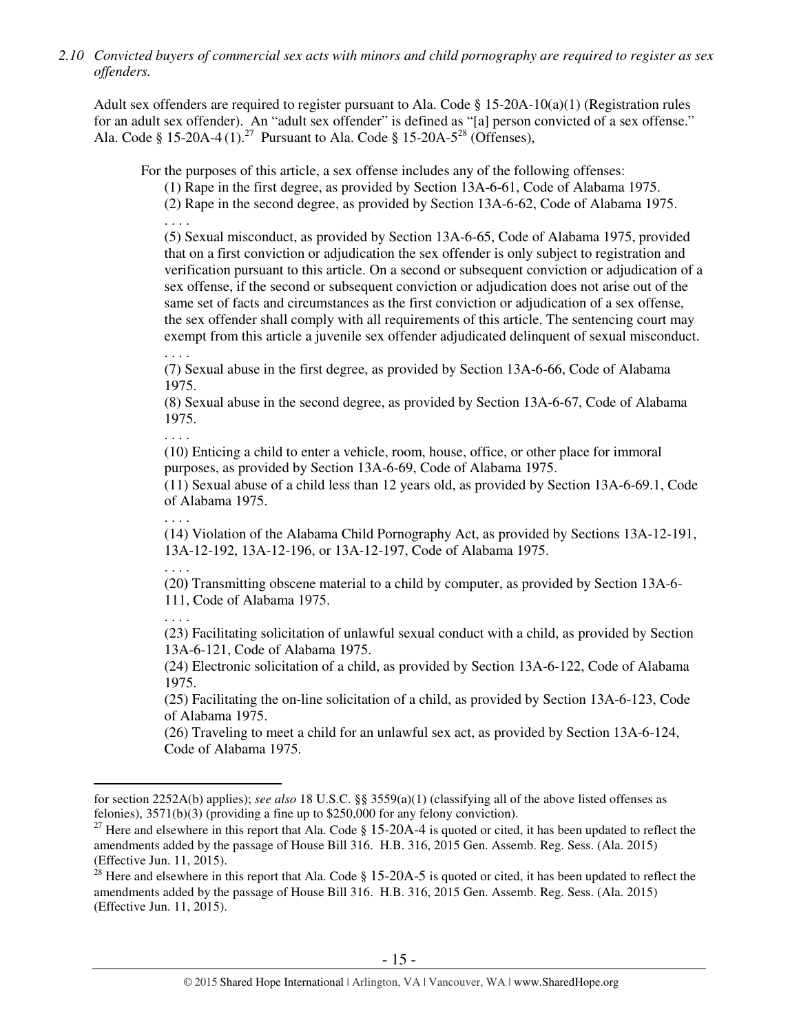*2.10 Convicted buyers of commercial sex acts with minors and child pornography are required to register as sex offenders.*

Adult sex offenders are required to register pursuant to Ala. Code § 15-20A-10(a)(1) (Registration rules for an adult sex offender). An "adult sex offender" is defined as "[a] person convicted of a sex offense." Ala. Code § 15-20A-4 (1).[27] Pursuant to Ala. Code § 15-20A-5[28] (Offenses),

> For the purposes of this article, a sex offense includes any of the following offenses:
>
> (1) Rape in the first degree, as provided by Section 13A-6-61, Code of Alabama 1975.
>
> (2) Rape in the second degree, as provided by Section 13A-6-62, Code of Alabama 1975.
>
> . . . .
>
> (5) Sexual misconduct, as provided by Section 13A-6-65, Code of Alabama 1975, provided that on a first conviction or adjudication the sex offender is only subject to registration and verification pursuant to this article. On a second or subsequent conviction or adjudication of a sex offense, if the second or subsequent conviction or adjudication does not arise out of the same set of facts and circumstances as the first conviction or adjudication of a sex offense, the sex offender shall comply with all requirements of this article. The sentencing court may exempt from this article a juvenile sex offender adjudicated delinquent of sexual misconduct.
>
> . . . .
>
> (7) Sexual abuse in the first degree, as provided by Section 13A-6-66, Code of Alabama 1975.
>
> (8) Sexual abuse in the second degree, as provided by Section 13A-6-67, Code of Alabama 1975.
>
> . . . .
>
> (10) Enticing a child to enter a vehicle, room, house, office, or other place for immoral purposes, as provided by Section 13A-6-69, Code of Alabama 1975.
>
> (11) Sexual abuse of a child less than 12 years old, as provided by Section 13A-6-69.1, Code of Alabama 1975.
>
> . . . .
>
> (14) Violation of the Alabama Child Pornography Act, as provided by Sections 13A-12-191, 13A-12-192, 13A-12-196, or 13A-12-197, Code of Alabama 1975.
>
> . . . .
>
> (20) Transmitting obscene material to a child by computer, as provided by Section 13A-6-111, Code of Alabama 1975.
>
> . . . .
>
> (23) Facilitating solicitation of unlawful sexual conduct with a child, as provided by Section 13A-6-121, Code of Alabama 1975.
>
> (24) Electronic solicitation of a child, as provided by Section 13A-6-122, Code of Alabama 1975.
>
> (25) Facilitating the on-line solicitation of a child, as provided by Section 13A-6-123, Code of Alabama 1975.
>
> (26) Traveling to meet a child for an unlawful sex act, as provided by Section 13A-6-124, Code of Alabama 1975.

---

for section 2252A(b) applies); *see also* 18 U.S.C. §§ 3559(a)(1) (classifying all of the above listed offenses as felonies), 3571(b)(3) (providing a fine up to $250,000 for any felony conviction).

[27] Here and elsewhere in this report that Ala. Code § 15-20A-4 is quoted or cited, it has been updated to reflect the amendments added by the passage of House Bill 316. H.B. 316, 2015 Gen. Assemb. Reg. Sess. (Ala. 2015) (Effective Jun. 11, 2015).

[28] Here and elsewhere in this report that Ala. Code § 15-20A-5 is quoted or cited, it has been updated to reflect the amendments added by the passage of House Bill 316. H.B. 316, 2015 Gen. Assemb. Reg. Sess. (Ala. 2015) (Effective Jun. 11, 2015).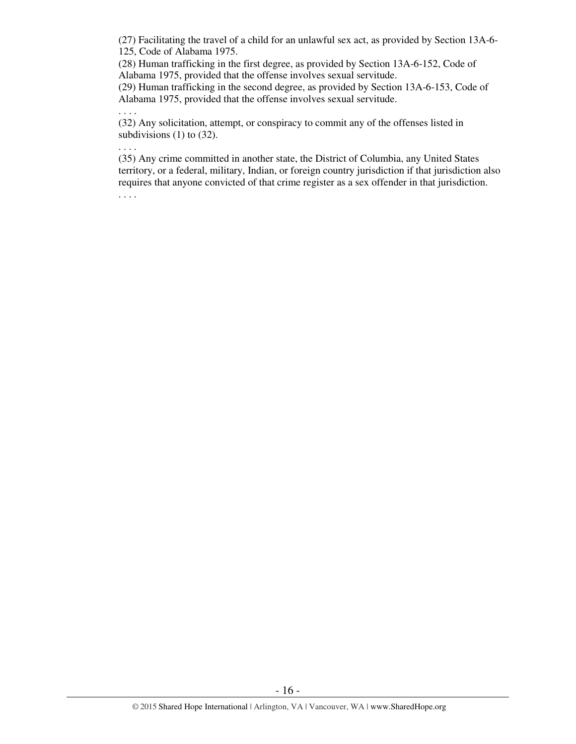(27) Facilitating the travel of a child for an unlawful sex act, as provided by Section 13A-6-125, Code of Alabama 1975.

(28) Human trafficking in the first degree, as provided by Section 13A-6-152, Code of Alabama 1975, provided that the offense involves sexual servitude.

(29) Human trafficking in the second degree, as provided by Section 13A-6-153, Code of Alabama 1975, provided that the offense involves sexual servitude.

. . . .

(32) Any solicitation, attempt, or conspiracy to commit any of the offenses listed in subdivisions (1) to (32).

. . . .

(35) Any crime committed in another state, the District of Columbia, any United States territory, or a federal, military, Indian, or foreign country jurisdiction if that jurisdiction also requires that anyone convicted of that crime register as a sex offender in that jurisdiction.

. . . .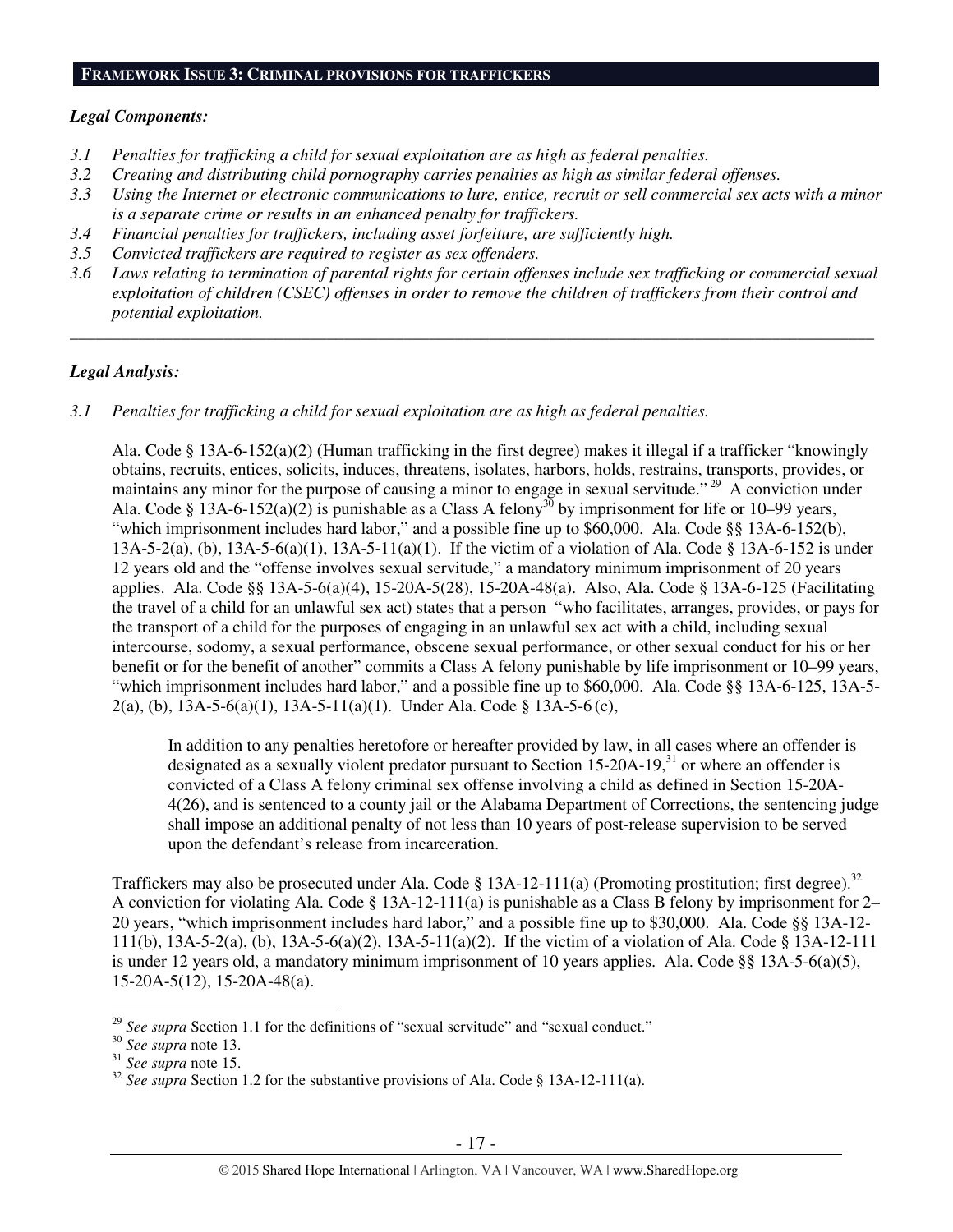## FRAMEWORK ISSUE 3: CRIMINAL PROVISIONS FOR TRAFFICKERS

***Legal Components:***

*3.1 Penalties for trafficking a child for sexual exploitation are as high as federal penalties.*
*3.2 Creating and distributing child pornography carries penalties as high as similar federal offenses.*
*3.3 Using the Internet or electronic communications to lure, entice, recruit or sell commercial sex acts with a minor is a separate crime or results in an enhanced penalty for traffickers.*
*3.4 Financial penalties for traffickers, including asset forfeiture, are sufficiently high.*
*3.5 Convicted traffickers are required to register as sex offenders.*
*3.6 Laws relating to termination of parental rights for certain offenses include sex trafficking or commercial sexual exploitation of children (CSEC) offenses in order to remove the children of traffickers from their control and potential exploitation.*

---

***Legal Analysis:***

*3.1 Penalties for trafficking a child for sexual exploitation are as high as federal penalties.*

Ala. Code § 13A-6-152(a)(2) (Human trafficking in the first degree) makes it illegal if a trafficker "knowingly obtains, recruits, entices, solicits, induces, threatens, isolates, harbors, holds, restrains, transports, provides, or maintains any minor for the purpose of causing a minor to engage in sexual servitude."[29] A conviction under Ala. Code § 13A-6-152(a)(2) is punishable as a Class A felony[30] by imprisonment for life or 10–99 years, "which imprisonment includes hard labor," and a possible fine up to $60,000. Ala. Code §§ 13A-6-152(b), 13A-5-2(a), (b), 13A-5-6(a)(1), 13A-5-11(a)(1). If the victim of a violation of Ala. Code § 13A-6-152 is under 12 years old and the "offense involves sexual servitude," a mandatory minimum imprisonment of 20 years applies. Ala. Code §§ 13A-5-6(a)(4), 15-20A-5(28), 15-20A-48(a). Also, Ala. Code § 13A-6-125 (Facilitating the travel of a child for an unlawful sex act) states that a person "who facilitates, arranges, provides, or pays for the transport of a child for the purposes of engaging in an unlawful sex act with a child, including sexual intercourse, sodomy, a sexual performance, obscene sexual performance, or other sexual conduct for his or her benefit or for the benefit of another" commits a Class A felony punishable by life imprisonment or 10–99 years, "which imprisonment includes hard labor," and a possible fine up to $60,000. Ala. Code §§ 13A-6-125, 13A-5-2(a), (b), 13A-5-6(a)(1), 13A-5-11(a)(1). Under Ala. Code § 13A-5-6 (c),

> In addition to any penalties heretofore or hereafter provided by law, in all cases where an offender is designated as a sexually violent predator pursuant to Section 15-20A-19,[31] or where an offender is convicted of a Class A felony criminal sex offense involving a child as defined in Section 15-20A-4(26), and is sentenced to a county jail or the Alabama Department of Corrections, the sentencing judge shall impose an additional penalty of not less than 10 years of post-release supervision to be served upon the defendant's release from incarceration.

Traffickers may also be prosecuted under Ala. Code § 13A-12-111(a) (Promoting prostitution; first degree).[32] A conviction for violating Ala. Code § 13A-12-111(a) is punishable as a Class B felony by imprisonment for 2–20 years, "which imprisonment includes hard labor," and a possible fine up to $30,000. Ala. Code §§ 13A-12-111(b), 13A-5-2(a), (b), 13A-5-6(a)(2), 13A-5-11(a)(2). If the victim of a violation of Ala. Code § 13A-12-111 is under 12 years old, a mandatory minimum imprisonment of 10 years applies. Ala. Code §§ 13A-5-6(a)(5), 15-20A-5(12), 15-20A-48(a).

---

[29] *See supra* Section 1.1 for the definitions of "sexual servitude" and "sexual conduct."
[30] *See supra* note 13.
[31] *See supra* note 15.
[32] *See supra* Section 1.2 for the substantive provisions of Ala. Code § 13A-12-111(a).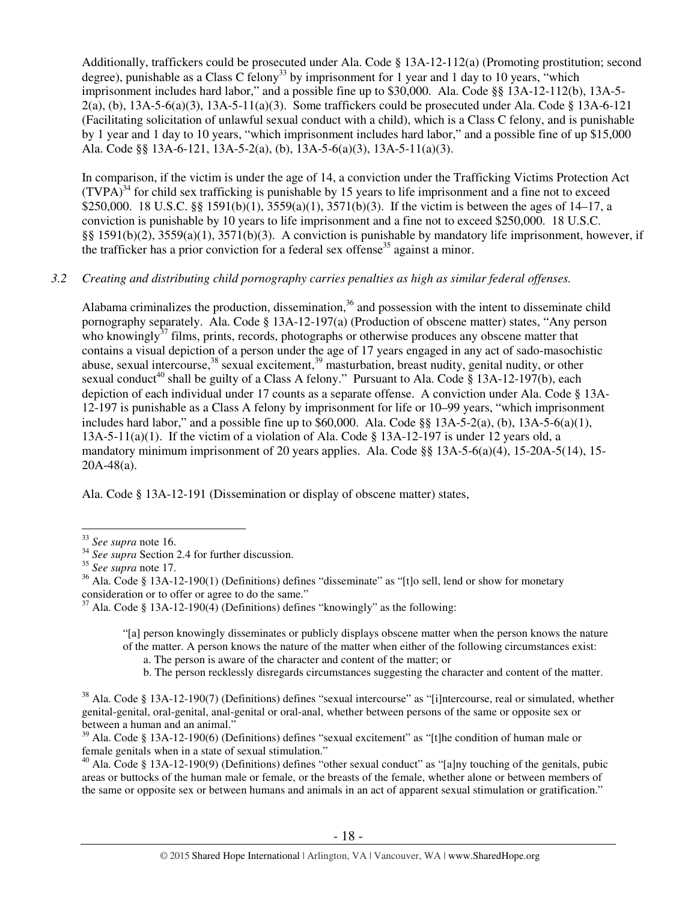Additionally, traffickers could be prosecuted under Ala. Code § 13A-12-112(a) (Promoting prostitution; second degree), punishable as a Class C felony[33] by imprisonment for 1 year and 1 day to 10 years, "which imprisonment includes hard labor," and a possible fine up to $30,000. Ala. Code §§ 13A-12-112(b), 13A-5-2(a), (b), 13A-5-6(a)(3), 13A-5-11(a)(3). Some traffickers could be prosecuted under Ala. Code § 13A-6-121 (Facilitating solicitation of unlawful sexual conduct with a child), which is a Class C felony, and is punishable by 1 year and 1 day to 10 years, "which imprisonment includes hard labor," and a possible fine of up $15,000 Ala. Code §§ 13A-6-121, 13A-5-2(a), (b), 13A-5-6(a)(3), 13A-5-11(a)(3).

In comparison, if the victim is under the age of 14, a conviction under the Trafficking Victims Protection Act (TVPA)[34] for child sex trafficking is punishable by 15 years to life imprisonment and a fine not to exceed $250,000. 18 U.S.C. §§ 1591(b)(1), 3559(a)(1), 3571(b)(3). If the victim is between the ages of 14–17, a conviction is punishable by 10 years to life imprisonment and a fine not to exceed $250,000. 18 U.S.C. §§ 1591(b)(2), 3559(a)(1), 3571(b)(3). A conviction is punishable by mandatory life imprisonment, however, if the trafficker has a prior conviction for a federal sex offense[35] against a minor.

*3.2 Creating and distributing child pornography carries penalties as high as similar federal offenses.*

Alabama criminalizes the production, dissemination,[36] and possession with the intent to disseminate child pornography separately. Ala. Code § 13A-12-197(a) (Production of obscene matter) states, "Any person who knowingly[37] films, prints, records, photographs or otherwise produces any obscene matter that contains a visual depiction of a person under the age of 17 years engaged in any act of sado-masochistic abuse, sexual intercourse,[38] sexual excitement,[39] masturbation, breast nudity, genital nudity, or other sexual conduct[40] shall be guilty of a Class A felony." Pursuant to Ala. Code § 13A-12-197(b), each depiction of each individual under 17 counts as a separate offense. A conviction under Ala. Code § 13A-12-197 is punishable as a Class A felony by imprisonment for life or 10–99 years, "which imprisonment includes hard labor," and a possible fine up to $60,000. Ala. Code §§ 13A-5-2(a), (b), 13A-5-6(a)(1), 13A-5-11(a)(1). If the victim of a violation of Ala. Code § 13A-12-197 is under 12 years old, a mandatory minimum imprisonment of 20 years applies. Ala. Code §§ 13A-5-6(a)(4), 15-20A-5(14), 15-20A-48(a).

Ala. Code § 13A-12-191 (Dissemination or display of obscene matter) states,

---

[33] *See supra* note 16.

[34] *See supra* Section 2.4 for further discussion.

[35] *See supra* note 17.

[36] Ala. Code § 13A-12-190(1) (Definitions) defines "disseminate" as "[t]o sell, lend or show for monetary consideration or to offer or agree to do the same."

[37] Ala. Code § 13A-12-190(4) (Definitions) defines "knowingly" as the following:

> "[a] person knowingly disseminates or publicly displays obscene matter when the person knows the nature of the matter. A person knows the nature of the matter when either of the following circumstances exist:
> a. The person is aware of the character and content of the matter; or
> b. The person recklessly disregards circumstances suggesting the character and content of the matter.

[38] Ala. Code § 13A-12-190(7) (Definitions) defines "sexual intercourse" as "[i]ntercourse, real or simulated, whether genital-genital, oral-genital, anal-genital or oral-anal, whether between persons of the same or opposite sex or between a human and an animal."

[39] Ala. Code § 13A-12-190(6) (Definitions) defines "sexual excitement" as "[t]he condition of human male or female genitals when in a state of sexual stimulation."

[40] Ala. Code § 13A-12-190(9) (Definitions) defines "other sexual conduct" as "[a]ny touching of the genitals, pubic areas or buttocks of the human male or female, or the breasts of the female, whether alone or between members of the same or opposite sex or between humans and animals in an act of apparent sexual stimulation or gratification."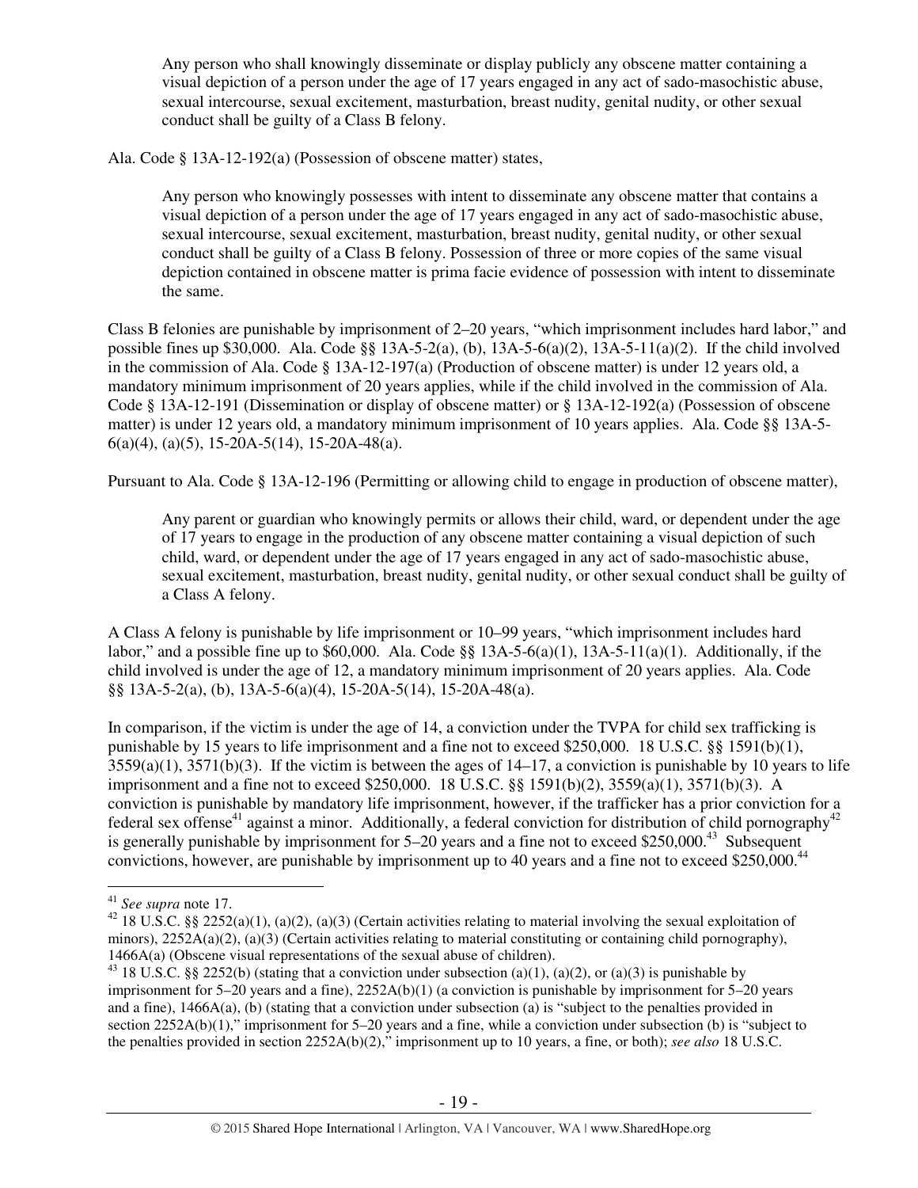> Any person who shall knowingly disseminate or display publicly any obscene matter containing a visual depiction of a person under the age of 17 years engaged in any act of sado-masochistic abuse, sexual intercourse, sexual excitement, masturbation, breast nudity, genital nudity, or other sexual conduct shall be guilty of a Class B felony.

Ala. Code § 13A-12-192(a) (Possession of obscene matter) states,

> Any person who knowingly possesses with intent to disseminate any obscene matter that contains a visual depiction of a person under the age of 17 years engaged in any act of sado-masochistic abuse, sexual intercourse, sexual excitement, masturbation, breast nudity, genital nudity, or other sexual conduct shall be guilty of a Class B felony. Possession of three or more copies of the same visual depiction contained in obscene matter is prima facie evidence of possession with intent to disseminate the same.

Class B felonies are punishable by imprisonment of 2–20 years, "which imprisonment includes hard labor," and possible fines up $30,000. Ala. Code §§ 13A-5-2(a), (b), 13A-5-6(a)(2), 13A-5-11(a)(2). If the child involved in the commission of Ala. Code § 13A-12-197(a) (Production of obscene matter) is under 12 years old, a mandatory minimum imprisonment of 20 years applies, while if the child involved in the commission of Ala. Code § 13A-12-191 (Dissemination or display of obscene matter) or § 13A-12-192(a) (Possession of obscene matter) is under 12 years old, a mandatory minimum imprisonment of 10 years applies. Ala. Code §§ 13A-5-6(a)(4), (a)(5), 15-20A-5(14), 15-20A-48(a).

Pursuant to Ala. Code § 13A-12-196 (Permitting or allowing child to engage in production of obscene matter),

> Any parent or guardian who knowingly permits or allows their child, ward, or dependent under the age of 17 years to engage in the production of any obscene matter containing a visual depiction of such child, ward, or dependent under the age of 17 years engaged in any act of sado-masochistic abuse, sexual excitement, masturbation, breast nudity, genital nudity, or other sexual conduct shall be guilty of a Class A felony.

A Class A felony is punishable by life imprisonment or 10–99 years, "which imprisonment includes hard labor," and a possible fine up to $60,000. Ala. Code §§ 13A-5-6(a)(1), 13A-5-11(a)(1). Additionally, if the child involved is under the age of 12, a mandatory minimum imprisonment of 20 years applies. Ala. Code §§ 13A-5-2(a), (b), 13A-5-6(a)(4), 15-20A-5(14), 15-20A-48(a).

In comparison, if the victim is under the age of 14, a conviction under the TVPA for child sex trafficking is punishable by 15 years to life imprisonment and a fine not to exceed $250,000. 18 U.S.C. §§ 1591(b)(1), 3559(a)(1), 3571(b)(3). If the victim is between the ages of 14–17, a conviction is punishable by 10 years to life imprisonment and a fine not to exceed $250,000. 18 U.S.C. §§ 1591(b)(2), 3559(a)(1), 3571(b)(3). A conviction is punishable by mandatory life imprisonment, however, if the trafficker has a prior conviction for a federal sex offense[41] against a minor. Additionally, a federal conviction for distribution of child pornography[42] is generally punishable by imprisonment for 5–20 years and a fine not to exceed $250,000.[43] Subsequent convictions, however, are punishable by imprisonment up to 40 years and a fine not to exceed $250,000.[44]

---

[41] *See supra* note 17.

[42] 18 U.S.C. §§ 2252(a)(1), (a)(2), (a)(3) (Certain activities relating to material involving the sexual exploitation of minors), 2252A(a)(2), (a)(3) (Certain activities relating to material constituting or containing child pornography), 1466A(a) (Obscene visual representations of the sexual abuse of children).

[43] 18 U.S.C. §§ 2252(b) (stating that a conviction under subsection (a)(1), (a)(2), or (a)(3) is punishable by imprisonment for 5–20 years and a fine), 2252A(b)(1) (a conviction is punishable by imprisonment for 5–20 years and a fine), 1466A(a), (b) (stating that a conviction under subsection (a) is "subject to the penalties provided in section 2252A(b)(1)," imprisonment for 5–20 years and a fine, while a conviction under subsection (b) is "subject to the penalties provided in section 2252A(b)(2)," imprisonment up to 10 years, a fine, or both); *see also* 18 U.S.C.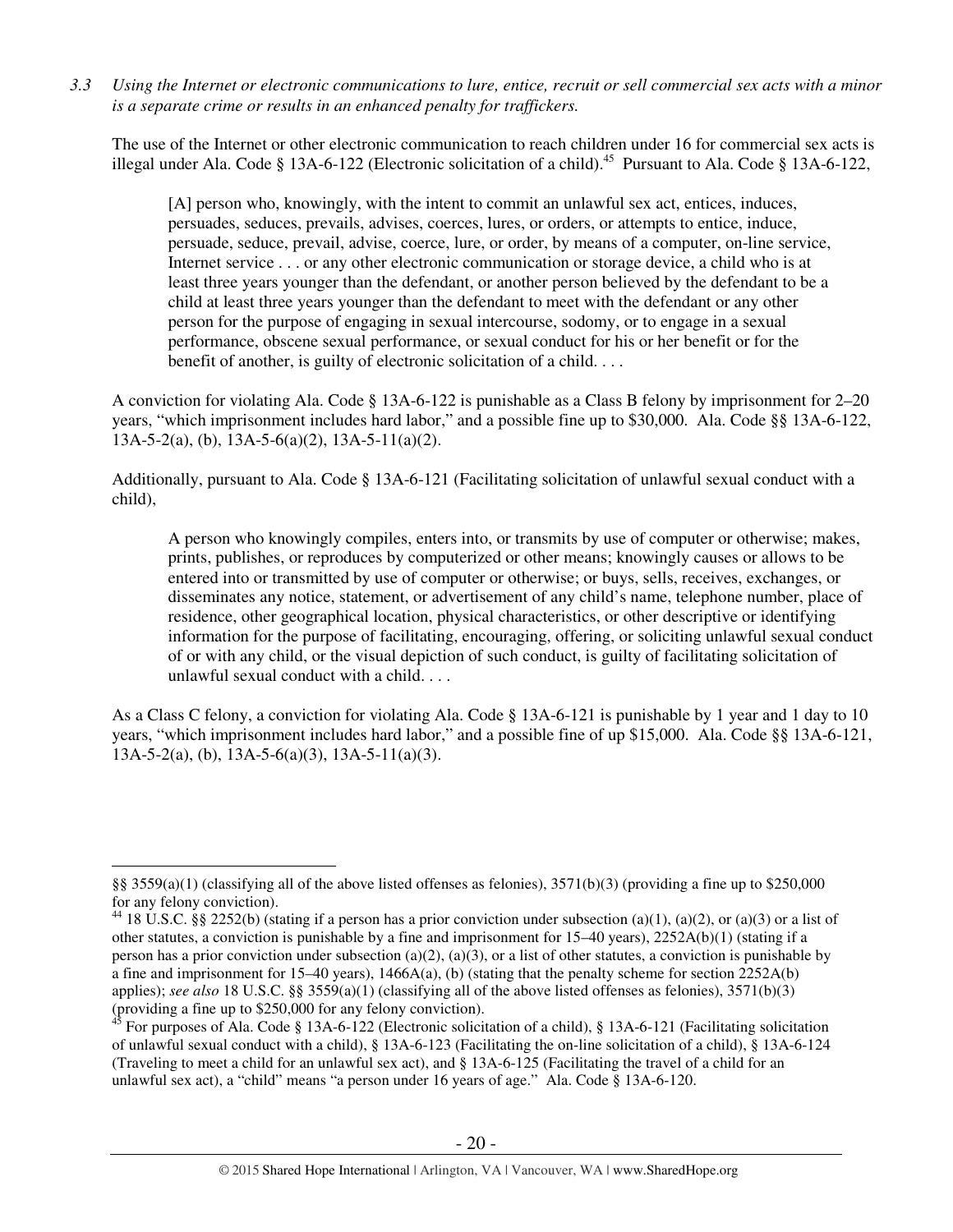*3.3 Using the Internet or electronic communications to lure, entice, recruit or sell commercial sex acts with a minor is a separate crime or results in an enhanced penalty for traffickers.*

The use of the Internet or other electronic communication to reach children under 16 for commercial sex acts is illegal under Ala. Code § 13A-6-122 (Electronic solicitation of a child).[45] Pursuant to Ala. Code § 13A-6-122,

> [A] person who, knowingly, with the intent to commit an unlawful sex act, entices, induces, persuades, seduces, prevails, advises, coerces, lures, or orders, or attempts to entice, induce, persuade, seduce, prevail, advise, coerce, lure, or order, by means of a computer, on-line service, Internet service . . . or any other electronic communication or storage device, a child who is at least three years younger than the defendant, or another person believed by the defendant to be a child at least three years younger than the defendant to meet with the defendant or any other person for the purpose of engaging in sexual intercourse, sodomy, or to engage in a sexual performance, obscene sexual performance, or sexual conduct for his or her benefit or for the benefit of another, is guilty of electronic solicitation of a child. . . .

A conviction for violating Ala. Code § 13A-6-122 is punishable as a Class B felony by imprisonment for 2–20 years, "which imprisonment includes hard labor," and a possible fine up to $30,000. Ala. Code §§ 13A-6-122, 13A-5-2(a), (b), 13A-5-6(a)(2), 13A-5-11(a)(2).

Additionally, pursuant to Ala. Code § 13A-6-121 (Facilitating solicitation of unlawful sexual conduct with a child),

> A person who knowingly compiles, enters into, or transmits by use of computer or otherwise; makes, prints, publishes, or reproduces by computerized or other means; knowingly causes or allows to be entered into or transmitted by use of computer or otherwise; or buys, sells, receives, exchanges, or disseminates any notice, statement, or advertisement of any child's name, telephone number, place of residence, other geographical location, physical characteristics, or other descriptive or identifying information for the purpose of facilitating, encouraging, offering, or soliciting unlawful sexual conduct of or with any child, or the visual depiction of such conduct, is guilty of facilitating solicitation of unlawful sexual conduct with a child. . . .

As a Class C felony, a conviction for violating Ala. Code § 13A-6-121 is punishable by 1 year and 1 day to 10 years, "which imprisonment includes hard labor," and a possible fine of up $15,000. Ala. Code §§ 13A-6-121, 13A-5-2(a), (b), 13A-5-6(a)(3), 13A-5-11(a)(3).

---

§§ 3559(a)(1) (classifying all of the above listed offenses as felonies), 3571(b)(3) (providing a fine up to $250,000 for any felony conviction).

[44] 18 U.S.C. §§ 2252(b) (stating if a person has a prior conviction under subsection (a)(1), (a)(2), or (a)(3) or a list of other statutes, a conviction is punishable by a fine and imprisonment for 15–40 years), 2252A(b)(1) (stating if a person has a prior conviction under subsection (a)(2), (a)(3), or a list of other statutes, a conviction is punishable by a fine and imprisonment for 15–40 years), 1466A(a), (b) (stating that the penalty scheme for section 2252A(b) applies); *see also* 18 U.S.C. §§ 3559(a)(1) (classifying all of the above listed offenses as felonies), 3571(b)(3) (providing a fine up to $250,000 for any felony conviction).

[45] For purposes of Ala. Code § 13A-6-122 (Electronic solicitation of a child), § 13A-6-121 (Facilitating solicitation of unlawful sexual conduct with a child), § 13A-6-123 (Facilitating the on-line solicitation of a child), § 13A-6-124 (Traveling to meet a child for an unlawful sex act), and § 13A-6-125 (Facilitating the travel of a child for an unlawful sex act), a "child" means "a person under 16 years of age." Ala. Code § 13A-6-120.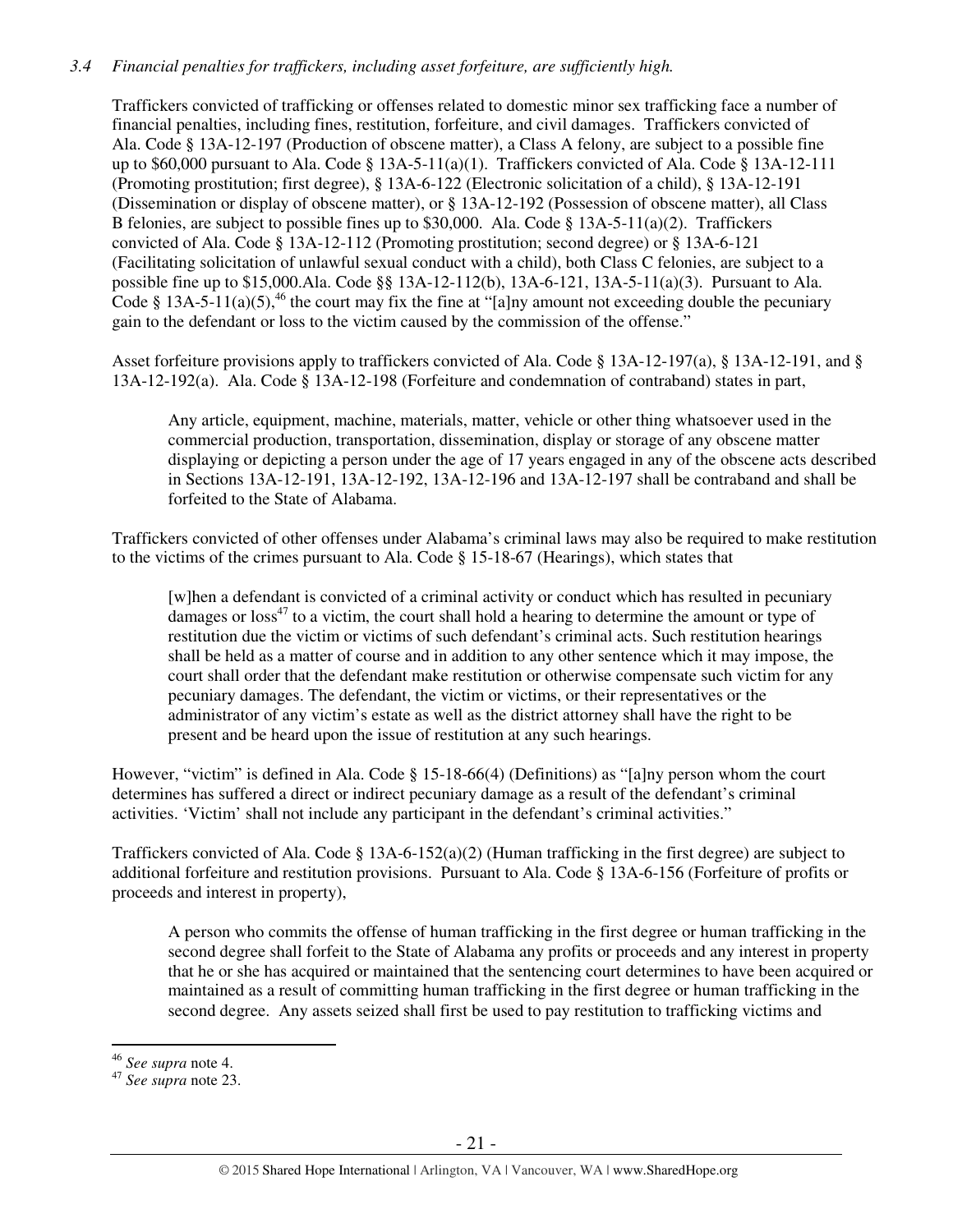*3.4 Financial penalties for traffickers, including asset forfeiture, are sufficiently high.*

Traffickers convicted of trafficking or offenses related to domestic minor sex trafficking face a number of financial penalties, including fines, restitution, forfeiture, and civil damages. Traffickers convicted of Ala. Code § 13A-12-197 (Production of obscene matter), a Class A felony, are subject to a possible fine up to $60,000 pursuant to Ala. Code § 13A-5-11(a)(1). Traffickers convicted of Ala. Code § 13A-12-111 (Promoting prostitution; first degree), § 13A-6-122 (Electronic solicitation of a child), § 13A-12-191 (Dissemination or display of obscene matter), or § 13A-12-192 (Possession of obscene matter), all Class B felonies, are subject to possible fines up to $30,000. Ala. Code § 13A-5-11(a)(2). Traffickers convicted of Ala. Code § 13A-12-112 (Promoting prostitution; second degree) or § 13A-6-121 (Facilitating solicitation of unlawful sexual conduct with a child), both Class C felonies, are subject to a possible fine up to $15,000.Ala. Code §§ 13A-12-112(b), 13A-6-121, 13A-5-11(a)(3). Pursuant to Ala. Code § 13A-5-11(a)(5),[46] the court may fix the fine at "[a]ny amount not exceeding double the pecuniary gain to the defendant or loss to the victim caused by the commission of the offense."

Asset forfeiture provisions apply to traffickers convicted of Ala. Code § 13A-12-197(a), § 13A-12-191, and § 13A-12-192(a). Ala. Code § 13A-12-198 (Forfeiture and condemnation of contraband) states in part,

> Any article, equipment, machine, materials, matter, vehicle or other thing whatsoever used in the commercial production, transportation, dissemination, display or storage of any obscene matter displaying or depicting a person under the age of 17 years engaged in any of the obscene acts described in Sections 13A-12-191, 13A-12-192, 13A-12-196 and 13A-12-197 shall be contraband and shall be forfeited to the State of Alabama.

Traffickers convicted of other offenses under Alabama's criminal laws may also be required to make restitution to the victims of the crimes pursuant to Ala. Code § 15-18-67 (Hearings), which states that

> [w]hen a defendant is convicted of a criminal activity or conduct which has resulted in pecuniary damages or loss[47] to a victim, the court shall hold a hearing to determine the amount or type of restitution due the victim or victims of such defendant's criminal acts. Such restitution hearings shall be held as a matter of course and in addition to any other sentence which it may impose, the court shall order that the defendant make restitution or otherwise compensate such victim for any pecuniary damages. The defendant, the victim or victims, or their representatives or the administrator of any victim's estate as well as the district attorney shall have the right to be present and be heard upon the issue of restitution at any such hearings.

However, "victim" is defined in Ala. Code § 15-18-66(4) (Definitions) as "[a]ny person whom the court determines has suffered a direct or indirect pecuniary damage as a result of the defendant's criminal activities. 'Victim' shall not include any participant in the defendant's criminal activities."

Traffickers convicted of Ala. Code § 13A-6-152(a)(2) (Human trafficking in the first degree) are subject to additional forfeiture and restitution provisions. Pursuant to Ala. Code § 13A-6-156 (Forfeiture of profits or proceeds and interest in property),

> A person who commits the offense of human trafficking in the first degree or human trafficking in the second degree shall forfeit to the State of Alabama any profits or proceeds and any interest in property that he or she has acquired or maintained that the sentencing court determines to have been acquired or maintained as a result of committing human trafficking in the first degree or human trafficking in the second degree. Any assets seized shall first be used to pay restitution to trafficking victims and

---

[46] *See supra* note 4.

[47] *See supra* note 23.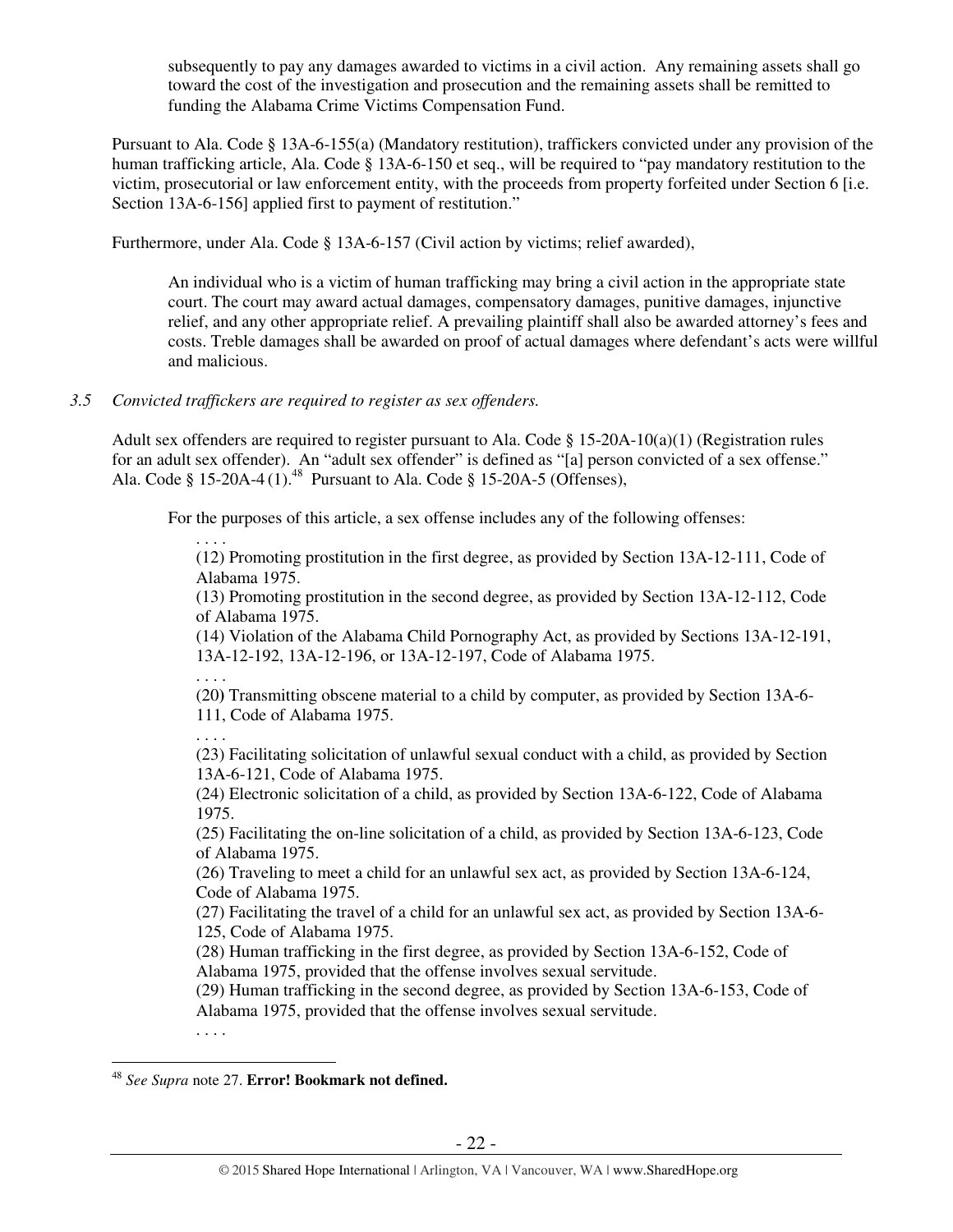subsequently to pay any damages awarded to victims in a civil action. Any remaining assets shall go toward the cost of the investigation and prosecution and the remaining assets shall be remitted to funding the Alabama Crime Victims Compensation Fund.

Pursuant to Ala. Code § 13A-6-155(a) (Mandatory restitution), traffickers convicted under any provision of the human trafficking article, Ala. Code § 13A-6-150 et seq., will be required to "pay mandatory restitution to the victim, prosecutorial or law enforcement entity, with the proceeds from property forfeited under Section 6 [i.e. Section 13A-6-156] applied first to payment of restitution."

Furthermore, under Ala. Code § 13A-6-157 (Civil action by victims; relief awarded),

> An individual who is a victim of human trafficking may bring a civil action in the appropriate state court. The court may award actual damages, compensatory damages, punitive damages, injunctive relief, and any other appropriate relief. A prevailing plaintiff shall also be awarded attorney's fees and costs. Treble damages shall be awarded on proof of actual damages where defendant's acts were willful and malicious.

*3.5 Convicted traffickers are required to register as sex offenders.*

Adult sex offenders are required to register pursuant to Ala. Code § 15-20A-10(a)(1) (Registration rules for an adult sex offender). An "adult sex offender" is defined as "[a] person convicted of a sex offense." Ala. Code § 15-20A-4 (1).[48] Pursuant to Ala. Code § 15-20A-5 (Offenses),

> For the purposes of this article, a sex offense includes any of the following offenses:
>
> . . . .
>
> (12) Promoting prostitution in the first degree, as provided by Section 13A-12-111, Code of Alabama 1975.
>
> (13) Promoting prostitution in the second degree, as provided by Section 13A-12-112, Code of Alabama 1975.
>
> (14) Violation of the Alabama Child Pornography Act, as provided by Sections 13A-12-191, 13A-12-192, 13A-12-196, or 13A-12-197, Code of Alabama 1975.
>
> . . . .
>
> (20) Transmitting obscene material to a child by computer, as provided by Section 13A-6-111, Code of Alabama 1975.
>
> . . . .
>
> (23) Facilitating solicitation of unlawful sexual conduct with a child, as provided by Section 13A-6-121, Code of Alabama 1975.
>
> (24) Electronic solicitation of a child, as provided by Section 13A-6-122, Code of Alabama 1975.
>
> (25) Facilitating the on-line solicitation of a child, as provided by Section 13A-6-123, Code of Alabama 1975.
>
> (26) Traveling to meet a child for an unlawful sex act, as provided by Section 13A-6-124, Code of Alabama 1975.
>
> (27) Facilitating the travel of a child for an unlawful sex act, as provided by Section 13A-6-125, Code of Alabama 1975.
>
> (28) Human trafficking in the first degree, as provided by Section 13A-6-152, Code of Alabama 1975, provided that the offense involves sexual servitude.
>
> (29) Human trafficking in the second degree, as provided by Section 13A-6-153, Code of Alabama 1975, provided that the offense involves sexual servitude.
>
> . . . .

---

[48] *See Supra* note 27. **Error! Bookmark not defined.**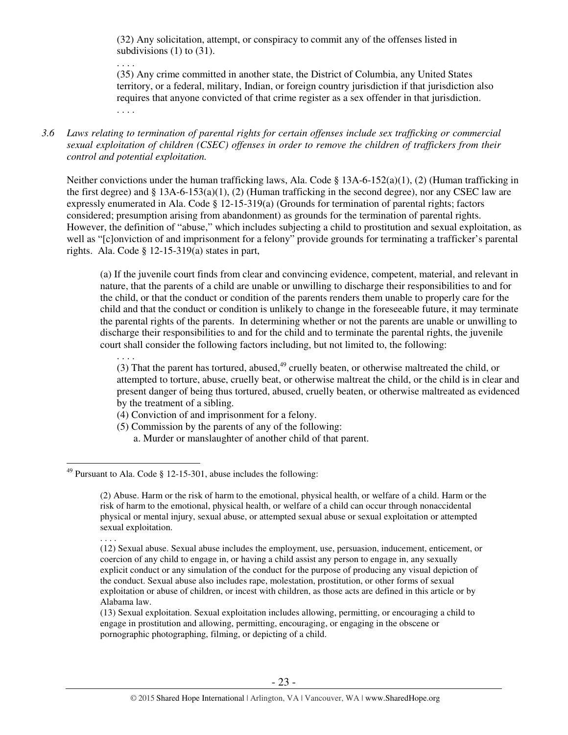(32) Any solicitation, attempt, or conspiracy to commit any of the offenses listed in subdivisions (1) to (31).

. . . .

(35) Any crime committed in another state, the District of Columbia, any United States territory, or a federal, military, Indian, or foreign country jurisdiction if that jurisdiction also requires that anyone convicted of that crime register as a sex offender in that jurisdiction.

. . . .

*3.6 Laws relating to termination of parental rights for certain offenses include sex trafficking or commercial sexual exploitation of children (CSEC) offenses in order to remove the children of traffickers from their control and potential exploitation.*

Neither convictions under the human trafficking laws, Ala. Code § 13A-6-152(a)(1), (2) (Human trafficking in the first degree) and § 13A-6-153(a)(1), (2) (Human trafficking in the second degree), nor any CSEC law are expressly enumerated in Ala. Code § 12-15-319(a) (Grounds for termination of parental rights; factors considered; presumption arising from abandonment) as grounds for the termination of parental rights. However, the definition of "abuse," which includes subjecting a child to prostitution and sexual exploitation, as well as "[c]onviction of and imprisonment for a felony" provide grounds for terminating a trafficker's parental rights. Ala. Code § 12-15-319(a) states in part,

> (a) If the juvenile court finds from clear and convincing evidence, competent, material, and relevant in nature, that the parents of a child are unable or unwilling to discharge their responsibilities to and for the child, or that the conduct or condition of the parents renders them unable to properly care for the child and that the conduct or condition is unlikely to change in the foreseeable future, it may terminate the parental rights of the parents. In determining whether or not the parents are unable or unwilling to discharge their responsibilities to and for the child and to terminate the parental rights, the juvenile court shall consider the following factors including, but not limited to, the following:
>
> . . . .
>
> (3) That the parent has tortured, abused,[49] cruelly beaten, or otherwise maltreated the child, or attempted to torture, abuse, cruelly beat, or otherwise maltreat the child, or the child is in clear and present danger of being thus tortured, abused, cruelly beaten, or otherwise maltreated as evidenced by the treatment of a sibling.
>
> (4) Conviction of and imprisonment for a felony.
>
> (5) Commission by the parents of any of the following:
>
> a. Murder or manslaughter of another child of that parent.

---

[49] Pursuant to Ala. Code § 12-15-301, abuse includes the following:

> (2) Abuse. Harm or the risk of harm to the emotional, physical health, or welfare of a child. Harm or the risk of harm to the emotional, physical health, or welfare of a child can occur through nonaccidental physical or mental injury, sexual abuse, or attempted sexual abuse or sexual exploitation or attempted sexual exploitation.
>
> . . . .
>
> (12) Sexual abuse. Sexual abuse includes the employment, use, persuasion, inducement, enticement, or coercion of any child to engage in, or having a child assist any person to engage in, any sexually explicit conduct or any simulation of the conduct for the purpose of producing any visual depiction of the conduct. Sexual abuse also includes rape, molestation, prostitution, or other forms of sexual exploitation or abuse of children, or incest with children, as those acts are defined in this article or by Alabama law.
>
> (13) Sexual exploitation. Sexual exploitation includes allowing, permitting, or encouraging a child to engage in prostitution and allowing, permitting, encouraging, or engaging in the obscene or pornographic photographing, filming, or depicting of a child.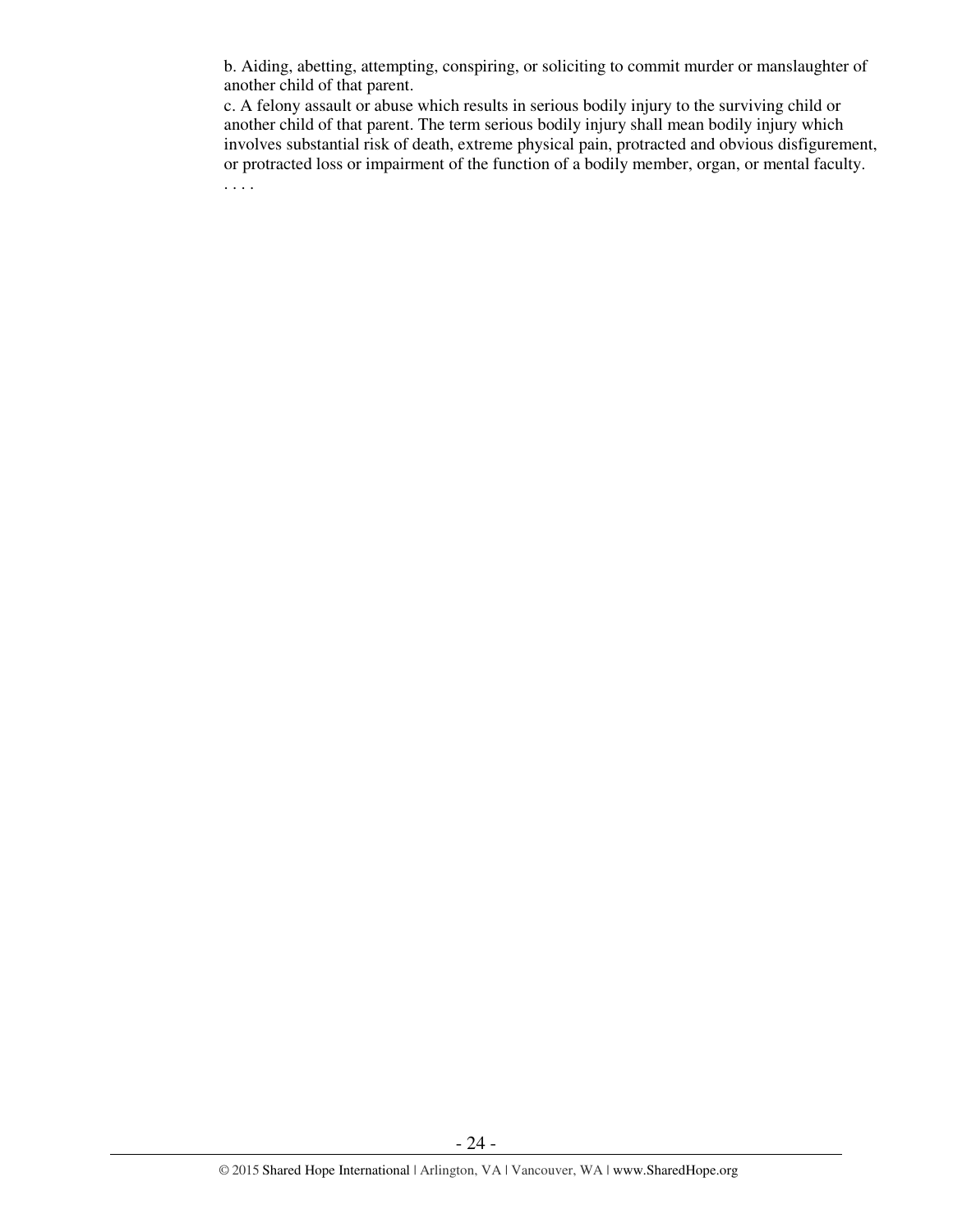b. Aiding, abetting, attempting, conspiring, or soliciting to commit murder or manslaughter of another child of that parent.

c. A felony assault or abuse which results in serious bodily injury to the surviving child or another child of that parent. The term serious bodily injury shall mean bodily injury which involves substantial risk of death, extreme physical pain, protracted and obvious disfigurement, or protracted loss or impairment of the function of a bodily member, organ, or mental faculty.

. . . .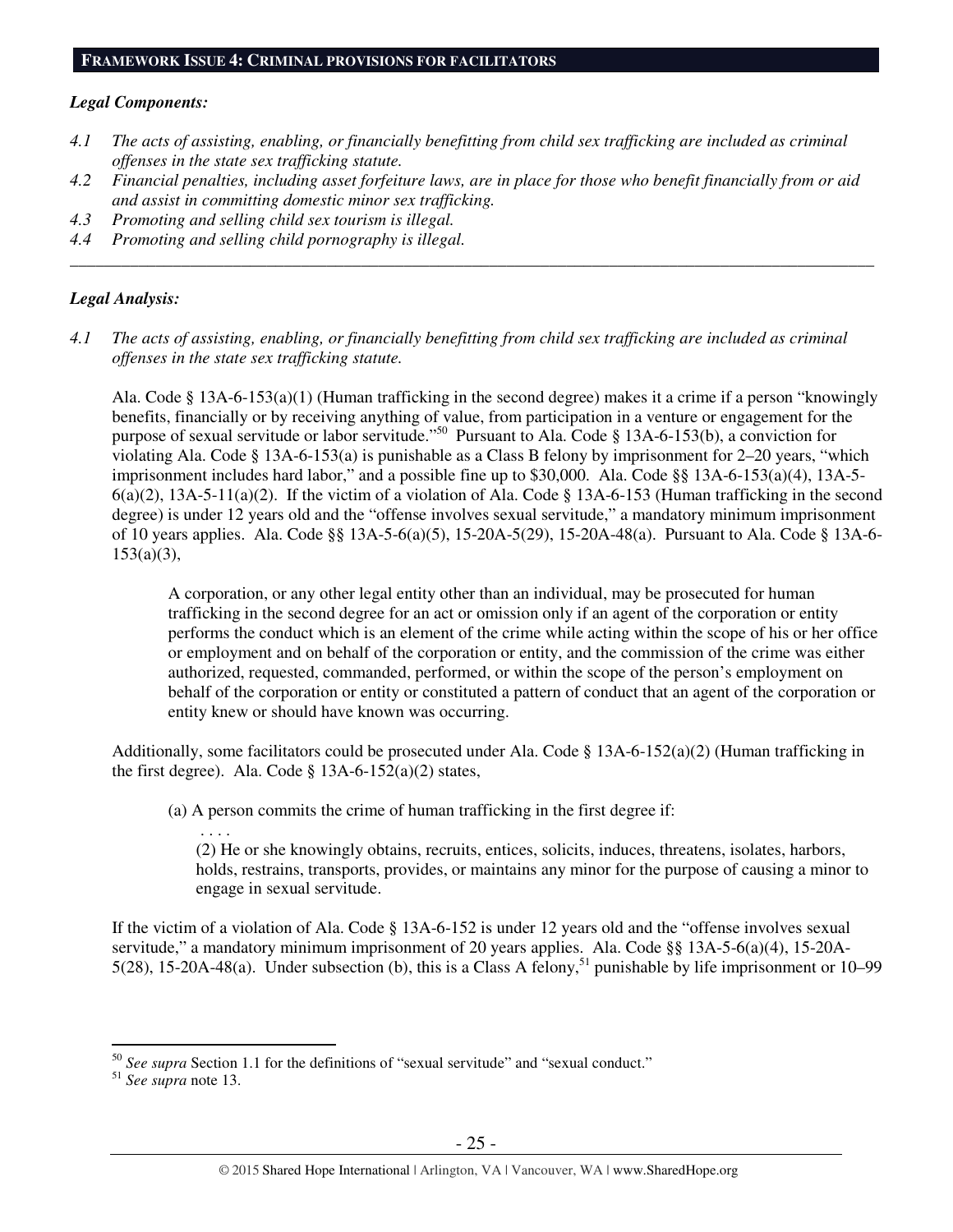## FRAMEWORK ISSUE 4: CRIMINAL PROVISIONS FOR FACILITATORS

***Legal Components:***

*4.1 The acts of assisting, enabling, or financially benefitting from child sex trafficking are included as criminal offenses in the state sex trafficking statute.*
*4.2 Financial penalties, including asset forfeiture laws, are in place for those who benefit financially from or aid and assist in committing domestic minor sex trafficking.*
*4.3 Promoting and selling child sex tourism is illegal.*
*4.4 Promoting and selling child pornography is illegal.*

---

***Legal Analysis:***

*4.1 The acts of assisting, enabling, or financially benefitting from child sex trafficking are included as criminal offenses in the state sex trafficking statute.*

Ala. Code § 13A-6-153(a)(1) (Human trafficking in the second degree) makes it a crime if a person "knowingly benefits, financially or by receiving anything of value, from participation in a venture or engagement for the purpose of sexual servitude or labor servitude."[50] Pursuant to Ala. Code § 13A-6-153(b), a conviction for violating Ala. Code § 13A-6-153(a) is punishable as a Class B felony by imprisonment for 2–20 years, "which imprisonment includes hard labor," and a possible fine up to $30,000. Ala. Code §§ 13A-6-153(a)(4), 13A-5-6(a)(2), 13A-5-11(a)(2). If the victim of a violation of Ala. Code § 13A-6-153 (Human trafficking in the second degree) is under 12 years old and the "offense involves sexual servitude," a mandatory minimum imprisonment of 10 years applies. Ala. Code §§ 13A-5-6(a)(5), 15-20A-5(29), 15-20A-48(a). Pursuant to Ala. Code § 13A-6-153(a)(3),

> A corporation, or any other legal entity other than an individual, may be prosecuted for human trafficking in the second degree for an act or omission only if an agent of the corporation or entity performs the conduct which is an element of the crime while acting within the scope of his or her office or employment and on behalf of the corporation or entity, and the commission of the crime was either authorized, requested, commanded, performed, or within the scope of the person's employment on behalf of the corporation or entity or constituted a pattern of conduct that an agent of the corporation or entity knew or should have known was occurring.

Additionally, some facilitators could be prosecuted under Ala. Code § 13A-6-152(a)(2) (Human trafficking in the first degree). Ala. Code § 13A-6-152(a)(2) states,

> (a) A person commits the crime of human trafficking in the first degree if:
> . . . .
> (2) He or she knowingly obtains, recruits, entices, solicits, induces, threatens, isolates, harbors, holds, restrains, transports, provides, or maintains any minor for the purpose of causing a minor to engage in sexual servitude.

If the victim of a violation of Ala. Code § 13A-6-152 is under 12 years old and the "offense involves sexual servitude," a mandatory minimum imprisonment of 20 years applies. Ala. Code §§ 13A-5-6(a)(4), 15-20A-5(28), 15-20A-48(a). Under subsection (b), this is a Class A felony,[51] punishable by life imprisonment or 10–99

---

[50] *See supra* Section 1.1 for the definitions of "sexual servitude" and "sexual conduct."

[51] *See supra* note 13.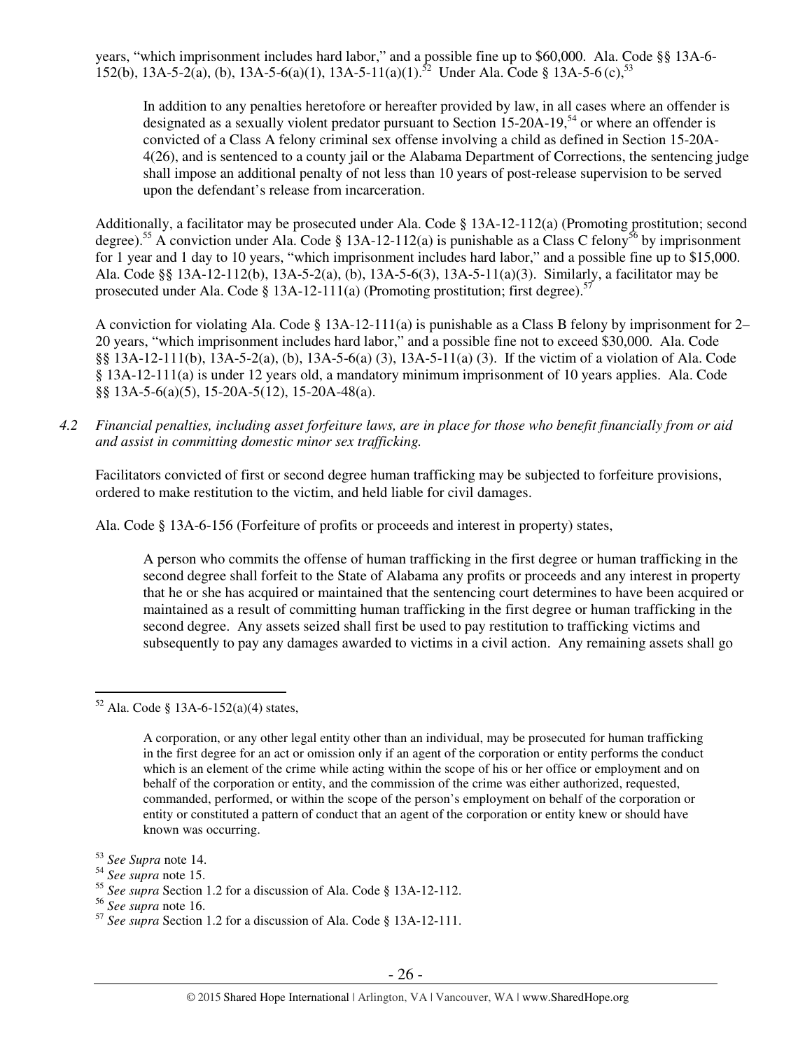years, "which imprisonment includes hard labor," and a possible fine up to $60,000. Ala. Code §§ 13A-6-152(b), 13A-5-2(a), (b), 13A-5-6(a)(1), 13A-5-11(a)(1).[52] Under Ala. Code § 13A-5-6 (c),[53]

> In addition to any penalties heretofore or hereafter provided by law, in all cases where an offender is designated as a sexually violent predator pursuant to Section 15-20A-19,[54] or where an offender is convicted of a Class A felony criminal sex offense involving a child as defined in Section 15-20A-4(26), and is sentenced to a county jail or the Alabama Department of Corrections, the sentencing judge shall impose an additional penalty of not less than 10 years of post-release supervision to be served upon the defendant's release from incarceration.

Additionally, a facilitator may be prosecuted under Ala. Code § 13A-12-112(a) (Promoting prostitution; second degree).[55] A conviction under Ala. Code § 13A-12-112(a) is punishable as a Class C felony[56] by imprisonment for 1 year and 1 day to 10 years, "which imprisonment includes hard labor," and a possible fine up to $15,000. Ala. Code §§ 13A-12-112(b), 13A-5-2(a), (b), 13A-5-6(3), 13A-5-11(a)(3). Similarly, a facilitator may be prosecuted under Ala. Code § 13A-12-111(a) (Promoting prostitution; first degree).[57]

A conviction for violating Ala. Code § 13A-12-111(a) is punishable as a Class B felony by imprisonment for 2–20 years, "which imprisonment includes hard labor," and a possible fine not to exceed $30,000. Ala. Code §§ 13A-12-111(b), 13A-5-2(a), (b), 13A-5-6(a) (3), 13A-5-11(a) (3). If the victim of a violation of Ala. Code § 13A-12-111(a) is under 12 years old, a mandatory minimum imprisonment of 10 years applies. Ala. Code §§ 13A-5-6(a)(5), 15-20A-5(12), 15-20A-48(a).

*4.2 Financial penalties, including asset forfeiture laws, are in place for those who benefit financially from or aid and assist in committing domestic minor sex trafficking.*

Facilitators convicted of first or second degree human trafficking may be subjected to forfeiture provisions, ordered to make restitution to the victim, and held liable for civil damages.

Ala. Code § 13A-6-156 (Forfeiture of profits or proceeds and interest in property) states,

> A person who commits the offense of human trafficking in the first degree or human trafficking in the second degree shall forfeit to the State of Alabama any profits or proceeds and any interest in property that he or she has acquired or maintained that the sentencing court determines to have been acquired or maintained as a result of committing human trafficking in the first degree or human trafficking in the second degree. Any assets seized shall first be used to pay restitution to trafficking victims and subsequently to pay any damages awarded to victims in a civil action. Any remaining assets shall go

---

[52] Ala. Code § 13A-6-152(a)(4) states,

> A corporation, or any other legal entity other than an individual, may be prosecuted for human trafficking in the first degree for an act or omission only if an agent of the corporation or entity performs the conduct which is an element of the crime while acting within the scope of his or her office or employment and on behalf of the corporation or entity, and the commission of the crime was either authorized, requested, commanded, performed, or within the scope of the person's employment on behalf of the corporation or entity or constituted a pattern of conduct that an agent of the corporation or entity knew or should have known was occurring.

[53] *See Supra* note 14.

[54] *See supra* note 15.

[55] *See supra* Section 1.2 for a discussion of Ala. Code § 13A-12-112.

[56] *See supra* note 16.

[57] *See supra* Section 1.2 for a discussion of Ala. Code § 13A-12-111.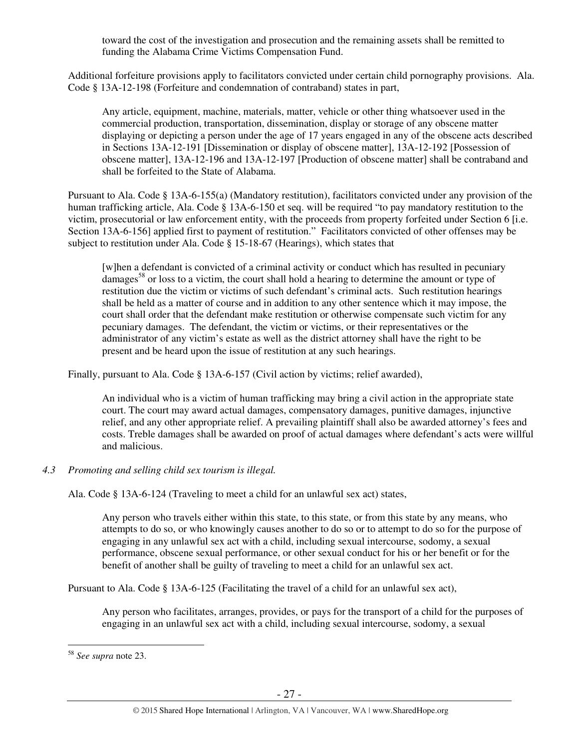toward the cost of the investigation and prosecution and the remaining assets shall be remitted to funding the Alabama Crime Victims Compensation Fund.

Additional forfeiture provisions apply to facilitators convicted under certain child pornography provisions. Ala. Code § 13A-12-198 (Forfeiture and condemnation of contraband) states in part,

> Any article, equipment, machine, materials, matter, vehicle or other thing whatsoever used in the commercial production, transportation, dissemination, display or storage of any obscene matter displaying or depicting a person under the age of 17 years engaged in any of the obscene acts described in Sections 13A-12-191 [Dissemination or display of obscene matter], 13A-12-192 [Possession of obscene matter], 13A-12-196 and 13A-12-197 [Production of obscene matter] shall be contraband and shall be forfeited to the State of Alabama.

Pursuant to Ala. Code § 13A-6-155(a) (Mandatory restitution), facilitators convicted under any provision of the human trafficking article, Ala. Code § 13A-6-150 et seq. will be required "to pay mandatory restitution to the victim, prosecutorial or law enforcement entity, with the proceeds from property forfeited under Section 6 [i.e. Section 13A-6-156] applied first to payment of restitution." Facilitators convicted of other offenses may be subject to restitution under Ala. Code § 15-18-67 (Hearings), which states that

> [w]hen a defendant is convicted of a criminal activity or conduct which has resulted in pecuniary damages[58] or loss to a victim, the court shall hold a hearing to determine the amount or type of restitution due the victim or victims of such defendant's criminal acts. Such restitution hearings shall be held as a matter of course and in addition to any other sentence which it may impose, the court shall order that the defendant make restitution or otherwise compensate such victim for any pecuniary damages. The defendant, the victim or victims, or their representatives or the administrator of any victim's estate as well as the district attorney shall have the right to be present and be heard upon the issue of restitution at any such hearings.

Finally, pursuant to Ala. Code § 13A-6-157 (Civil action by victims; relief awarded),

> An individual who is a victim of human trafficking may bring a civil action in the appropriate state court. The court may award actual damages, compensatory damages, punitive damages, injunctive relief, and any other appropriate relief. A prevailing plaintiff shall also be awarded attorney's fees and costs. Treble damages shall be awarded on proof of actual damages where defendant's acts were willful and malicious.

*4.3 Promoting and selling child sex tourism is illegal.*

Ala. Code § 13A-6-124 (Traveling to meet a child for an unlawful sex act) states,

> Any person who travels either within this state, to this state, or from this state by any means, who attempts to do so, or who knowingly causes another to do so or to attempt to do so for the purpose of engaging in any unlawful sex act with a child, including sexual intercourse, sodomy, a sexual performance, obscene sexual performance, or other sexual conduct for his or her benefit or for the benefit of another shall be guilty of traveling to meet a child for an unlawful sex act.

Pursuant to Ala. Code § 13A-6-125 (Facilitating the travel of a child for an unlawful sex act),

> Any person who facilitates, arranges, provides, or pays for the transport of a child for the purposes of engaging in an unlawful sex act with a child, including sexual intercourse, sodomy, a sexual

---

[58] *See supra* note 23.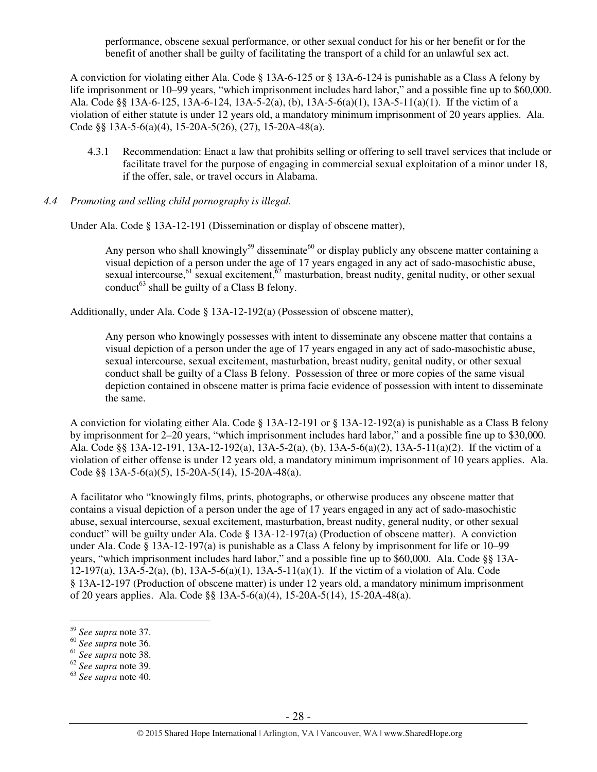performance, obscene sexual performance, or other sexual conduct for his or her benefit or for the benefit of another shall be guilty of facilitating the transport of a child for an unlawful sex act.

A conviction for violating either Ala. Code § 13A-6-125 or § 13A-6-124 is punishable as a Class A felony by life imprisonment or 10–99 years, "which imprisonment includes hard labor," and a possible fine up to $60,000. Ala. Code §§ 13A-6-125, 13A-6-124, 13A-5-2(a), (b), 13A-5-6(a)(1), 13A-5-11(a)(1). If the victim of a violation of either statute is under 12 years old, a mandatory minimum imprisonment of 20 years applies. Ala. Code §§ 13A-5-6(a)(4), 15-20A-5(26), (27), 15-20A-48(a).

4.3.1 Recommendation: Enact a law that prohibits selling or offering to sell travel services that include or facilitate travel for the purpose of engaging in commercial sexual exploitation of a minor under 18, if the offer, sale, or travel occurs in Alabama.

*4.4 Promoting and selling child pornography is illegal.*

Under Ala. Code § 13A-12-191 (Dissemination or display of obscene matter),

> Any person who shall knowingly[59] disseminate[60] or display publicly any obscene matter containing a visual depiction of a person under the age of 17 years engaged in any act of sado-masochistic abuse, sexual intercourse,[61] sexual excitement,[62] masturbation, breast nudity, genital nudity, or other sexual conduct[63] shall be guilty of a Class B felony.

Additionally, under Ala. Code § 13A-12-192(a) (Possession of obscene matter),

> Any person who knowingly possesses with intent to disseminate any obscene matter that contains a visual depiction of a person under the age of 17 years engaged in any act of sado-masochistic abuse, sexual intercourse, sexual excitement, masturbation, breast nudity, genital nudity, or other sexual conduct shall be guilty of a Class B felony. Possession of three or more copies of the same visual depiction contained in obscene matter is prima facie evidence of possession with intent to disseminate the same.

A conviction for violating either Ala. Code § 13A-12-191 or § 13A-12-192(a) is punishable as a Class B felony by imprisonment for 2–20 years, "which imprisonment includes hard labor," and a possible fine up to $30,000. Ala. Code §§ 13A-12-191, 13A-12-192(a), 13A-5-2(a), (b), 13A-5-6(a)(2), 13A-5-11(a)(2). If the victim of a violation of either offense is under 12 years old, a mandatory minimum imprisonment of 10 years applies. Ala. Code §§ 13A-5-6(a)(5), 15-20A-5(14), 15-20A-48(a).

A facilitator who "knowingly films, prints, photographs, or otherwise produces any obscene matter that contains a visual depiction of a person under the age of 17 years engaged in any act of sado-masochistic abuse, sexual intercourse, sexual excitement, masturbation, breast nudity, general nudity, or other sexual conduct" will be guilty under Ala. Code § 13A-12-197(a) (Production of obscene matter). A conviction under Ala. Code § 13A-12-197(a) is punishable as a Class A felony by imprisonment for life or 10–99 years, "which imprisonment includes hard labor," and a possible fine up to $60,000. Ala. Code §§ 13A-12-197(a), 13A-5-2(a), (b), 13A-5-6(a)(1), 13A-5-11(a)(1). If the victim of a violation of Ala. Code § 13A-12-197 (Production of obscene matter) is under 12 years old, a mandatory minimum imprisonment of 20 years applies. Ala. Code §§ 13A-5-6(a)(4), 15-20A-5(14), 15-20A-48(a).

---

[59] *See supra* note 37.
[60] *See supra* note 36.
[61] *See supra* note 38.
[62] *See supra* note 39.
[63] *See supra* note 40.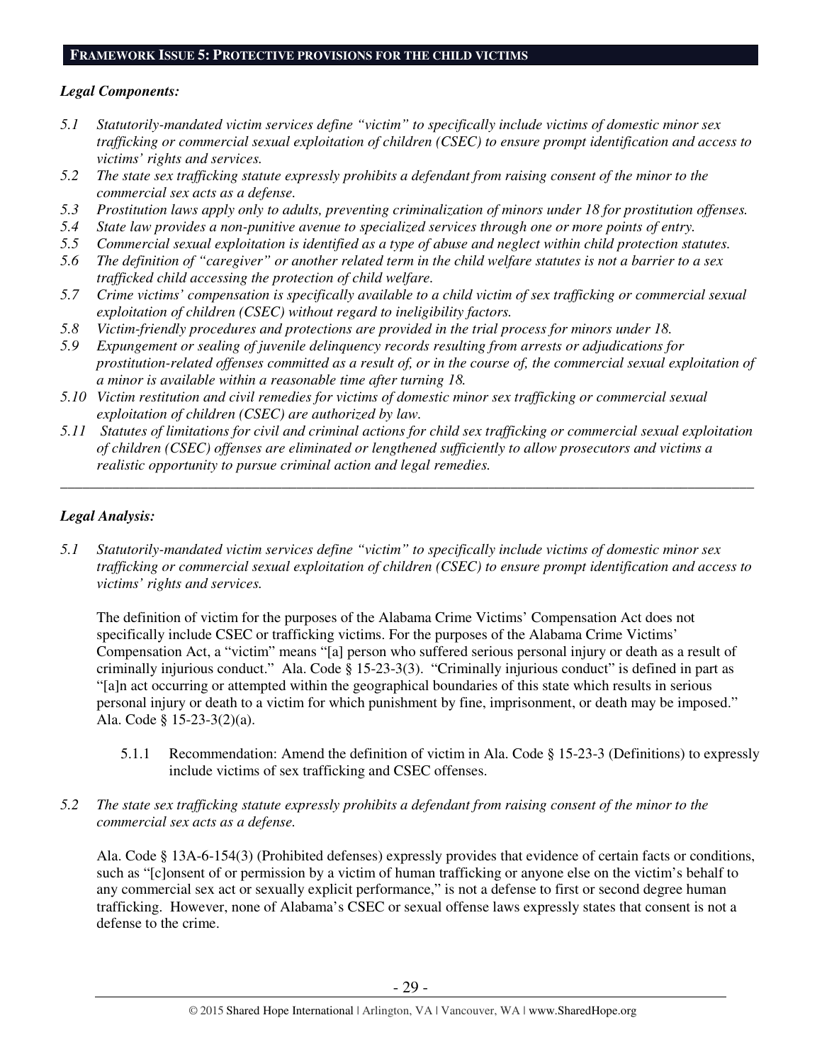## FRAMEWORK ISSUE 5: PROTECTIVE PROVISIONS FOR THE CHILD VICTIMS

***Legal Components:***

*5.1 Statutorily-mandated victim services define "victim" to specifically include victims of domestic minor sex trafficking or commercial sexual exploitation of children (CSEC) to ensure prompt identification and access to victims' rights and services.*

*5.2 The state sex trafficking statute expressly prohibits a defendant from raising consent of the minor to the commercial sex acts as a defense.*

*5.3 Prostitution laws apply only to adults, preventing criminalization of minors under 18 for prostitution offenses.*

*5.4 State law provides a non-punitive avenue to specialized services through one or more points of entry.*

*5.5 Commercial sexual exploitation is identified as a type of abuse and neglect within child protection statutes.*

*5.6 The definition of "caregiver" or another related term in the child welfare statutes is not a barrier to a sex trafficked child accessing the protection of child welfare.*

*5.7 Crime victims' compensation is specifically available to a child victim of sex trafficking or commercial sexual exploitation of children (CSEC) without regard to ineligibility factors.*

*5.8 Victim-friendly procedures and protections are provided in the trial process for minors under 18.*

*5.9 Expungement or sealing of juvenile delinquency records resulting from arrests or adjudications for prostitution-related offenses committed as a result of, or in the course of, the commercial sexual exploitation of a minor is available within a reasonable time after turning 18.*

*5.10 Victim restitution and civil remedies for victims of domestic minor sex trafficking or commercial sexual exploitation of children (CSEC) are authorized by law.*

*5.11 Statutes of limitations for civil and criminal actions for child sex trafficking or commercial sexual exploitation of children (CSEC) offenses are eliminated or lengthened sufficiently to allow prosecutors and victims a realistic opportunity to pursue criminal action and legal remedies.*

---

***Legal Analysis:***

*5.1 Statutorily-mandated victim services define "victim" to specifically include victims of domestic minor sex trafficking or commercial sexual exploitation of children (CSEC) to ensure prompt identification and access to victims' rights and services.*

The definition of victim for the purposes of the Alabama Crime Victims' Compensation Act does not specifically include CSEC or trafficking victims. For the purposes of the Alabama Crime Victims' Compensation Act, a "victim" means "[a] person who suffered serious personal injury or death as a result of criminally injurious conduct." Ala. Code § 15-23-3(3). "Criminally injurious conduct" is defined in part as "[a]n act occurring or attempted within the geographical boundaries of this state which results in serious personal injury or death to a victim for which punishment by fine, imprisonment, or death may be imposed." Ala. Code § 15-23-3(2)(a).

5.1.1 Recommendation: Amend the definition of victim in Ala. Code § 15-23-3 (Definitions) to expressly include victims of sex trafficking and CSEC offenses.

*5.2 The state sex trafficking statute expressly prohibits a defendant from raising consent of the minor to the commercial sex acts as a defense.*

Ala. Code § 13A-6-154(3) (Prohibited defenses) expressly provides that evidence of certain facts or conditions, such as "[c]onsent of or permission by a victim of human trafficking or anyone else on the victim's behalf to any commercial sex act or sexually explicit performance," is not a defense to first or second degree human trafficking. However, none of Alabama's CSEC or sexual offense laws expressly states that consent is not a defense to the crime.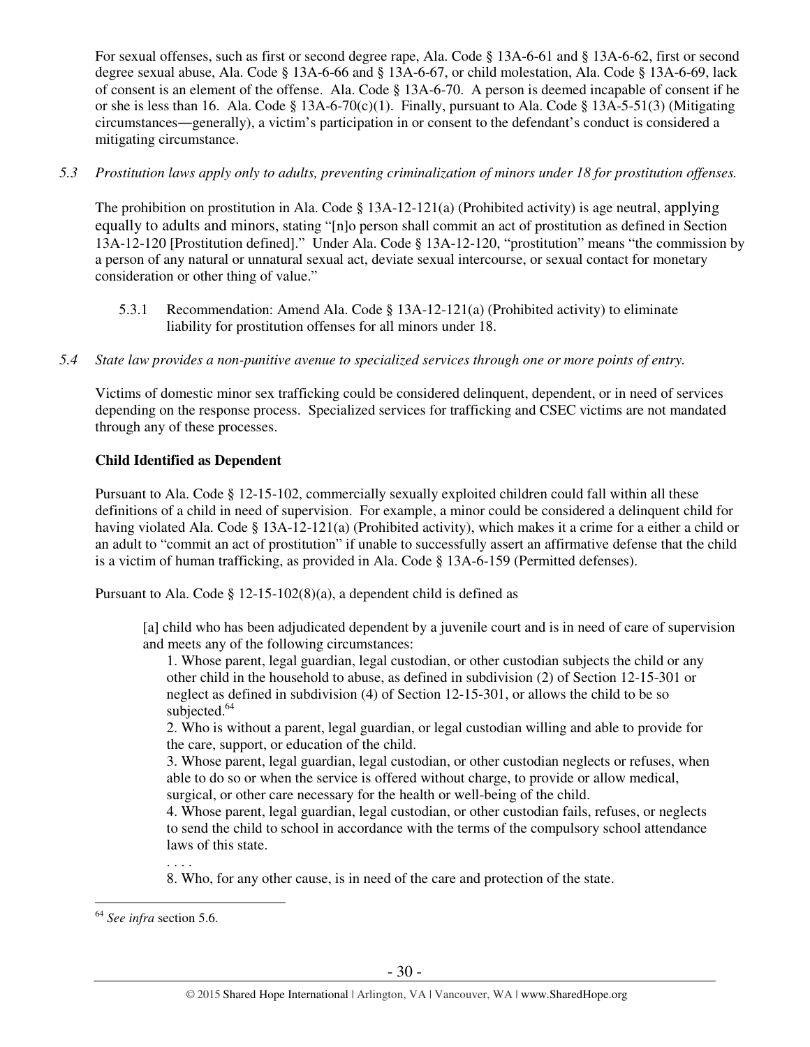For sexual offenses, such as first or second degree rape, Ala. Code § 13A-6-61 and § 13A-6-62, first or second degree sexual abuse, Ala. Code § 13A-6-66 and § 13A-6-67, or child molestation, Ala. Code § 13A-6-69, lack of consent is an element of the offense. Ala. Code § 13A-6-70. A person is deemed incapable of consent if he or she is less than 16. Ala. Code § 13A-6-70(c)(1). Finally, pursuant to Ala. Code § 13A-5-51(3) (Mitigating circumstances―generally), a victim's participation in or consent to the defendant's conduct is considered a mitigating circumstance.

*5.3 Prostitution laws apply only to adults, preventing criminalization of minors under 18 for prostitution offenses.*

The prohibition on prostitution in Ala. Code § 13A-12-121(a) (Prohibited activity) is age neutral, applying equally to adults and minors, stating "[n]o person shall commit an act of prostitution as defined in Section 13A-12-120 [Prostitution defined]." Under Ala. Code § 13A-12-120, "prostitution" means "the commission by a person of any natural or unnatural sexual act, deviate sexual intercourse, or sexual contact for monetary consideration or other thing of value."

5.3.1 Recommendation: Amend Ala. Code § 13A-12-121(a) (Prohibited activity) to eliminate liability for prostitution offenses for all minors under 18.

*5.4 State law provides a non-punitive avenue to specialized services through one or more points of entry.*

Victims of domestic minor sex trafficking could be considered delinquent, dependent, or in need of services depending on the response process. Specialized services for trafficking and CSEC victims are not mandated through any of these processes.

**Child Identified as Dependent**

Pursuant to Ala. Code § 12-15-102, commercially sexually exploited children could fall within all these definitions of a child in need of supervision. For example, a minor could be considered a delinquent child for having violated Ala. Code § 13A-12-121(a) (Prohibited activity), which makes it a crime for a either a child or an adult to "commit an act of prostitution" if unable to successfully assert an affirmative defense that the child is a victim of human trafficking, as provided in Ala. Code § 13A-6-159 (Permitted defenses).

Pursuant to Ala. Code § 12-15-102(8)(a), a dependent child is defined as

> [a] child who has been adjudicated dependent by a juvenile court and is in need of care of supervision and meets any of the following circumstances:
>
> 1. Whose parent, legal guardian, legal custodian, or other custodian subjects the child or any other child in the household to abuse, as defined in subdivision (2) of Section 12-15-301 or neglect as defined in subdivision (4) of Section 12-15-301, or allows the child to be so subjected.[64]
> 2. Who is without a parent, legal guardian, or legal custodian willing and able to provide for the care, support, or education of the child.
> 3. Whose parent, legal guardian, legal custodian, or other custodian neglects or refuses, when able to do so or when the service is offered without charge, to provide or allow medical, surgical, or other care necessary for the health or well-being of the child.
> 4. Whose parent, legal guardian, legal custodian, or other custodian fails, refuses, or neglects to send the child to school in accordance with the terms of the compulsory school attendance laws of this state.
>
> . . . .
>
> 8. Who, for any other cause, is in need of the care and protection of the state.

---

[64] *See infra* section 5.6.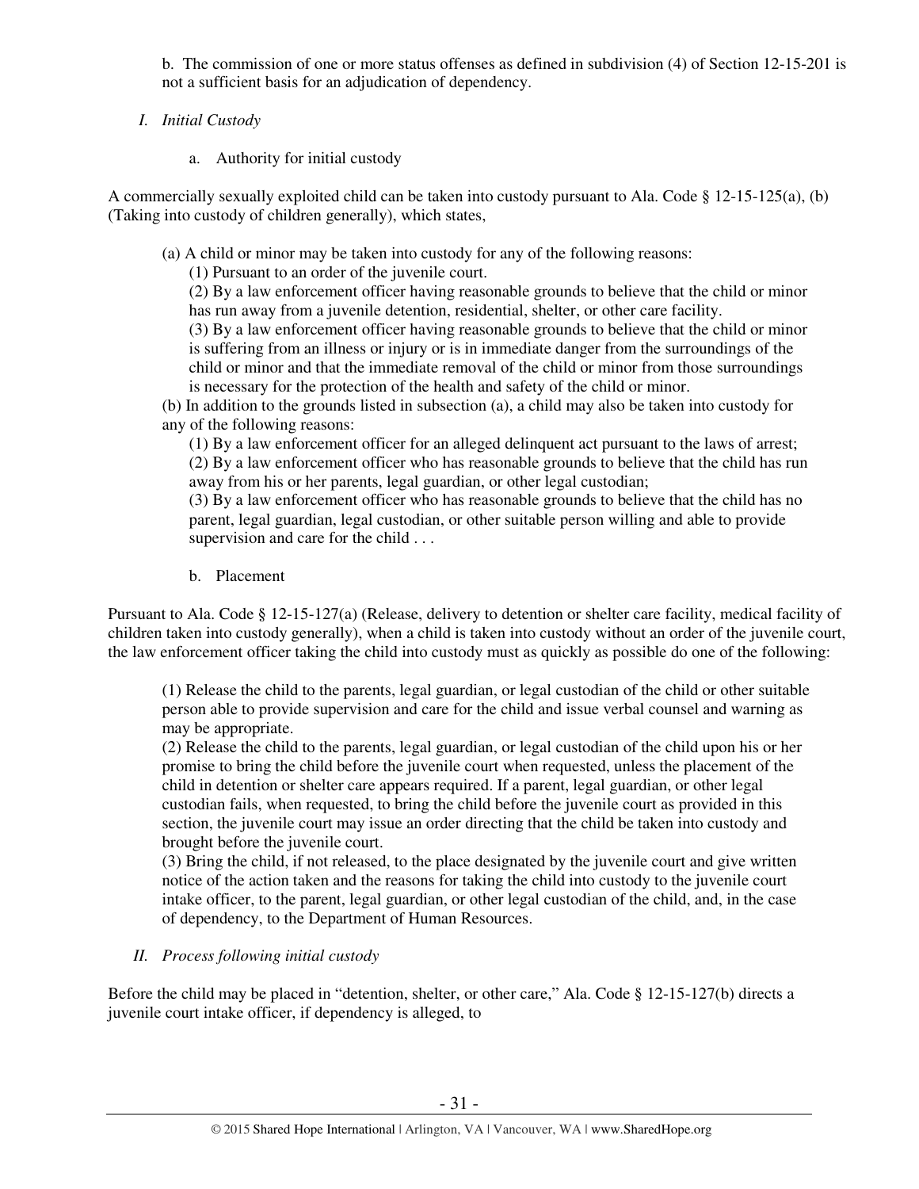b. The commission of one or more status offenses as defined in subdivision (4) of Section 12-15-201 is not a sufficient basis for an adjudication of dependency.

*I. Initial Custody*

a. Authority for initial custody

A commercially sexually exploited child can be taken into custody pursuant to Ala. Code § 12-15-125(a), (b) (Taking into custody of children generally), which states,

> (a) A child or minor may be taken into custody for any of the following reasons:
>
> (1) Pursuant to an order of the juvenile court.
>
> (2) By a law enforcement officer having reasonable grounds to believe that the child or minor has run away from a juvenile detention, residential, shelter, or other care facility.
>
> (3) By a law enforcement officer having reasonable grounds to believe that the child or minor is suffering from an illness or injury or is in immediate danger from the surroundings of the child or minor and that the immediate removal of the child or minor from those surroundings is necessary for the protection of the health and safety of the child or minor.
>
> (b) In addition to the grounds listed in subsection (a), a child may also be taken into custody for any of the following reasons:
>
> (1) By a law enforcement officer for an alleged delinquent act pursuant to the laws of arrest;
>
> (2) By a law enforcement officer who has reasonable grounds to believe that the child has run away from his or her parents, legal guardian, or other legal custodian;
>
> (3) By a law enforcement officer who has reasonable grounds to believe that the child has no parent, legal guardian, legal custodian, or other suitable person willing and able to provide supervision and care for the child . . .

b. Placement

Pursuant to Ala. Code § 12-15-127(a) (Release, delivery to detention or shelter care facility, medical facility of children taken into custody generally), when a child is taken into custody without an order of the juvenile court, the law enforcement officer taking the child into custody must as quickly as possible do one of the following:

> (1) Release the child to the parents, legal guardian, or legal custodian of the child or other suitable person able to provide supervision and care for the child and issue verbal counsel and warning as may be appropriate.
>
> (2) Release the child to the parents, legal guardian, or legal custodian of the child upon his or her promise to bring the child before the juvenile court when requested, unless the placement of the child in detention or shelter care appears required. If a parent, legal guardian, or other legal custodian fails, when requested, to bring the child before the juvenile court as provided in this section, the juvenile court may issue an order directing that the child be taken into custody and brought before the juvenile court.
>
> (3) Bring the child, if not released, to the place designated by the juvenile court and give written notice of the action taken and the reasons for taking the child into custody to the juvenile court intake officer, to the parent, legal guardian, or other legal custodian of the child, and, in the case of dependency, to the Department of Human Resources.

*II. Process following initial custody*

Before the child may be placed in "detention, shelter, or other care," Ala. Code § 12-15-127(b) directs a juvenile court intake officer, if dependency is alleged, to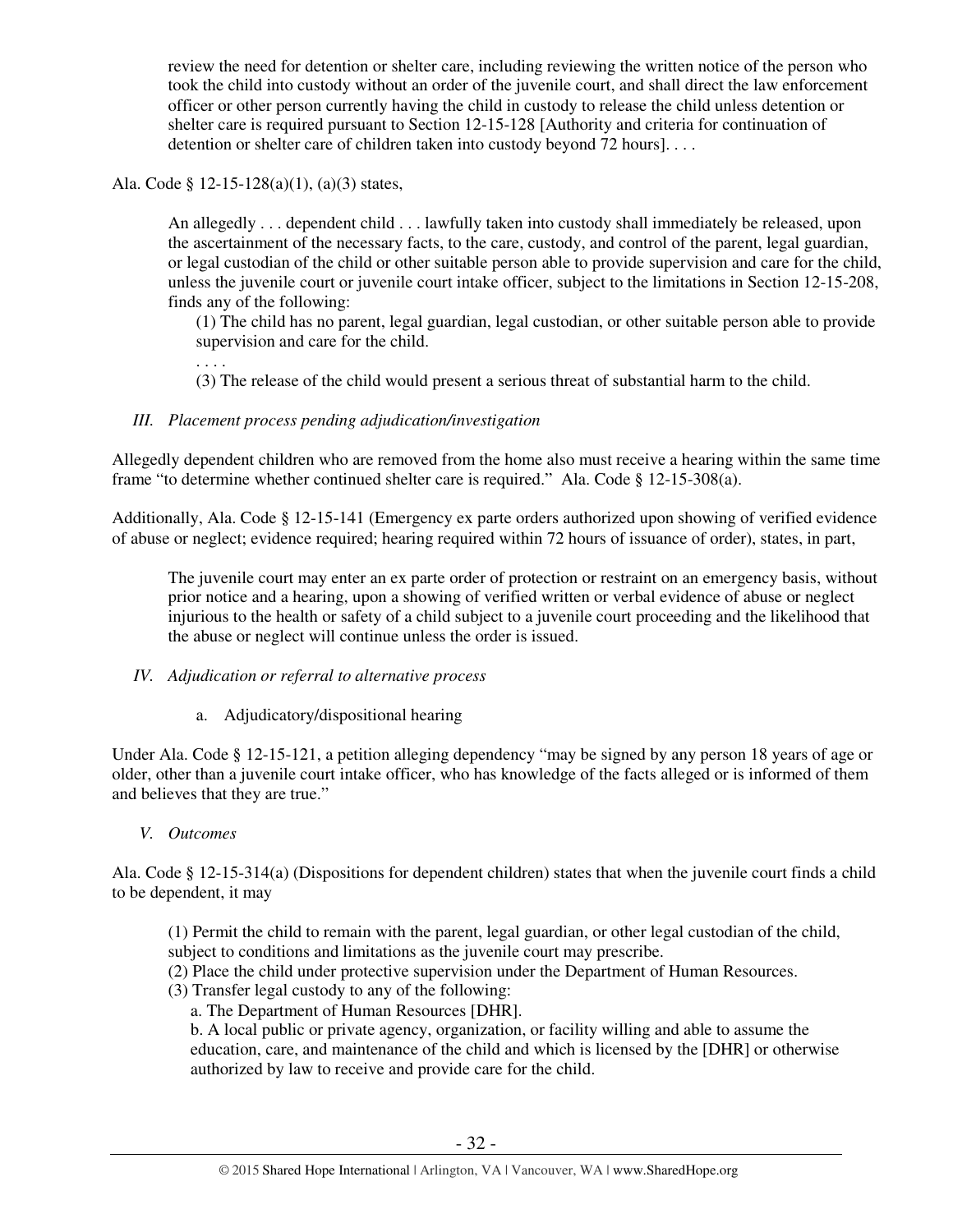> review the need for detention or shelter care, including reviewing the written notice of the person who took the child into custody without an order of the juvenile court, and shall direct the law enforcement officer or other person currently having the child in custody to release the child unless detention or shelter care is required pursuant to Section 12-15-128 [Authority and criteria for continuation of detention or shelter care of children taken into custody beyond 72 hours]. . . .

Ala. Code § 12-15-128(a)(1), (a)(3) states,

> An allegedly . . . dependent child . . . lawfully taken into custody shall immediately be released, upon the ascertainment of the necessary facts, to the care, custody, and control of the parent, legal guardian, or legal custodian of the child or other suitable person able to provide supervision and care for the child, unless the juvenile court or juvenile court intake officer, subject to the limitations in Section 12-15-208, finds any of the following:
>
> (1) The child has no parent, legal guardian, legal custodian, or other suitable person able to provide supervision and care for the child.
>
> . . . .
>
> (3) The release of the child would present a serious threat of substantial harm to the child.

*III. Placement process pending adjudication/investigation*

Allegedly dependent children who are removed from the home also must receive a hearing within the same time frame "to determine whether continued shelter care is required." Ala. Code § 12-15-308(a).

Additionally, Ala. Code § 12-15-141 (Emergency ex parte orders authorized upon showing of verified evidence of abuse or neglect; evidence required; hearing required within 72 hours of issuance of order), states, in part,

> The juvenile court may enter an ex parte order of protection or restraint on an emergency basis, without prior notice and a hearing, upon a showing of verified written or verbal evidence of abuse or neglect injurious to the health or safety of a child subject to a juvenile court proceeding and the likelihood that the abuse or neglect will continue unless the order is issued.

*IV. Adjudication or referral to alternative process*

a. Adjudicatory/dispositional hearing

Under Ala. Code § 12-15-121, a petition alleging dependency "may be signed by any person 18 years of age or older, other than a juvenile court intake officer, who has knowledge of the facts alleged or is informed of them and believes that they are true."

*V. Outcomes*

Ala. Code § 12-15-314(a) (Dispositions for dependent children) states that when the juvenile court finds a child to be dependent, it may

> (1) Permit the child to remain with the parent, legal guardian, or other legal custodian of the child, subject to conditions and limitations as the juvenile court may prescribe.
>
> (2) Place the child under protective supervision under the Department of Human Resources.
>
> (3) Transfer legal custody to any of the following:
>
> a. The Department of Human Resources [DHR].
>
> b. A local public or private agency, organization, or facility willing and able to assume the education, care, and maintenance of the child and which is licensed by the [DHR] or otherwise authorized by law to receive and provide care for the child.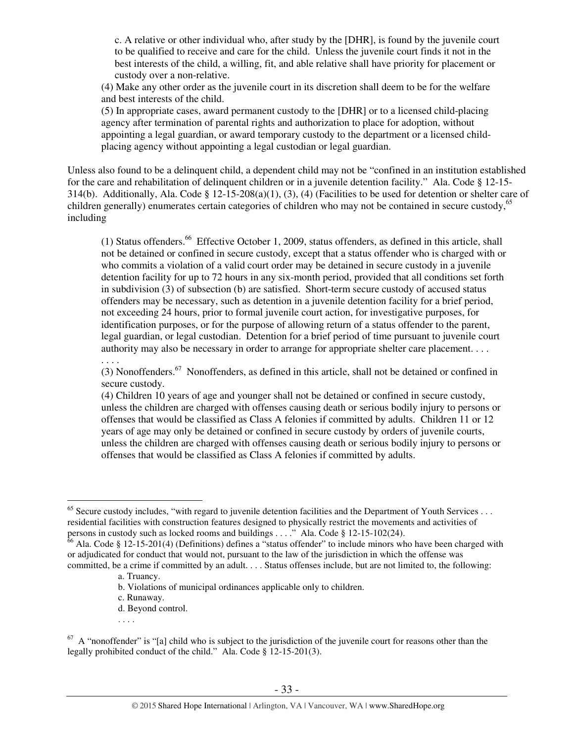c. A relative or other individual who, after study by the [DHR], is found by the juvenile court to be qualified to receive and care for the child. Unless the juvenile court finds it not in the best interests of the child, a willing, fit, and able relative shall have priority for placement or custody over a non-relative.

(4) Make any other order as the juvenile court in its discretion shall deem to be for the welfare and best interests of the child.

(5) In appropriate cases, award permanent custody to the [DHR] or to a licensed child-placing agency after termination of parental rights and authorization to place for adoption, without appointing a legal guardian, or award temporary custody to the department or a licensed child-placing agency without appointing a legal custodian or legal guardian.

Unless also found to be a delinquent child, a dependent child may not be "confined in an institution established for the care and rehabilitation of delinquent children or in a juvenile detention facility." Ala. Code § 12-15-314(b). Additionally, Ala. Code § 12-15-208(a)(1), (3), (4) (Facilities to be used for detention or shelter care of children generally) enumerates certain categories of children who may not be contained in secure custody,[65] including

> (1) Status offenders.[66] Effective October 1, 2009, status offenders, as defined in this article, shall not be detained or confined in secure custody, except that a status offender who is charged with or who commits a violation of a valid court order may be detained in secure custody in a juvenile detention facility for up to 72 hours in any six-month period, provided that all conditions set forth in subdivision (3) of subsection (b) are satisfied. Short-term secure custody of accused status offenders may be necessary, such as detention in a juvenile detention facility for a brief period, not exceeding 24 hours, prior to formal juvenile court action, for investigative purposes, for identification purposes, or for the purpose of allowing return of a status offender to the parent, legal guardian, or legal custodian. Detention for a brief period of time pursuant to juvenile court authority may also be necessary in order to arrange for appropriate shelter care placement. . . .
>
> . . . .
>
> (3) Nonoffenders.[67] Nonoffenders, as defined in this article, shall not be detained or confined in secure custody.
>
> (4) Children 10 years of age and younger shall not be detained or confined in secure custody, unless the children are charged with offenses causing death or serious bodily injury to persons or offenses that would be classified as Class A felonies if committed by adults. Children 11 or 12 years of age may only be detained or confined in secure custody by orders of juvenile courts, unless the children are charged with offenses causing death or serious bodily injury to persons or offenses that would be classified as Class A felonies if committed by adults.

---

[65] Secure custody includes, "with regard to juvenile detention facilities and the Department of Youth Services . . . residential facilities with construction features designed to physically restrict the movements and activities of persons in custody such as locked rooms and buildings . . . ." Ala. Code § 12-15-102(24).

[66] Ala. Code § 12-15-201(4) (Definitions) defines a "status offender" to include minors who have been charged with or adjudicated for conduct that would not, pursuant to the law of the jurisdiction in which the offense was committed, be a crime if committed by an adult. . . . Status offenses include, but are not limited to, the following:

> a. Truancy.
> b. Violations of municipal ordinances applicable only to children.
> c. Runaway.
> d. Beyond control.
> . . . .

[67] A "nonoffender" is "[a] child who is subject to the jurisdiction of the juvenile court for reasons other than the legally prohibited conduct of the child." Ala. Code § 12-15-201(3).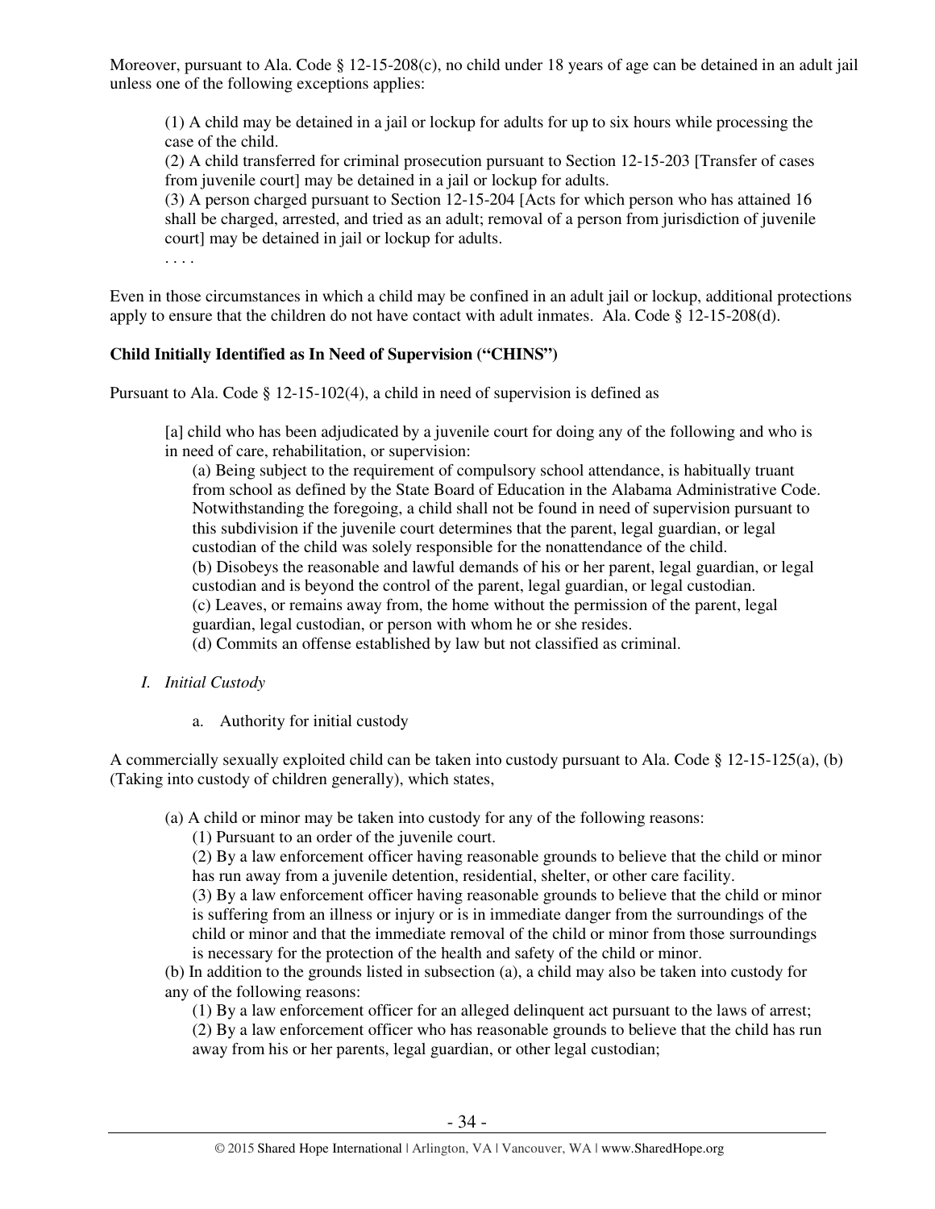Moreover, pursuant to Ala. Code § 12-15-208(c), no child under 18 years of age can be detained in an adult jail unless one of the following exceptions applies:

> (1) A child may be detained in a jail or lockup for adults for up to six hours while processing the case of the child.
> (2) A child transferred for criminal prosecution pursuant to Section 12-15-203 [Transfer of cases from juvenile court] may be detained in a jail or lockup for adults.
> (3) A person charged pursuant to Section 12-15-204 [Acts for which person who has attained 16 shall be charged, arrested, and tried as an adult; removal of a person from jurisdiction of juvenile court] may be detained in jail or lockup for adults.
> . . . .

Even in those circumstances in which a child may be confined in an adult jail or lockup, additional protections apply to ensure that the children do not have contact with adult inmates. Ala. Code § 12-15-208(d).

**Child Initially Identified as In Need of Supervision ("CHINS")**

Pursuant to Ala. Code § 12-15-102(4), a child in need of supervision is defined as

> [a] child who has been adjudicated by a juvenile court for doing any of the following and who is in need of care, rehabilitation, or supervision:
> (a) Being subject to the requirement of compulsory school attendance, is habitually truant from school as defined by the State Board of Education in the Alabama Administrative Code. Notwithstanding the foregoing, a child shall not be found in need of supervision pursuant to this subdivision if the juvenile court determines that the parent, legal guardian, or legal custodian of the child was solely responsible for the nonattendance of the child.
> (b) Disobeys the reasonable and lawful demands of his or her parent, legal guardian, or legal custodian and is beyond the control of the parent, legal guardian, or legal custodian.
> (c) Leaves, or remains away from, the home without the permission of the parent, legal guardian, legal custodian, or person with whom he or she resides.
> (d) Commits an offense established by law but not classified as criminal.

*I. Initial Custody*

a. Authority for initial custody

A commercially sexually exploited child can be taken into custody pursuant to Ala. Code § 12-15-125(a), (b) (Taking into custody of children generally), which states,

> (a) A child or minor may be taken into custody for any of the following reasons:
> (1) Pursuant to an order of the juvenile court.
> (2) By a law enforcement officer having reasonable grounds to believe that the child or minor has run away from a juvenile detention, residential, shelter, or other care facility.
> (3) By a law enforcement officer having reasonable grounds to believe that the child or minor is suffering from an illness or injury or is in immediate danger from the surroundings of the child or minor and that the immediate removal of the child or minor from those surroundings is necessary for the protection of the health and safety of the child or minor.
> (b) In addition to the grounds listed in subsection (a), a child may also be taken into custody for any of the following reasons:
> (1) By a law enforcement officer for an alleged delinquent act pursuant to the laws of arrest;
> (2) By a law enforcement officer who has reasonable grounds to believe that the child has run away from his or her parents, legal guardian, or other legal custodian;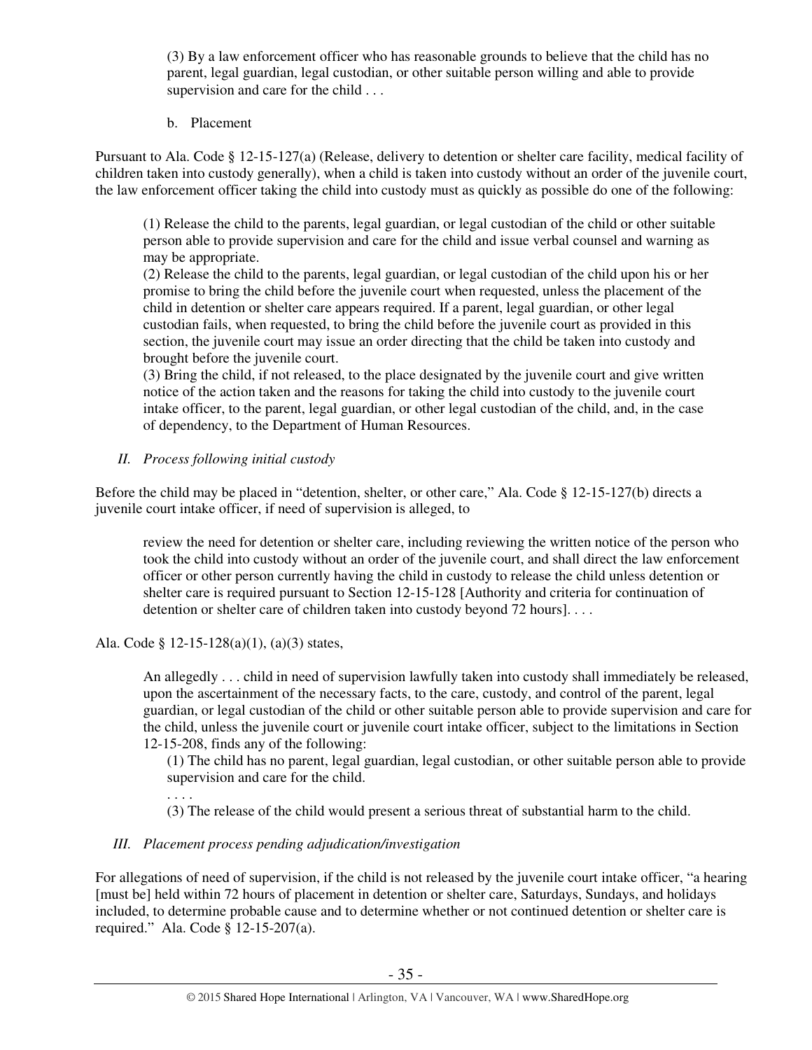(3) By a law enforcement officer who has reasonable grounds to believe that the child has no parent, legal guardian, legal custodian, or other suitable person willing and able to provide supervision and care for the child . . .

b. Placement

Pursuant to Ala. Code § 12-15-127(a) (Release, delivery to detention or shelter care facility, medical facility of children taken into custody generally), when a child is taken into custody without an order of the juvenile court, the law enforcement officer taking the child into custody must as quickly as possible do one of the following:

> (1) Release the child to the parents, legal guardian, or legal custodian of the child or other suitable person able to provide supervision and care for the child and issue verbal counsel and warning as may be appropriate.
> (2) Release the child to the parents, legal guardian, or legal custodian of the child upon his or her promise to bring the child before the juvenile court when requested, unless the placement of the child in detention or shelter care appears required. If a parent, legal guardian, or other legal custodian fails, when requested, to bring the child before the juvenile court as provided in this section, the juvenile court may issue an order directing that the child be taken into custody and brought before the juvenile court.
> (3) Bring the child, if not released, to the place designated by the juvenile court and give written notice of the action taken and the reasons for taking the child into custody to the juvenile court intake officer, to the parent, legal guardian, or other legal custodian of the child, and, in the case of dependency, to the Department of Human Resources.

*II. Process following initial custody*

Before the child may be placed in "detention, shelter, or other care," Ala. Code § 12-15-127(b) directs a juvenile court intake officer, if need of supervision is alleged, to

> review the need for detention or shelter care, including reviewing the written notice of the person who took the child into custody without an order of the juvenile court, and shall direct the law enforcement officer or other person currently having the child in custody to release the child unless detention or shelter care is required pursuant to Section 12-15-128 [Authority and criteria for continuation of detention or shelter care of children taken into custody beyond 72 hours]. . . .

Ala. Code § 12-15-128(a)(1), (a)(3) states,

> An allegedly . . . child in need of supervision lawfully taken into custody shall immediately be released, upon the ascertainment of the necessary facts, to the care, custody, and control of the parent, legal guardian, or legal custodian of the child or other suitable person able to provide supervision and care for the child, unless the juvenile court or juvenile court intake officer, subject to the limitations in Section 12-15-208, finds any of the following:
>
> (1) The child has no parent, legal guardian, legal custodian, or other suitable person able to provide supervision and care for the child.
>
> . . . .
>
> (3) The release of the child would present a serious threat of substantial harm to the child.

*III. Placement process pending adjudication/investigation*

For allegations of need of supervision, if the child is not released by the juvenile court intake officer, "a hearing [must be] held within 72 hours of placement in detention or shelter care, Saturdays, Sundays, and holidays included, to determine probable cause and to determine whether or not continued detention or shelter care is required." Ala. Code § 12-15-207(a).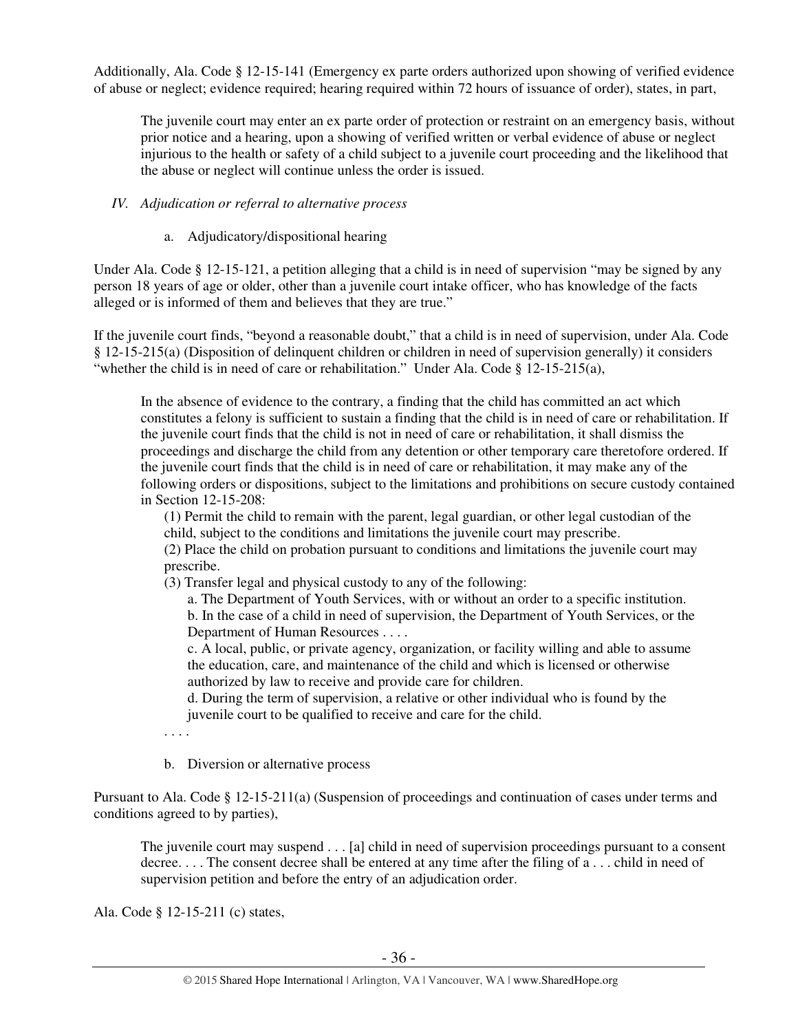Additionally, Ala. Code § 12-15-141 (Emergency ex parte orders authorized upon showing of verified evidence of abuse or neglect; evidence required; hearing required within 72 hours of issuance of order), states, in part,

> The juvenile court may enter an ex parte order of protection or restraint on an emergency basis, without prior notice and a hearing, upon a showing of verified written or verbal evidence of abuse or neglect injurious to the health or safety of a child subject to a juvenile court proceeding and the likelihood that the abuse or neglect will continue unless the order is issued.

### *IV. Adjudication or referral to alternative process*

#### a. Adjudicatory/dispositional hearing

Under Ala. Code § 12-15-121, a petition alleging that a child is in need of supervision "may be signed by any person 18 years of age or older, other than a juvenile court intake officer, who has knowledge of the facts alleged or is informed of them and believes that they are true."

If the juvenile court finds, "beyond a reasonable doubt," that a child is in need of supervision, under Ala. Code § 12-15-215(a) (Disposition of delinquent children or children in need of supervision generally) it considers "whether the child is in need of care or rehabilitation." Under Ala. Code § 12-15-215(a),

> In the absence of evidence to the contrary, a finding that the child has committed an act which constitutes a felony is sufficient to sustain a finding that the child is in need of care or rehabilitation. If the juvenile court finds that the child is not in need of care or rehabilitation, it shall dismiss the proceedings and discharge the child from any detention or other temporary care theretofore ordered. If the juvenile court finds that the child is in need of care or rehabilitation, it may make any of the following orders or dispositions, subject to the limitations and prohibitions on secure custody contained in Section 12-15-208:
>
> (1) Permit the child to remain with the parent, legal guardian, or other legal custodian of the child, subject to the conditions and limitations the juvenile court may prescribe.
>
> (2) Place the child on probation pursuant to conditions and limitations the juvenile court may prescribe.
>
> (3) Transfer legal and physical custody to any of the following:
>
> a. The Department of Youth Services, with or without an order to a specific institution.
>
> b. In the case of a child in need of supervision, the Department of Youth Services, or the Department of Human Resources . . . .
>
> c. A local, public, or private agency, organization, or facility willing and able to assume the education, care, and maintenance of the child and which is licensed or otherwise authorized by law to receive and provide care for children.
>
> d. During the term of supervision, a relative or other individual who is found by the juvenile court to be qualified to receive and care for the child.
>
> . . . .

#### b. Diversion or alternative process

Pursuant to Ala. Code § 12-15-211(a) (Suspension of proceedings and continuation of cases under terms and conditions agreed to by parties),

> The juvenile court may suspend . . . [a] child in need of supervision proceedings pursuant to a consent decree. . . . The consent decree shall be entered at any time after the filing of a . . . child in need of supervision petition and before the entry of an adjudication order.

Ala. Code § 12-15-211 (c) states,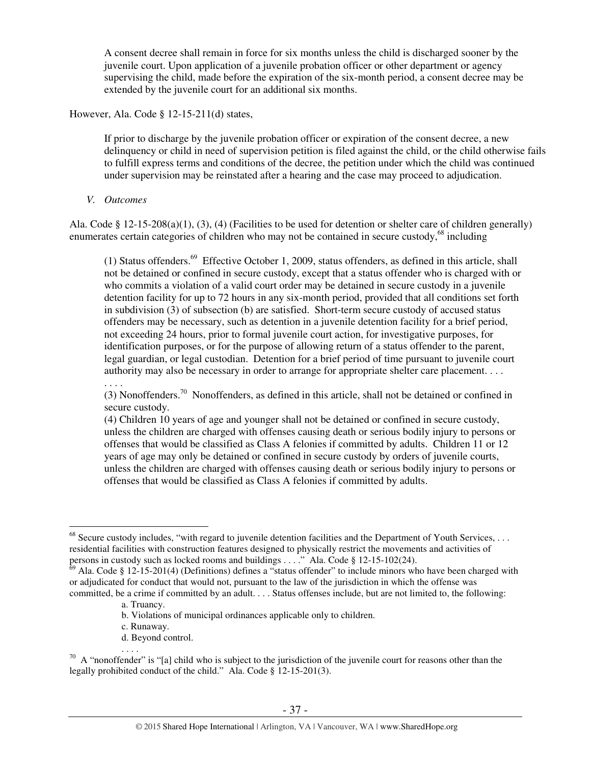> A consent decree shall remain in force for six months unless the child is discharged sooner by the juvenile court. Upon application of a juvenile probation officer or other department or agency supervising the child, made before the expiration of the six-month period, a consent decree may be extended by the juvenile court for an additional six months.

However, Ala. Code § 12-15-211(d) states,

> If prior to discharge by the juvenile probation officer or expiration of the consent decree, a new delinquency or child in need of supervision petition is filed against the child, or the child otherwise fails to fulfill express terms and conditions of the decree, the petition under which the child was continued under supervision may be reinstated after a hearing and the case may proceed to adjudication.

*V. Outcomes*

Ala. Code § 12-15-208(a)(1), (3), (4) (Facilities to be used for detention or shelter care of children generally) enumerates certain categories of children who may not be contained in secure custody,[68] including

> (1) Status offenders.[69] Effective October 1, 2009, status offenders, as defined in this article, shall not be detained or confined in secure custody, except that a status offender who is charged with or who commits a violation of a valid court order may be detained in secure custody in a juvenile detention facility for up to 72 hours in any six-month period, provided that all conditions set forth in subdivision (3) of subsection (b) are satisfied. Short-term secure custody of accused status offenders may be necessary, such as detention in a juvenile detention facility for a brief period, not exceeding 24 hours, prior to formal juvenile court action, for investigative purposes, for identification purposes, or for the purpose of allowing return of a status offender to the parent, legal guardian, or legal custodian. Detention for a brief period of time pursuant to juvenile court authority may also be necessary in order to arrange for appropriate shelter care placement. . . .
> . . . .
> (3) Nonoffenders.[70] Nonoffenders, as defined in this article, shall not be detained or confined in secure custody.
> (4) Children 10 years of age and younger shall not be detained or confined in secure custody, unless the children are charged with offenses causing death or serious bodily injury to persons or offenses that would be classified as Class A felonies if committed by adults. Children 11 or 12 years of age may only be detained or confined in secure custody by orders of juvenile courts, unless the children are charged with offenses causing death or serious bodily injury to persons or offenses that would be classified as Class A felonies if committed by adults.

---

[68] Secure custody includes, "with regard to juvenile detention facilities and the Department of Youth Services, . . . residential facilities with construction features designed to physically restrict the movements and activities of persons in custody such as locked rooms and buildings . . . ." Ala. Code § 12-15-102(24).

[69] Ala. Code § 12-15-201(4) (Definitions) defines a "status offender" to include minors who have been charged with or adjudicated for conduct that would not, pursuant to the law of the jurisdiction in which the offense was committed, be a crime if committed by an adult. . . . Status offenses include, but are not limited to, the following:

> a. Truancy.
> b. Violations of municipal ordinances applicable only to children.
> c. Runaway.
> d. Beyond control.
> . . . .

[70] A "nonoffender" is "[a] child who is subject to the jurisdiction of the juvenile court for reasons other than the legally prohibited conduct of the child." Ala. Code § 12-15-201(3).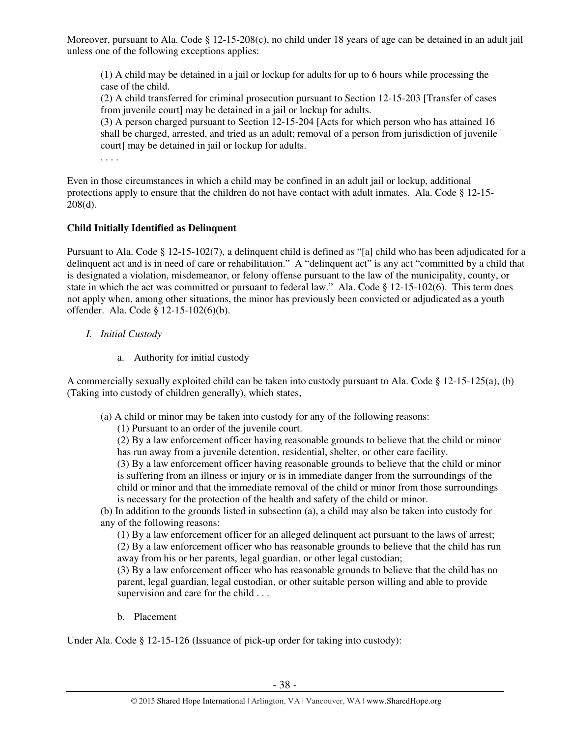Moreover, pursuant to Ala. Code § 12-15-208(c), no child under 18 years of age can be detained in an adult jail unless one of the following exceptions applies:

> (1) A child may be detained in a jail or lockup for adults for up to 6 hours while processing the case of the child.
> (2) A child transferred for criminal prosecution pursuant to Section 12-15-203 [Transfer of cases from juvenile court] may be detained in a jail or lockup for adults.
> (3) A person charged pursuant to Section 12-15-204 [Acts for which person who has attained 16 shall be charged, arrested, and tried as an adult; removal of a person from jurisdiction of juvenile court] may be detained in jail or lockup for adults.
> . . . .

Even in those circumstances in which a child may be confined in an adult jail or lockup, additional protections apply to ensure that the children do not have contact with adult inmates. Ala. Code § 12-15-208(d).

**Child Initially Identified as Delinquent**

Pursuant to Ala. Code § 12-15-102(7), a delinquent child is defined as "[a] child who has been adjudicated for a delinquent act and is in need of care or rehabilitation." A "delinquent act" is any act "committed by a child that is designated a violation, misdemeanor, or felony offense pursuant to the law of the municipality, county, or state in which the act was committed or pursuant to federal law." Ala. Code § 12-15-102(6). This term does not apply when, among other situations, the minor has previously been convicted or adjudicated as a youth offender. Ala. Code § 12-15-102(6)(b).

*I. Initial Custody*

a. Authority for initial custody

A commercially sexually exploited child can be taken into custody pursuant to Ala. Code § 12-15-125(a), (b) (Taking into custody of children generally), which states,

> (a) A child or minor may be taken into custody for any of the following reasons:
> (1) Pursuant to an order of the juvenile court.
> (2) By a law enforcement officer having reasonable grounds to believe that the child or minor has run away from a juvenile detention, residential, shelter, or other care facility.
> (3) By a law enforcement officer having reasonable grounds to believe that the child or minor is suffering from an illness or injury or is in immediate danger from the surroundings of the child or minor and that the immediate removal of the child or minor from those surroundings is necessary for the protection of the health and safety of the child or minor.
> (b) In addition to the grounds listed in subsection (a), a child may also be taken into custody for any of the following reasons:
> (1) By a law enforcement officer for an alleged delinquent act pursuant to the laws of arrest;
> (2) By a law enforcement officer who has reasonable grounds to believe that the child has run away from his or her parents, legal guardian, or other legal custodian;
> (3) By a law enforcement officer who has reasonable grounds to believe that the child has no parent, legal guardian, legal custodian, or other suitable person willing and able to provide supervision and care for the child . . .

b. Placement

Under Ala. Code § 12-15-126 (Issuance of pick-up order for taking into custody):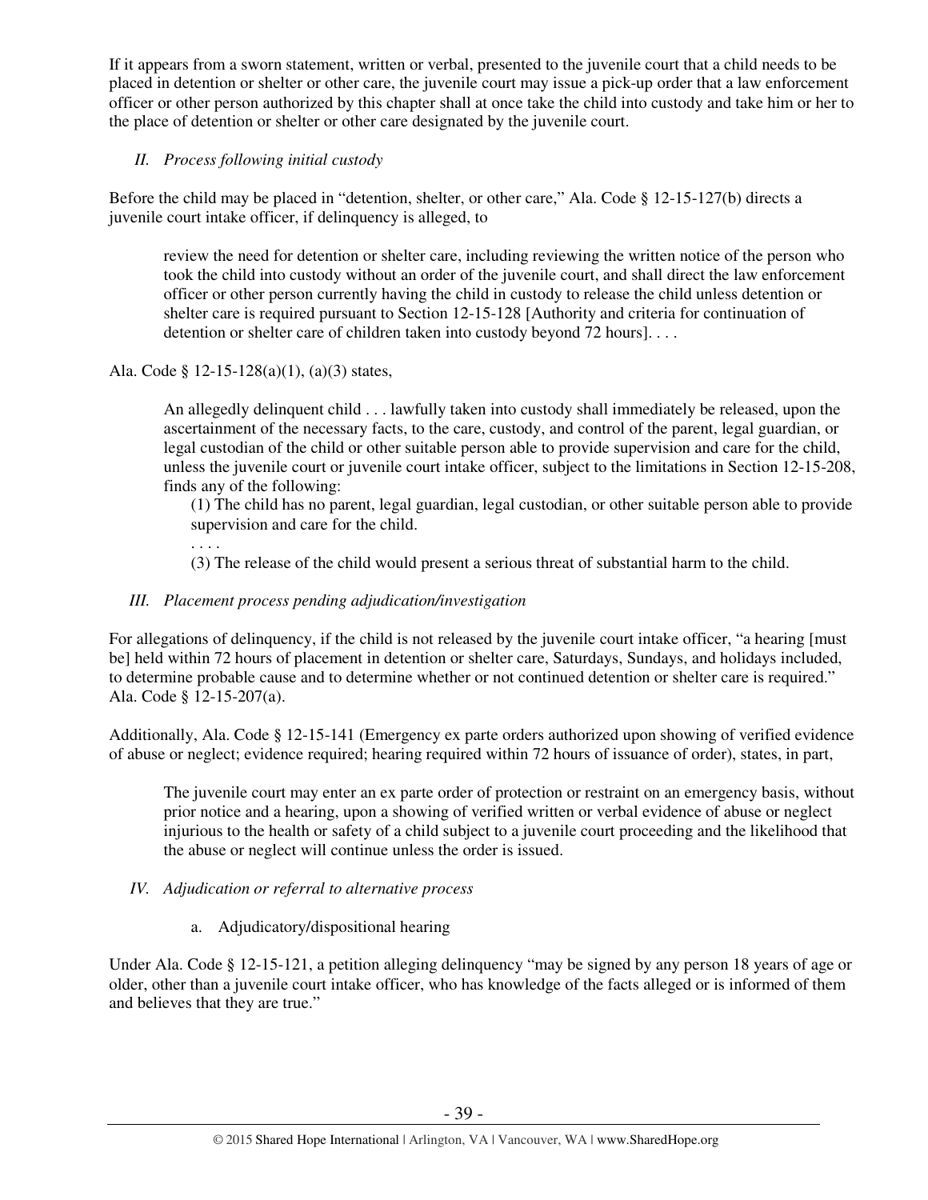If it appears from a sworn statement, written or verbal, presented to the juvenile court that a child needs to be placed in detention or shelter or other care, the juvenile court may issue a pick-up order that a law enforcement officer or other person authorized by this chapter shall at once take the child into custody and take him or her to the place of detention or shelter or other care designated by the juvenile court.

*II. Process following initial custody*

Before the child may be placed in "detention, shelter, or other care," Ala. Code § 12-15-127(b) directs a juvenile court intake officer, if delinquency is alleged, to

> review the need for detention or shelter care, including reviewing the written notice of the person who took the child into custody without an order of the juvenile court, and shall direct the law enforcement officer or other person currently having the child in custody to release the child unless detention or shelter care is required pursuant to Section 12-15-128 [Authority and criteria for continuation of detention or shelter care of children taken into custody beyond 72 hours]. . . .

Ala. Code § 12-15-128(a)(1), (a)(3) states,

> An allegedly delinquent child . . . lawfully taken into custody shall immediately be released, upon the ascertainment of the necessary facts, to the care, custody, and control of the parent, legal guardian, or legal custodian of the child or other suitable person able to provide supervision and care for the child, unless the juvenile court or juvenile court intake officer, subject to the limitations in Section 12-15-208, finds any of the following:
>
> (1) The child has no parent, legal guardian, legal custodian, or other suitable person able to provide supervision and care for the child.
>
> . . . .
>
> (3) The release of the child would present a serious threat of substantial harm to the child.

*III. Placement process pending adjudication/investigation*

For allegations of delinquency, if the child is not released by the juvenile court intake officer, "a hearing [must be] held within 72 hours of placement in detention or shelter care, Saturdays, Sundays, and holidays included, to determine probable cause and to determine whether or not continued detention or shelter care is required." Ala. Code § 12-15-207(a).

Additionally, Ala. Code § 12-15-141 (Emergency ex parte orders authorized upon showing of verified evidence of abuse or neglect; evidence required; hearing required within 72 hours of issuance of order), states, in part,

> The juvenile court may enter an ex parte order of protection or restraint on an emergency basis, without prior notice and a hearing, upon a showing of verified written or verbal evidence of abuse or neglect injurious to the health or safety of a child subject to a juvenile court proceeding and the likelihood that the abuse or neglect will continue unless the order is issued.

*IV. Adjudication or referral to alternative process*

a. Adjudicatory/dispositional hearing

Under Ala. Code § 12-15-121, a petition alleging delinquency "may be signed by any person 18 years of age or older, other than a juvenile court intake officer, who has knowledge of the facts alleged or is informed of them and believes that they are true."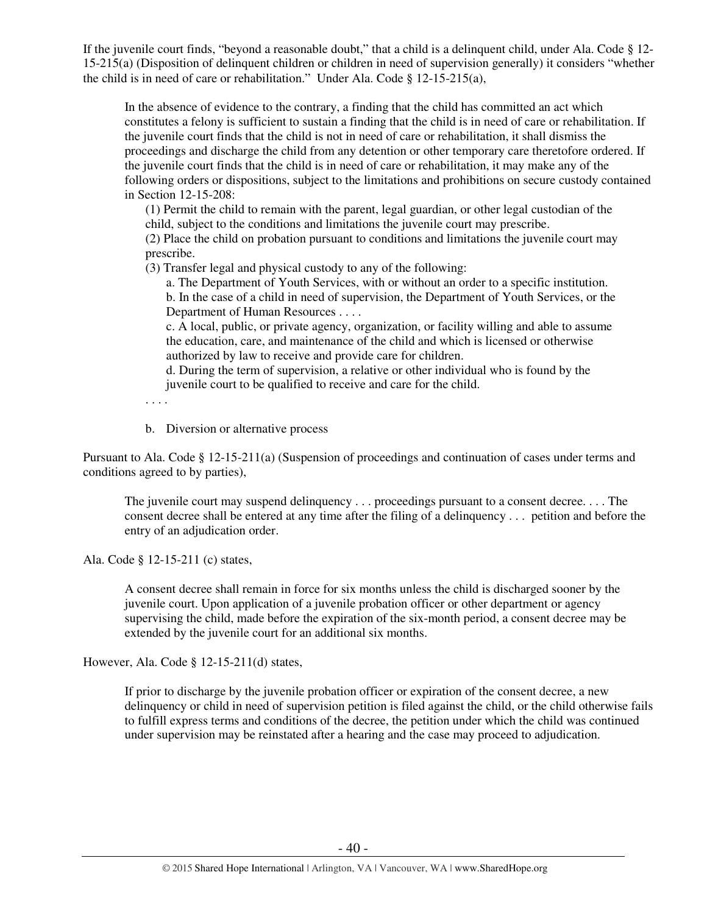If the juvenile court finds, "beyond a reasonable doubt," that a child is a delinquent child, under Ala. Code § 12-15-215(a) (Disposition of delinquent children or children in need of supervision generally) it considers "whether the child is in need of care or rehabilitation." Under Ala. Code § 12-15-215(a),

> In the absence of evidence to the contrary, a finding that the child has committed an act which constitutes a felony is sufficient to sustain a finding that the child is in need of care or rehabilitation. If the juvenile court finds that the child is not in need of care or rehabilitation, it shall dismiss the proceedings and discharge the child from any detention or other temporary care theretofore ordered. If the juvenile court finds that the child is in need of care or rehabilitation, it may make any of the following orders or dispositions, subject to the limitations and prohibitions on secure custody contained in Section 12-15-208:
>
> (1) Permit the child to remain with the parent, legal guardian, or other legal custodian of the child, subject to the conditions and limitations the juvenile court may prescribe.
>
> (2) Place the child on probation pursuant to conditions and limitations the juvenile court may prescribe.
>
> (3) Transfer legal and physical custody to any of the following:
>
> a. The Department of Youth Services, with or without an order to a specific institution.
>
> b. In the case of a child in need of supervision, the Department of Youth Services, or the Department of Human Resources . . . .
>
> c. A local, public, or private agency, organization, or facility willing and able to assume the education, care, and maintenance of the child and which is licensed or otherwise authorized by law to receive and provide care for children.
>
> d. During the term of supervision, a relative or other individual who is found by the juvenile court to be qualified to receive and care for the child.
>
> . . . .

b. Diversion or alternative process

Pursuant to Ala. Code § 12-15-211(a) (Suspension of proceedings and continuation of cases under terms and conditions agreed to by parties),

> The juvenile court may suspend delinquency . . . proceedings pursuant to a consent decree. . . . The consent decree shall be entered at any time after the filing of a delinquency . . . petition and before the entry of an adjudication order.

Ala. Code § 12-15-211 (c) states,

> A consent decree shall remain in force for six months unless the child is discharged sooner by the juvenile court. Upon application of a juvenile probation officer or other department or agency supervising the child, made before the expiration of the six-month period, a consent decree may be extended by the juvenile court for an additional six months.

However, Ala. Code § 12-15-211(d) states,

> If prior to discharge by the juvenile probation officer or expiration of the consent decree, a new delinquency or child in need of supervision petition is filed against the child, or the child otherwise fails to fulfill express terms and conditions of the decree, the petition under which the child was continued under supervision may be reinstated after a hearing and the case may proceed to adjudication.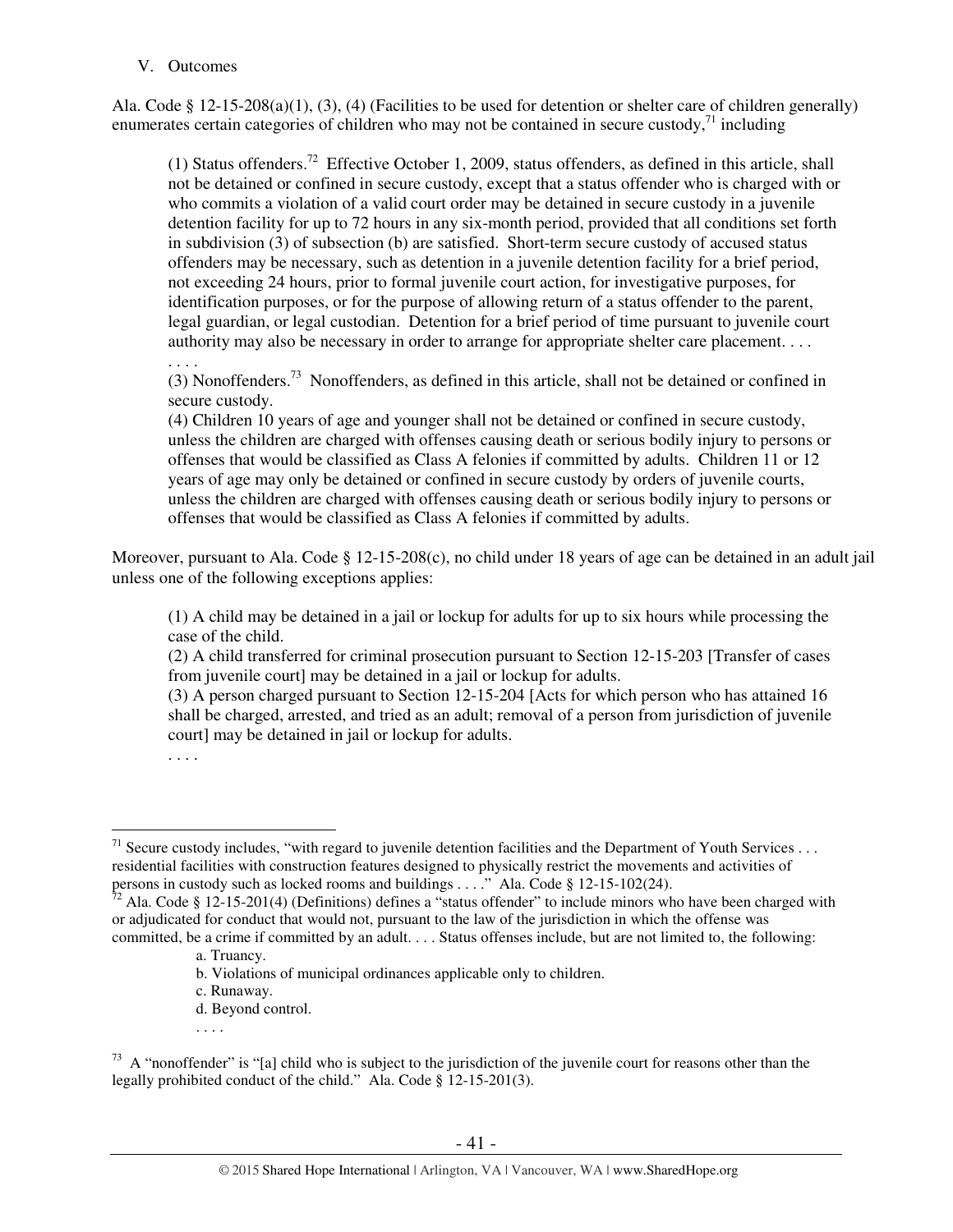V. Outcomes

Ala. Code § 12-15-208(a)(1), (3), (4) (Facilities to be used for detention or shelter care of children generally) enumerates certain categories of children who may not be contained in secure custody,[71] including

> (1) Status offenders.[72] Effective October 1, 2009, status offenders, as defined in this article, shall not be detained or confined in secure custody, except that a status offender who is charged with or who commits a violation of a valid court order may be detained in secure custody in a juvenile detention facility for up to 72 hours in any six-month period, provided that all conditions set forth in subdivision (3) of subsection (b) are satisfied. Short-term secure custody of accused status offenders may be necessary, such as detention in a juvenile detention facility for a brief period, not exceeding 24 hours, prior to formal juvenile court action, for investigative purposes, for identification purposes, or for the purpose of allowing return of a status offender to the parent, legal guardian, or legal custodian. Detention for a brief period of time pursuant to juvenile court authority may also be necessary in order to arrange for appropriate shelter care placement. . . .
> . . . .
> (3) Nonoffenders.[73] Nonoffenders, as defined in this article, shall not be detained or confined in secure custody.
> (4) Children 10 years of age and younger shall not be detained or confined in secure custody, unless the children are charged with offenses causing death or serious bodily injury to persons or offenses that would be classified as Class A felonies if committed by adults. Children 11 or 12 years of age may only be detained or confined in secure custody by orders of juvenile courts, unless the children are charged with offenses causing death or serious bodily injury to persons or offenses that would be classified as Class A felonies if committed by adults.

Moreover, pursuant to Ala. Code § 12-15-208(c), no child under 18 years of age can be detained in an adult jail unless one of the following exceptions applies:

> (1) A child may be detained in a jail or lockup for adults for up to six hours while processing the case of the child.
> (2) A child transferred for criminal prosecution pursuant to Section 12-15-203 [Transfer of cases from juvenile court] may be detained in a jail or lockup for adults.
> (3) A person charged pursuant to Section 12-15-204 [Acts for which person who has attained 16 shall be charged, arrested, and tried as an adult; removal of a person from jurisdiction of juvenile court] may be detained in jail or lockup for adults.
> . . . .

---

[71] Secure custody includes, "with regard to juvenile detention facilities and the Department of Youth Services . . . residential facilities with construction features designed to physically restrict the movements and activities of persons in custody such as locked rooms and buildings . . . ." Ala. Code § 12-15-102(24).

[72] Ala. Code § 12-15-201(4) (Definitions) defines a "status offender" to include minors who have been charged with or adjudicated for conduct that would not, pursuant to the law of the jurisdiction in which the offense was committed, be a crime if committed by an adult. . . . Status offenses include, but are not limited to, the following:

> a. Truancy.
> b. Violations of municipal ordinances applicable only to children.
> c. Runaway.
> d. Beyond control.
> . . . .

[73] A "nonoffender" is "[a] child who is subject to the jurisdiction of the juvenile court for reasons other than the legally prohibited conduct of the child." Ala. Code § 12-15-201(3).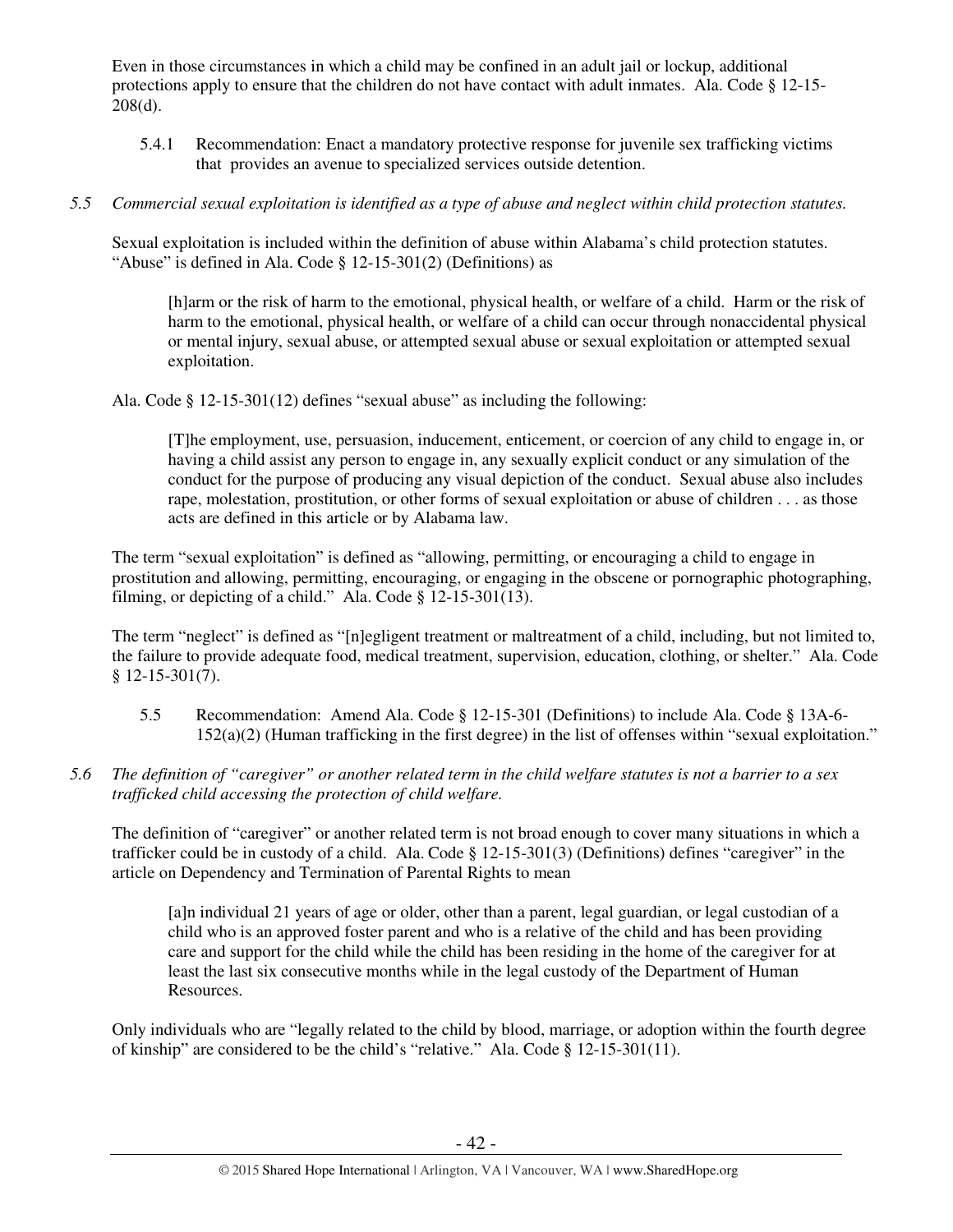Even in those circumstances in which a child may be confined in an adult jail or lockup, additional protections apply to ensure that the children do not have contact with adult inmates. Ala. Code § 12-15-208(d).

> 5.4.1 Recommendation: Enact a mandatory protective response for juvenile sex trafficking victims that provides an avenue to specialized services outside detention.

*5.5 Commercial sexual exploitation is identified as a type of abuse and neglect within child protection statutes.*

Sexual exploitation is included within the definition of abuse within Alabama's child protection statutes. "Abuse" is defined in Ala. Code § 12-15-301(2) (Definitions) as

> [h]arm or the risk of harm to the emotional, physical health, or welfare of a child. Harm or the risk of harm to the emotional, physical health, or welfare of a child can occur through nonaccidental physical or mental injury, sexual abuse, or attempted sexual abuse or sexual exploitation or attempted sexual exploitation.

Ala. Code § 12-15-301(12) defines "sexual abuse" as including the following:

> [T]he employment, use, persuasion, inducement, enticement, or coercion of any child to engage in, or having a child assist any person to engage in, any sexually explicit conduct or any simulation of the conduct for the purpose of producing any visual depiction of the conduct. Sexual abuse also includes rape, molestation, prostitution, or other forms of sexual exploitation or abuse of children . . . as those acts are defined in this article or by Alabama law.

The term "sexual exploitation" is defined as "allowing, permitting, or encouraging a child to engage in prostitution and allowing, permitting, encouraging, or engaging in the obscene or pornographic photographing, filming, or depicting of a child." Ala. Code § 12-15-301(13).

The term "neglect" is defined as "[n]egligent treatment or maltreatment of a child, including, but not limited to, the failure to provide adequate food, medical treatment, supervision, education, clothing, or shelter." Ala. Code § 12-15-301(7).

> 5.5 Recommendation: Amend Ala. Code § 12-15-301 (Definitions) to include Ala. Code § 13A-6-152(a)(2) (Human trafficking in the first degree) in the list of offenses within "sexual exploitation."

*5.6 The definition of "caregiver" or another related term in the child welfare statutes is not a barrier to a sex trafficked child accessing the protection of child welfare.*

The definition of "caregiver" or another related term is not broad enough to cover many situations in which a trafficker could be in custody of a child. Ala. Code § 12-15-301(3) (Definitions) defines "caregiver" in the article on Dependency and Termination of Parental Rights to mean

> [a]n individual 21 years of age or older, other than a parent, legal guardian, or legal custodian of a child who is an approved foster parent and who is a relative of the child and has been providing care and support for the child while the child has been residing in the home of the caregiver for at least the last six consecutive months while in the legal custody of the Department of Human Resources.

Only individuals who are "legally related to the child by blood, marriage, or adoption within the fourth degree of kinship" are considered to be the child's "relative." Ala. Code § 12-15-301(11).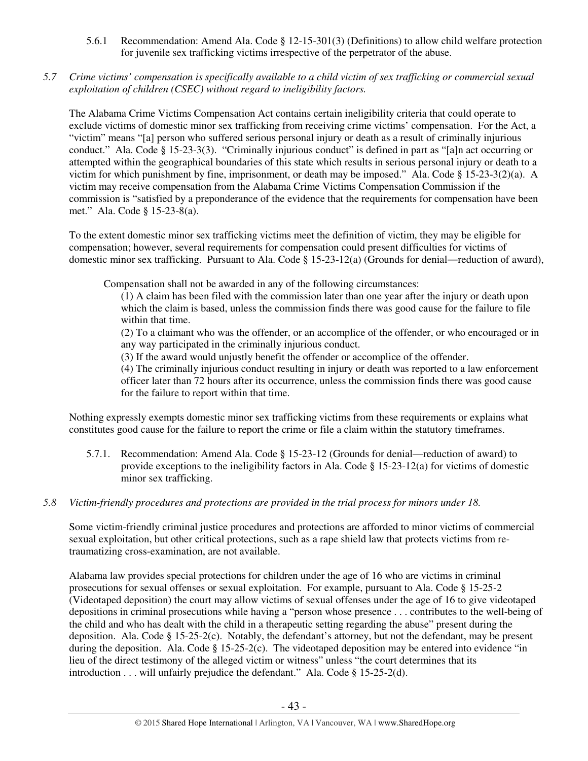5.6.1 Recommendation: Amend Ala. Code § 12-15-301(3) (Definitions) to allow child welfare protection for juvenile sex trafficking victims irrespective of the perpetrator of the abuse.

*5.7 Crime victims' compensation is specifically available to a child victim of sex trafficking or commercial sexual exploitation of children (CSEC) without regard to ineligibility factors.*

The Alabama Crime Victims Compensation Act contains certain ineligibility criteria that could operate to exclude victims of domestic minor sex trafficking from receiving crime victims' compensation. For the Act, a "victim" means "[a] person who suffered serious personal injury or death as a result of criminally injurious conduct." Ala. Code § 15-23-3(3). "Criminally injurious conduct" is defined in part as "[a]n act occurring or attempted within the geographical boundaries of this state which results in serious personal injury or death to a victim for which punishment by fine, imprisonment, or death may be imposed." Ala. Code § 15-23-3(2)(a). A victim may receive compensation from the Alabama Crime Victims Compensation Commission if the commission is "satisfied by a preponderance of the evidence that the requirements for compensation have been met." Ala. Code § 15-23-8(a).

To the extent domestic minor sex trafficking victims meet the definition of victim, they may be eligible for compensation; however, several requirements for compensation could present difficulties for victims of domestic minor sex trafficking. Pursuant to Ala. Code § 15-23-12(a) (Grounds for denial—reduction of award),

> Compensation shall not be awarded in any of the following circumstances:
>
> (1) A claim has been filed with the commission later than one year after the injury or death upon which the claim is based, unless the commission finds there was good cause for the failure to file within that time.
>
> (2) To a claimant who was the offender, or an accomplice of the offender, or who encouraged or in any way participated in the criminally injurious conduct.
>
> (3) If the award would unjustly benefit the offender or accomplice of the offender.
>
> (4) The criminally injurious conduct resulting in injury or death was reported to a law enforcement officer later than 72 hours after its occurrence, unless the commission finds there was good cause for the failure to report within that time.

Nothing expressly exempts domestic minor sex trafficking victims from these requirements or explains what constitutes good cause for the failure to report the crime or file a claim within the statutory timeframes.

5.7.1. Recommendation: Amend Ala. Code § 15-23-12 (Grounds for denial—reduction of award) to provide exceptions to the ineligibility factors in Ala. Code § 15-23-12(a) for victims of domestic minor sex trafficking.

*5.8 Victim-friendly procedures and protections are provided in the trial process for minors under 18.*

Some victim-friendly criminal justice procedures and protections are afforded to minor victims of commercial sexual exploitation, but other critical protections, such as a rape shield law that protects victims from re-traumatizing cross-examination, are not available.

Alabama law provides special protections for children under the age of 16 who are victims in criminal prosecutions for sexual offenses or sexual exploitation. For example, pursuant to Ala. Code § 15-25-2 (Videotaped deposition) the court may allow victims of sexual offenses under the age of 16 to give videotaped depositions in criminal prosecutions while having a "person whose presence . . . contributes to the well-being of the child and who has dealt with the child in a therapeutic setting regarding the abuse" present during the deposition. Ala. Code § 15-25-2(c). Notably, the defendant's attorney, but not the defendant, may be present during the deposition. Ala. Code § 15-25-2(c). The videotaped deposition may be entered into evidence "in lieu of the direct testimony of the alleged victim or witness" unless "the court determines that its introduction . . . will unfairly prejudice the defendant." Ala. Code § 15-25-2(d).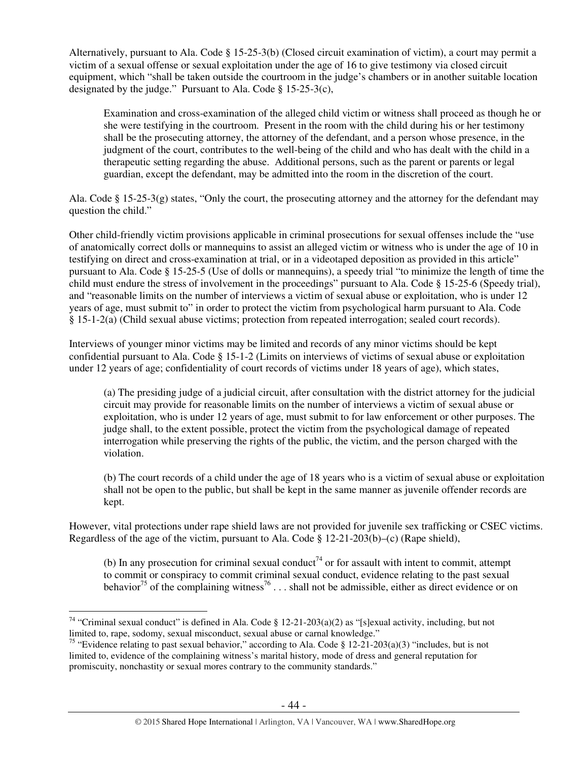Alternatively, pursuant to Ala. Code § 15-25-3(b) (Closed circuit examination of victim), a court may permit a victim of a sexual offense or sexual exploitation under the age of 16 to give testimony via closed circuit equipment, which "shall be taken outside the courtroom in the judge's chambers or in another suitable location designated by the judge." Pursuant to Ala. Code § 15-25-3(c),

> Examination and cross-examination of the alleged child victim or witness shall proceed as though he or she were testifying in the courtroom. Present in the room with the child during his or her testimony shall be the prosecuting attorney, the attorney of the defendant, and a person whose presence, in the judgment of the court, contributes to the well-being of the child and who has dealt with the child in a therapeutic setting regarding the abuse. Additional persons, such as the parent or parents or legal guardian, except the defendant, may be admitted into the room in the discretion of the court.

Ala. Code § 15-25-3(g) states, "Only the court, the prosecuting attorney and the attorney for the defendant may question the child."

Other child-friendly victim provisions applicable in criminal prosecutions for sexual offenses include the "use of anatomically correct dolls or mannequins to assist an alleged victim or witness who is under the age of 10 in testifying on direct and cross-examination at trial, or in a videotaped deposition as provided in this article" pursuant to Ala. Code § 15-25-5 (Use of dolls or mannequins), a speedy trial "to minimize the length of time the child must endure the stress of involvement in the proceedings" pursuant to Ala. Code § 15-25-6 (Speedy trial), and "reasonable limits on the number of interviews a victim of sexual abuse or exploitation, who is under 12 years of age, must submit to" in order to protect the victim from psychological harm pursuant to Ala. Code § 15-1-2(a) (Child sexual abuse victims; protection from repeated interrogation; sealed court records).

Interviews of younger minor victims may be limited and records of any minor victims should be kept confidential pursuant to Ala. Code § 15-1-2 (Limits on interviews of victims of sexual abuse or exploitation under 12 years of age; confidentiality of court records of victims under 18 years of age), which states,

> (a) The presiding judge of a judicial circuit, after consultation with the district attorney for the judicial circuit may provide for reasonable limits on the number of interviews a victim of sexual abuse or exploitation, who is under 12 years of age, must submit to for law enforcement or other purposes. The judge shall, to the extent possible, protect the victim from the psychological damage of repeated interrogation while preserving the rights of the public, the victim, and the person charged with the violation.
>
> (b) The court records of a child under the age of 18 years who is a victim of sexual abuse or exploitation shall not be open to the public, but shall be kept in the same manner as juvenile offender records are kept.

However, vital protections under rape shield laws are not provided for juvenile sex trafficking or CSEC victims. Regardless of the age of the victim, pursuant to Ala. Code § 12-21-203(b)–(c) (Rape shield),

> (b) In any prosecution for criminal sexual conduct[74] or for assault with intent to commit, attempt to commit or conspiracy to commit criminal sexual conduct, evidence relating to the past sexual behavior[75] of the complaining witness[76] . . . shall not be admissible, either as direct evidence or on

[74] "Criminal sexual conduct" is defined in Ala. Code § 12-21-203(a)(2) as "[s]exual activity, including, but not limited to, rape, sodomy, sexual misconduct, sexual abuse or carnal knowledge."

[75] "Evidence relating to past sexual behavior," according to Ala. Code § 12-21-203(a)(3) "includes, but is not limited to, evidence of the complaining witness's marital history, mode of dress and general reputation for promiscuity, nonchastity or sexual mores contrary to the community standards."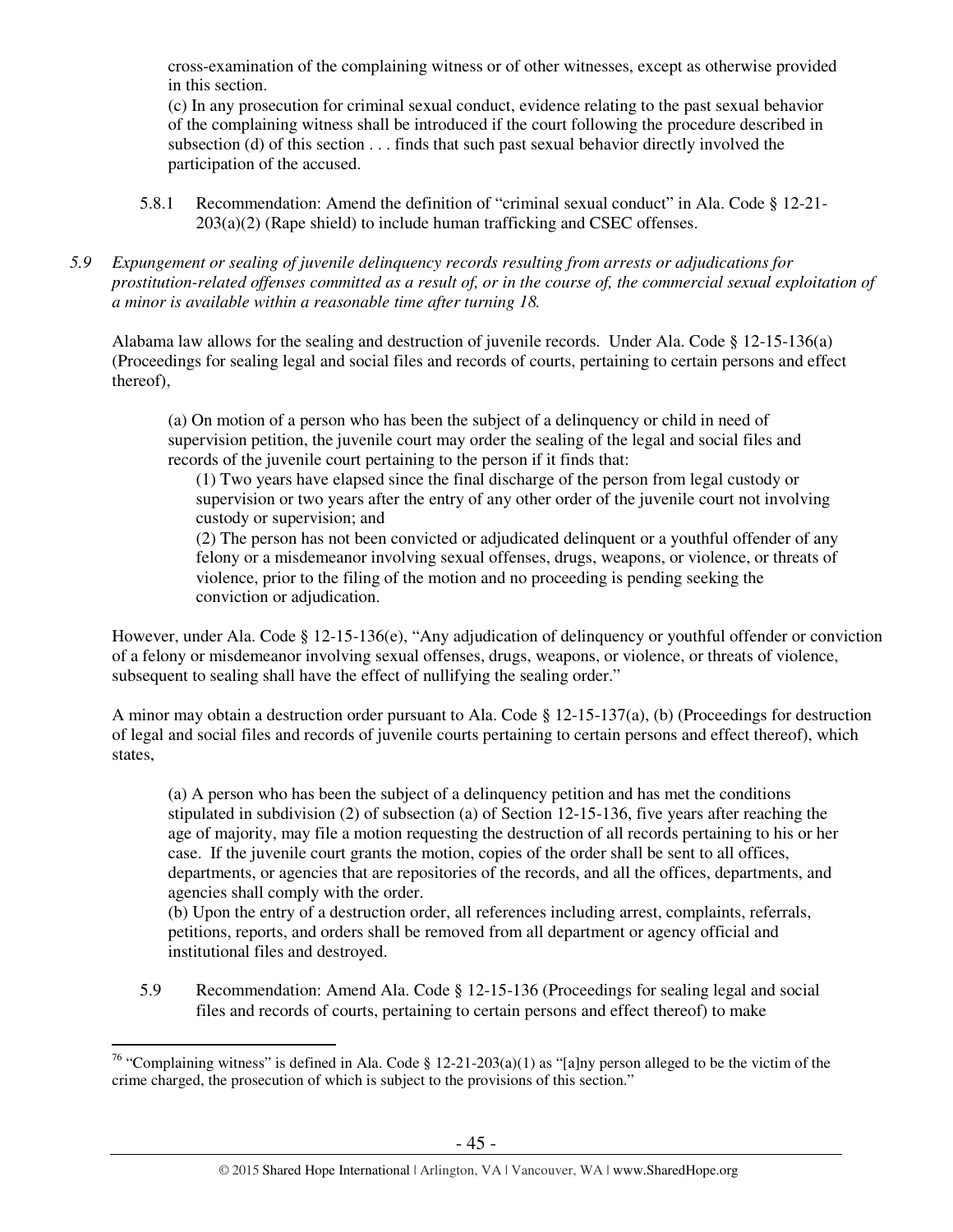cross-examination of the complaining witness or of other witnesses, except as otherwise provided in this section.

(c) In any prosecution for criminal sexual conduct, evidence relating to the past sexual behavior of the complaining witness shall be introduced if the court following the procedure described in subsection (d) of this section . . . finds that such past sexual behavior directly involved the participation of the accused.

5.8.1 Recommendation: Amend the definition of "criminal sexual conduct" in Ala. Code § 12-21-203(a)(2) (Rape shield) to include human trafficking and CSEC offenses.

*5.9 Expungement or sealing of juvenile delinquency records resulting from arrests or adjudications for prostitution-related offenses committed as a result of, or in the course of, the commercial sexual exploitation of a minor is available within a reasonable time after turning 18.*

Alabama law allows for the sealing and destruction of juvenile records. Under Ala. Code § 12-15-136(a) (Proceedings for sealing legal and social files and records of courts, pertaining to certain persons and effect thereof),

> (a) On motion of a person who has been the subject of a delinquency or child in need of supervision petition, the juvenile court may order the sealing of the legal and social files and records of the juvenile court pertaining to the person if it finds that:
>
> (1) Two years have elapsed since the final discharge of the person from legal custody or supervision or two years after the entry of any other order of the juvenile court not involving custody or supervision; and
>
> (2) The person has not been convicted or adjudicated delinquent or a youthful offender of any felony or a misdemeanor involving sexual offenses, drugs, weapons, or violence, or threats of violence, prior to the filing of the motion and no proceeding is pending seeking the conviction or adjudication.

However, under Ala. Code § 12-15-136(e), "Any adjudication of delinquency or youthful offender or conviction of a felony or misdemeanor involving sexual offenses, drugs, weapons, or violence, or threats of violence, subsequent to sealing shall have the effect of nullifying the sealing order."

A minor may obtain a destruction order pursuant to Ala. Code § 12-15-137(a), (b) (Proceedings for destruction of legal and social files and records of juvenile courts pertaining to certain persons and effect thereof), which states,

> (a) A person who has been the subject of a delinquency petition and has met the conditions stipulated in subdivision (2) of subsection (a) of Section 12-15-136, five years after reaching the age of majority, may file a motion requesting the destruction of all records pertaining to his or her case. If the juvenile court grants the motion, copies of the order shall be sent to all offices, departments, or agencies that are repositories of the records, and all the offices, departments, and agencies shall comply with the order.
>
> (b) Upon the entry of a destruction order, all references including arrest, complaints, referrals, petitions, reports, and orders shall be removed from all department or agency official and institutional files and destroyed.

5.9 Recommendation: Amend Ala. Code § 12-15-136 (Proceedings for sealing legal and social files and records of courts, pertaining to certain persons and effect thereof) to make

[76] "Complaining witness" is defined in Ala. Code § 12-21-203(a)(1) as "[a]ny person alleged to be the victim of the crime charged, the prosecution of which is subject to the provisions of this section."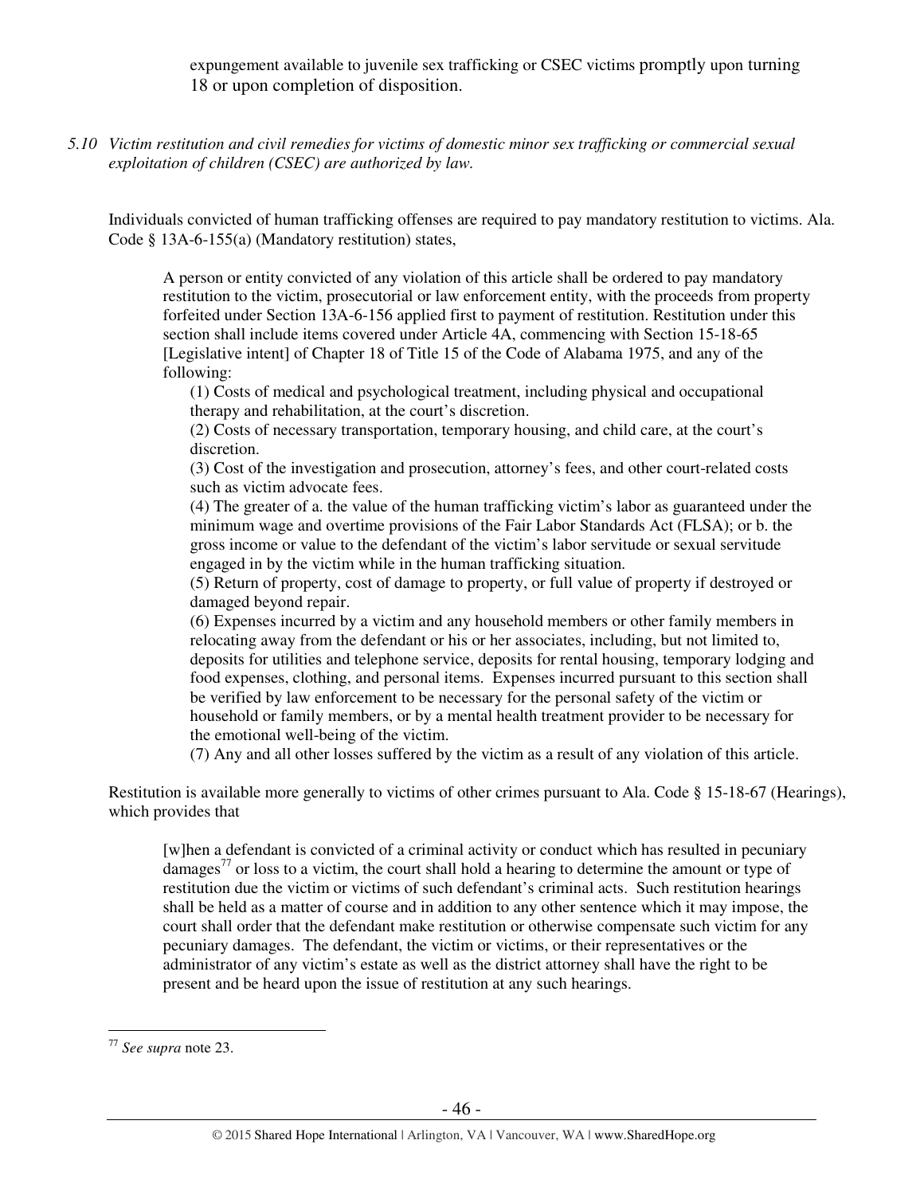expungement available to juvenile sex trafficking or CSEC victims promptly upon turning 18 or upon completion of disposition.

*5.10 Victim restitution and civil remedies for victims of domestic minor sex trafficking or commercial sexual exploitation of children (CSEC) are authorized by law.*

Individuals convicted of human trafficking offenses are required to pay mandatory restitution to victims. Ala. Code § 13A-6-155(a) (Mandatory restitution) states,

> A person or entity convicted of any violation of this article shall be ordered to pay mandatory restitution to the victim, prosecutorial or law enforcement entity, with the proceeds from property forfeited under Section 13A-6-156 applied first to payment of restitution. Restitution under this section shall include items covered under Article 4A, commencing with Section 15-18-65 [Legislative intent] of Chapter 18 of Title 15 of the Code of Alabama 1975, and any of the following:
>
> (1) Costs of medical and psychological treatment, including physical and occupational therapy and rehabilitation, at the court's discretion.
>
> (2) Costs of necessary transportation, temporary housing, and child care, at the court's discretion.
>
> (3) Cost of the investigation and prosecution, attorney's fees, and other court-related costs such as victim advocate fees.
>
> (4) The greater of a. the value of the human trafficking victim's labor as guaranteed under the minimum wage and overtime provisions of the Fair Labor Standards Act (FLSA); or b. the gross income or value to the defendant of the victim's labor servitude or sexual servitude engaged in by the victim while in the human trafficking situation.
>
> (5) Return of property, cost of damage to property, or full value of property if destroyed or damaged beyond repair.
>
> (6) Expenses incurred by a victim and any household members or other family members in relocating away from the defendant or his or her associates, including, but not limited to, deposits for utilities and telephone service, deposits for rental housing, temporary lodging and food expenses, clothing, and personal items. Expenses incurred pursuant to this section shall be verified by law enforcement to be necessary for the personal safety of the victim or household or family members, or by a mental health treatment provider to be necessary for the emotional well-being of the victim.
>
> (7) Any and all other losses suffered by the victim as a result of any violation of this article.

Restitution is available more generally to victims of other crimes pursuant to Ala. Code § 15-18-67 (Hearings), which provides that

> [w]hen a defendant is convicted of a criminal activity or conduct which has resulted in pecuniary damages[77] or loss to a victim, the court shall hold a hearing to determine the amount or type of restitution due the victim or victims of such defendant's criminal acts. Such restitution hearings shall be held as a matter of course and in addition to any other sentence which it may impose, the court shall order that the defendant make restitution or otherwise compensate such victim for any pecuniary damages. The defendant, the victim or victims, or their representatives or the administrator of any victim's estate as well as the district attorney shall have the right to be present and be heard upon the issue of restitution at any such hearings.

---

[77] *See supra* note 23.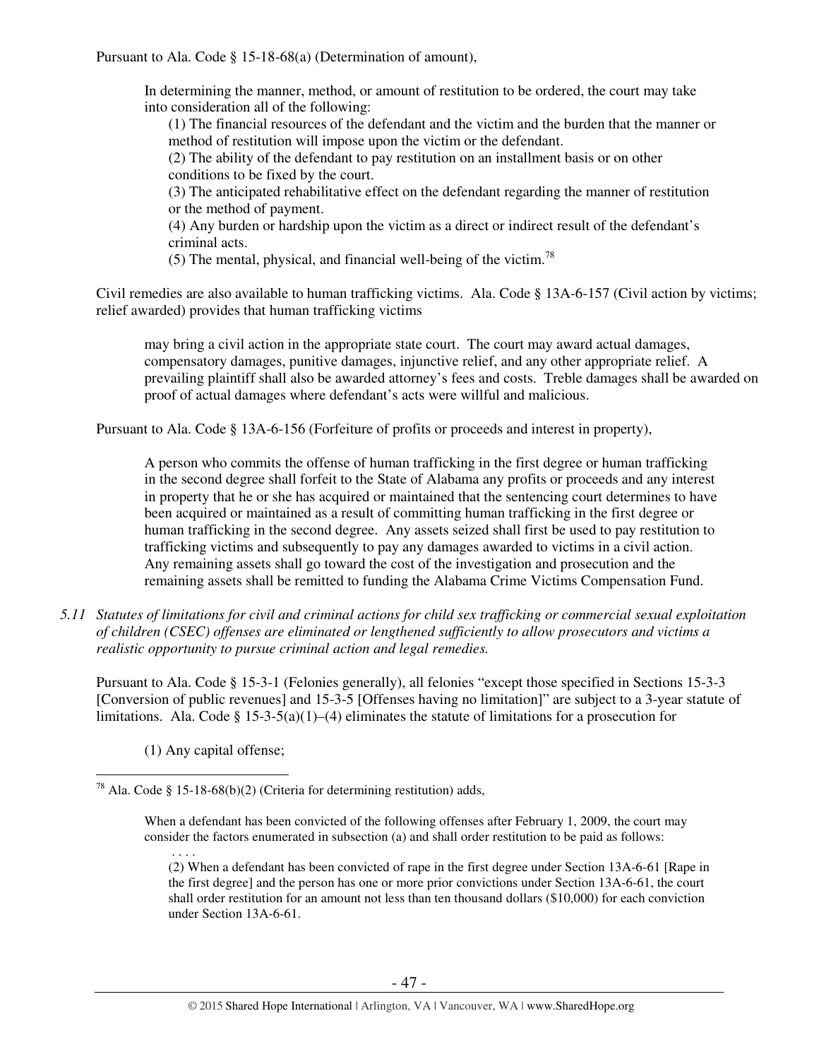Pursuant to Ala. Code § 15-18-68(a) (Determination of amount),

> In determining the manner, method, or amount of restitution to be ordered, the court may take into consideration all of the following:
>
> (1) The financial resources of the defendant and the victim and the burden that the manner or method of restitution will impose upon the victim or the defendant.
>
> (2) The ability of the defendant to pay restitution on an installment basis or on other conditions to be fixed by the court.
>
> (3) The anticipated rehabilitative effect on the defendant regarding the manner of restitution or the method of payment.
>
> (4) Any burden or hardship upon the victim as a direct or indirect result of the defendant's criminal acts.
>
> (5) The mental, physical, and financial well-being of the victim.[78]

Civil remedies are also available to human trafficking victims. Ala. Code § 13A-6-157 (Civil action by victims; relief awarded) provides that human trafficking victims

> may bring a civil action in the appropriate state court. The court may award actual damages, compensatory damages, punitive damages, injunctive relief, and any other appropriate relief. A prevailing plaintiff shall also be awarded attorney's fees and costs. Treble damages shall be awarded on proof of actual damages where defendant's acts were willful and malicious.

Pursuant to Ala. Code § 13A-6-156 (Forfeiture of profits or proceeds and interest in property),

> A person who commits the offense of human trafficking in the first degree or human trafficking in the second degree shall forfeit to the State of Alabama any profits or proceeds and any interest in property that he or she has acquired or maintained that the sentencing court determines to have been acquired or maintained as a result of committing human trafficking in the first degree or human trafficking in the second degree. Any assets seized shall first be used to pay restitution to trafficking victims and subsequently to pay any damages awarded to victims in a civil action. Any remaining assets shall go toward the cost of the investigation and prosecution and the remaining assets shall be remitted to funding the Alabama Crime Victims Compensation Fund.

*5.11 Statutes of limitations for civil and criminal actions for child sex trafficking or commercial sexual exploitation of children (CSEC) offenses are eliminated or lengthened sufficiently to allow prosecutors and victims a realistic opportunity to pursue criminal action and legal remedies.*

Pursuant to Ala. Code § 15-3-1 (Felonies generally), all felonies "except those specified in Sections 15-3-3 [Conversion of public revenues] and 15-3-5 [Offenses having no limitation]" are subject to a 3-year statute of limitations. Ala. Code § 15-3-5(a)(1)–(4) eliminates the statute of limitations for a prosecution for

> (1) Any capital offense;

---

[78] Ala. Code § 15-18-68(b)(2) (Criteria for determining restitution) adds,

> When a defendant has been convicted of the following offenses after February 1, 2009, the court may consider the factors enumerated in subsection (a) and shall order restitution to be paid as follows:
>
> . . . .
>
> (2) When a defendant has been convicted of rape in the first degree under Section 13A-6-61 [Rape in the first degree] and the person has one or more prior convictions under Section 13A-6-61, the court shall order restitution for an amount not less than ten thousand dollars ($10,000) for each conviction under Section 13A-6-61.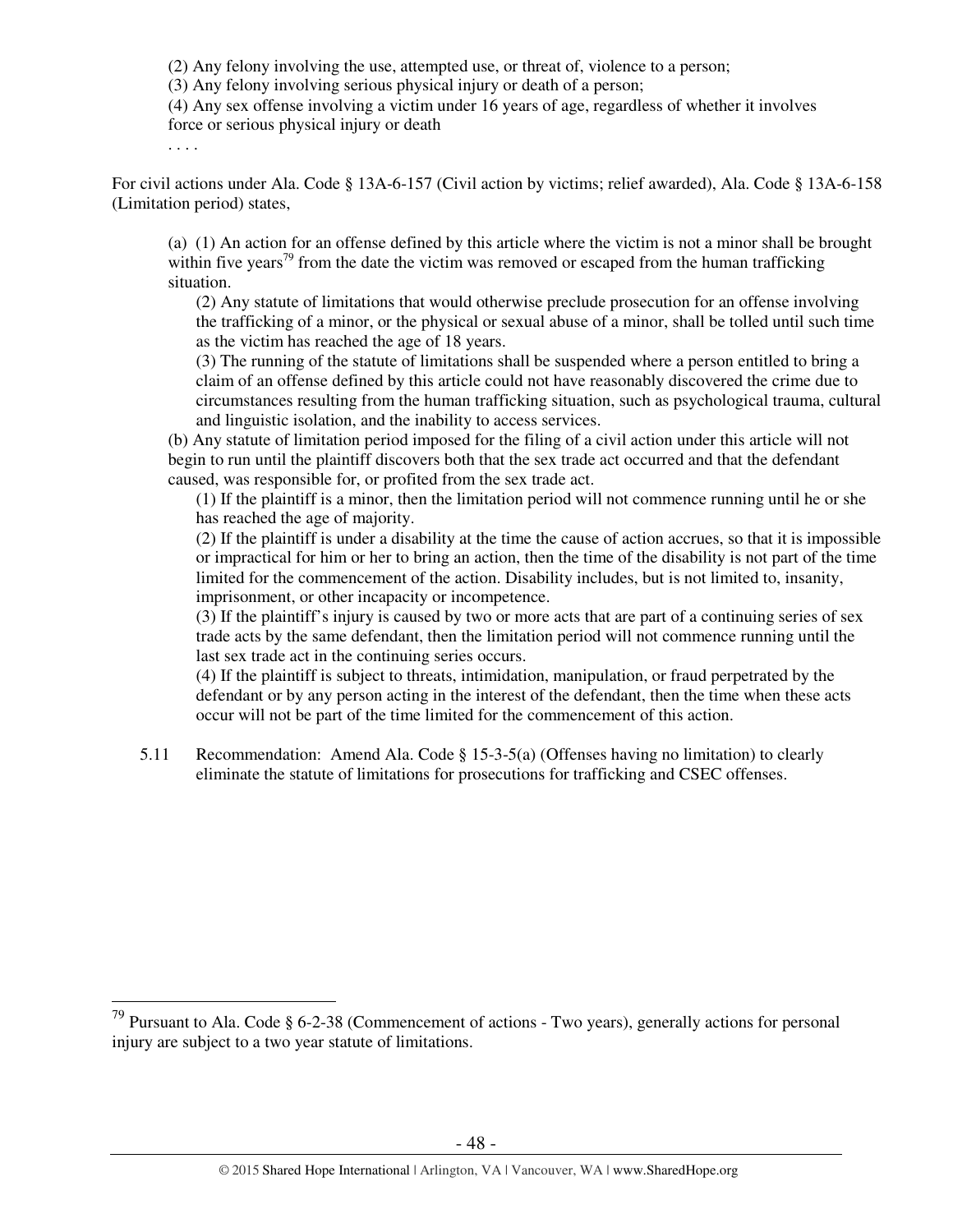(2) Any felony involving the use, attempted use, or threat of, violence to a person;
(3) Any felony involving serious physical injury or death of a person;
(4) Any sex offense involving a victim under 16 years of age, regardless of whether it involves force or serious physical injury or death
. . . .

For civil actions under Ala. Code § 13A-6-157 (Civil action by victims; relief awarded), Ala. Code § 13A-6-158 (Limitation period) states,

> (a) (1) An action for an offense defined by this article where the victim is not a minor shall be brought within five years[79] from the date the victim was removed or escaped from the human trafficking situation.
>
> (2) Any statute of limitations that would otherwise preclude prosecution for an offense involving the trafficking of a minor, or the physical or sexual abuse of a minor, shall be tolled until such time as the victim has reached the age of 18 years.
>
> (3) The running of the statute of limitations shall be suspended where a person entitled to bring a claim of an offense defined by this article could not have reasonably discovered the crime due to circumstances resulting from the human trafficking situation, such as psychological trauma, cultural and linguistic isolation, and the inability to access services.
>
> (b) Any statute of limitation period imposed for the filing of a civil action under this article will not begin to run until the plaintiff discovers both that the sex trade act occurred and that the defendant caused, was responsible for, or profited from the sex trade act.
>
> (1) If the plaintiff is a minor, then the limitation period will not commence running until he or she has reached the age of majority.
>
> (2) If the plaintiff is under a disability at the time the cause of action accrues, so that it is impossible or impractical for him or her to bring an action, then the time of the disability is not part of the time limited for the commencement of the action. Disability includes, but is not limited to, insanity, imprisonment, or other incapacity or incompetence.
>
> (3) If the plaintiff's injury is caused by two or more acts that are part of a continuing series of sex trade acts by the same defendant, then the limitation period will not commence running until the last sex trade act in the continuing series occurs.
>
> (4) If the plaintiff is subject to threats, intimidation, manipulation, or fraud perpetrated by the defendant or by any person acting in the interest of the defendant, then the time when these acts occur will not be part of the time limited for the commencement of this action.

5.11 Recommendation: Amend Ala. Code § 15-3-5(a) (Offenses having no limitation) to clearly eliminate the statute of limitations for prosecutions for trafficking and CSEC offenses.

---

[79] Pursuant to Ala. Code § 6-2-38 (Commencement of actions - Two years), generally actions for personal injury are subject to a two year statute of limitations.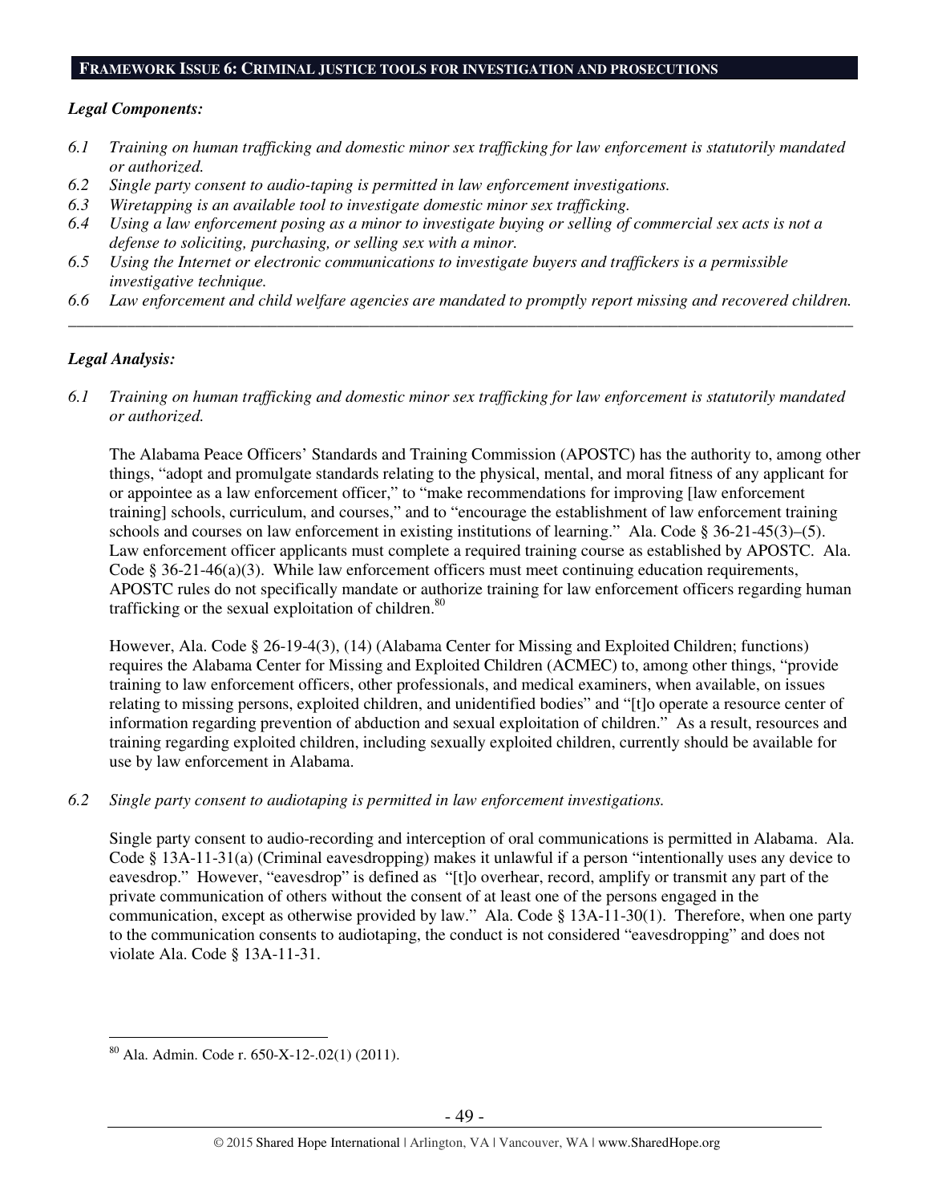## FRAMEWORK ISSUE 6: CRIMINAL JUSTICE TOOLS FOR INVESTIGATION AND PROSECUTIONS

***Legal Components:***

*6.1 Training on human trafficking and domestic minor sex trafficking for law enforcement is statutorily mandated or authorized.*
*6.2 Single party consent to audio-taping is permitted in law enforcement investigations.*
*6.3 Wiretapping is an available tool to investigate domestic minor sex trafficking.*
*6.4 Using a law enforcement posing as a minor to investigate buying or selling of commercial sex acts is not a defense to soliciting, purchasing, or selling sex with a minor.*
*6.5 Using the Internet or electronic communications to investigate buyers and traffickers is a permissible investigative technique.*
*6.6 Law enforcement and child welfare agencies are mandated to promptly report missing and recovered children.*

---

***Legal Analysis:***

*6.1 Training on human trafficking and domestic minor sex trafficking for law enforcement is statutorily mandated or authorized.*

The Alabama Peace Officers' Standards and Training Commission (APOSTC) has the authority to, among other things, "adopt and promulgate standards relating to the physical, mental, and moral fitness of any applicant for or appointee as a law enforcement officer," to "make recommendations for improving [law enforcement training] schools, curriculum, and courses," and to "encourage the establishment of law enforcement training schools and courses on law enforcement in existing institutions of learning." Ala. Code § 36-21-45(3)–(5). Law enforcement officer applicants must complete a required training course as established by APOSTC. Ala. Code § 36-21-46(a)(3). While law enforcement officers must meet continuing education requirements, APOSTC rules do not specifically mandate or authorize training for law enforcement officers regarding human trafficking or the sexual exploitation of children.[80]

However, Ala. Code § 26-19-4(3), (14) (Alabama Center for Missing and Exploited Children; functions) requires the Alabama Center for Missing and Exploited Children (ACMEC) to, among other things, "provide training to law enforcement officers, other professionals, and medical examiners, when available, on issues relating to missing persons, exploited children, and unidentified bodies" and "[t]o operate a resource center of information regarding prevention of abduction and sexual exploitation of children." As a result, resources and training regarding exploited children, including sexually exploited children, currently should be available for use by law enforcement in Alabama.

*6.2 Single party consent to audiotaping is permitted in law enforcement investigations.*

Single party consent to audio-recording and interception of oral communications is permitted in Alabama. Ala. Code § 13A-11-31(a) (Criminal eavesdropping) makes it unlawful if a person "intentionally uses any device to eavesdrop." However, "eavesdrop" is defined as "[t]o overhear, record, amplify or transmit any part of the private communication of others without the consent of at least one of the persons engaged in the communication, except as otherwise provided by law." Ala. Code § 13A-11-30(1). Therefore, when one party to the communication consents to audiotaping, the conduct is not considered "eavesdropping" and does not violate Ala. Code § 13A-11-31.

---

[80] Ala. Admin. Code r. 650-X-12-.02(1) (2011).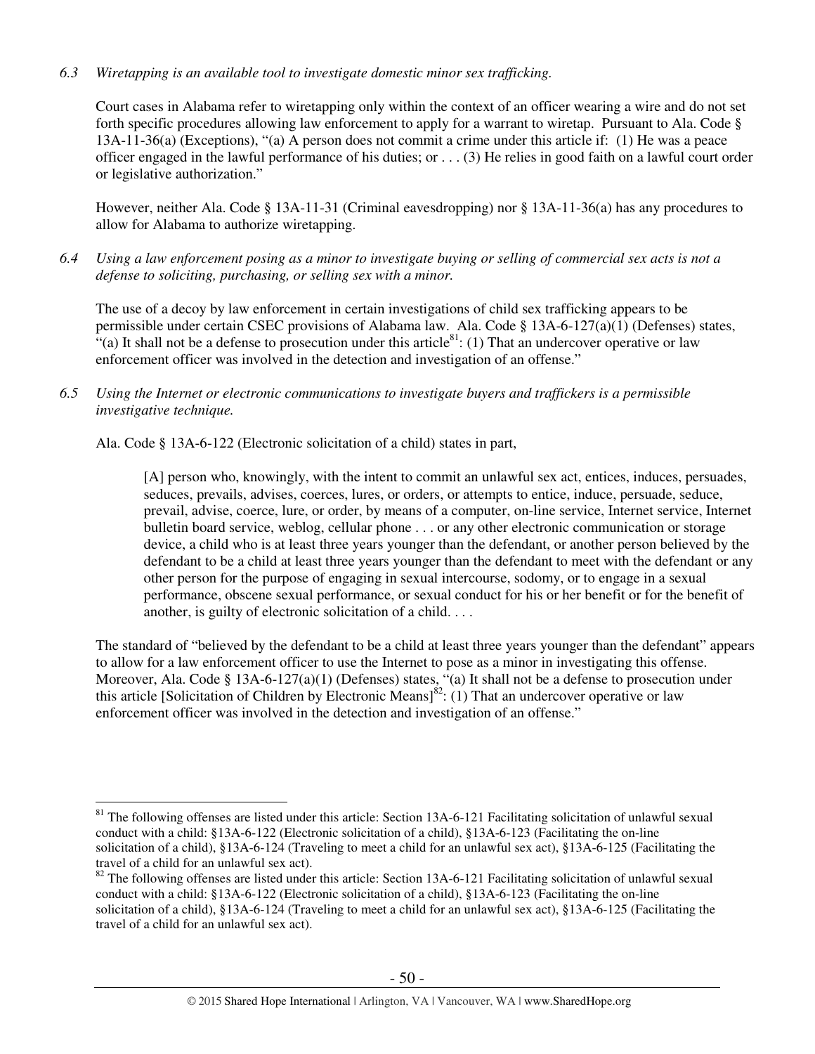*6.3 Wiretapping is an available tool to investigate domestic minor sex trafficking.*

Court cases in Alabama refer to wiretapping only within the context of an officer wearing a wire and do not set forth specific procedures allowing law enforcement to apply for a warrant to wiretap. Pursuant to Ala. Code § 13A-11-36(a) (Exceptions), "(a) A person does not commit a crime under this article if: (1) He was a peace officer engaged in the lawful performance of his duties; or . . . (3) He relies in good faith on a lawful court order or legislative authorization."

However, neither Ala. Code § 13A-11-31 (Criminal eavesdropping) nor § 13A-11-36(a) has any procedures to allow for Alabama to authorize wiretapping.

*6.4 Using a law enforcement posing as a minor to investigate buying or selling of commercial sex acts is not a defense to soliciting, purchasing, or selling sex with a minor.*

The use of a decoy by law enforcement in certain investigations of child sex trafficking appears to be permissible under certain CSEC provisions of Alabama law. Ala. Code § 13A-6-127(a)(1) (Defenses) states, "(a) It shall not be a defense to prosecution under this article[81]: (1) That an undercover operative or law enforcement officer was involved in the detection and investigation of an offense."

*6.5 Using the Internet or electronic communications to investigate buyers and traffickers is a permissible investigative technique.*

Ala. Code § 13A-6-122 (Electronic solicitation of a child) states in part,

> [A] person who, knowingly, with the intent to commit an unlawful sex act, entices, induces, persuades, seduces, prevails, advises, coerces, lures, or orders, or attempts to entice, induce, persuade, seduce, prevail, advise, coerce, lure, or order, by means of a computer, on-line service, Internet service, Internet bulletin board service, weblog, cellular phone . . . or any other electronic communication or storage device, a child who is at least three years younger than the defendant, or another person believed by the defendant to be a child at least three years younger than the defendant to meet with the defendant or any other person for the purpose of engaging in sexual intercourse, sodomy, or to engage in a sexual performance, obscene sexual performance, or sexual conduct for his or her benefit or for the benefit of another, is guilty of electronic solicitation of a child. . . .

The standard of "believed by the defendant to be a child at least three years younger than the defendant" appears to allow for a law enforcement officer to use the Internet to pose as a minor in investigating this offense. Moreover, Ala. Code § 13A-6-127(a)(1) (Defenses) states, "(a) It shall not be a defense to prosecution under this article [Solicitation of Children by Electronic Means][82]: (1) That an undercover operative or law enforcement officer was involved in the detection and investigation of an offense."

---

[81] The following offenses are listed under this article: Section 13A-6-121 Facilitating solicitation of unlawful sexual conduct with a child: §13A-6-122 (Electronic solicitation of a child), §13A-6-123 (Facilitating the on-line solicitation of a child), §13A-6-124 (Traveling to meet a child for an unlawful sex act), §13A-6-125 (Facilitating the travel of a child for an unlawful sex act).

[82] The following offenses are listed under this article: Section 13A-6-121 Facilitating solicitation of unlawful sexual conduct with a child: §13A-6-122 (Electronic solicitation of a child), §13A-6-123 (Facilitating the on-line solicitation of a child), §13A-6-124 (Traveling to meet a child for an unlawful sex act), §13A-6-125 (Facilitating the travel of a child for an unlawful sex act).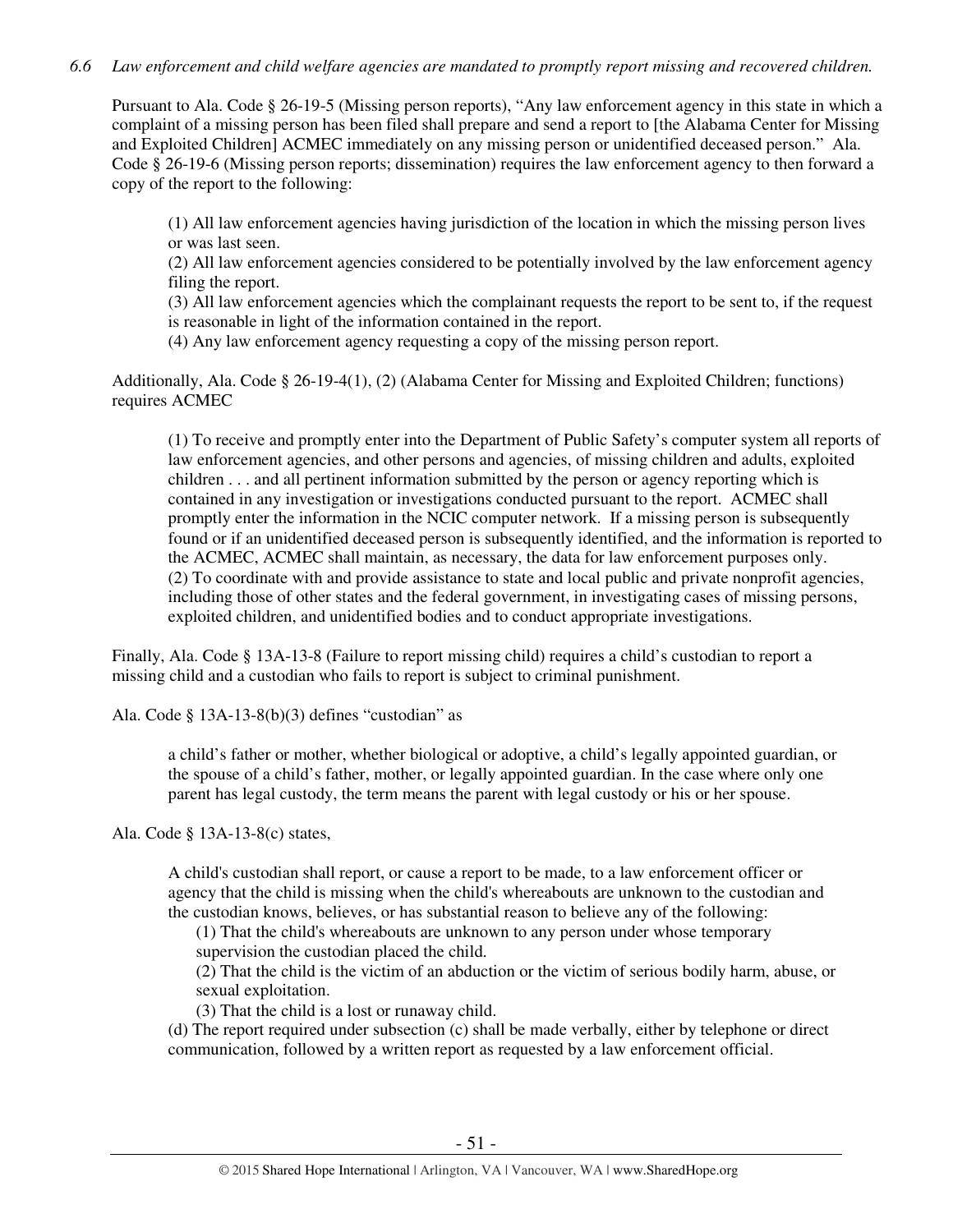*6.6 Law enforcement and child welfare agencies are mandated to promptly report missing and recovered children.*

Pursuant to Ala. Code § 26-19-5 (Missing person reports), "Any law enforcement agency in this state in which a complaint of a missing person has been filed shall prepare and send a report to [the Alabama Center for Missing and Exploited Children] ACMEC immediately on any missing person or unidentified deceased person." Ala. Code § 26-19-6 (Missing person reports; dissemination) requires the law enforcement agency to then forward a copy of the report to the following:

> (1) All law enforcement agencies having jurisdiction of the location in which the missing person lives or was last seen.
> (2) All law enforcement agencies considered to be potentially involved by the law enforcement agency filing the report.
> (3) All law enforcement agencies which the complainant requests the report to be sent to, if the request is reasonable in light of the information contained in the report.
> (4) Any law enforcement agency requesting a copy of the missing person report.

Additionally, Ala. Code § 26-19-4(1), (2) (Alabama Center for Missing and Exploited Children; functions) requires ACMEC

> (1) To receive and promptly enter into the Department of Public Safety's computer system all reports of law enforcement agencies, and other persons and agencies, of missing children and adults, exploited children . . . and all pertinent information submitted by the person or agency reporting which is contained in any investigation or investigations conducted pursuant to the report. ACMEC shall promptly enter the information in the NCIC computer network. If a missing person is subsequently found or if an unidentified deceased person is subsequently identified, and the information is reported to the ACMEC, ACMEC shall maintain, as necessary, the data for law enforcement purposes only.
> (2) To coordinate with and provide assistance to state and local public and private nonprofit agencies, including those of other states and the federal government, in investigating cases of missing persons, exploited children, and unidentified bodies and to conduct appropriate investigations.

Finally, Ala. Code § 13A-13-8 (Failure to report missing child) requires a child's custodian to report a missing child and a custodian who fails to report is subject to criminal punishment.

Ala. Code § 13A-13-8(b)(3) defines "custodian" as

> a child's father or mother, whether biological or adoptive, a child's legally appointed guardian, or the spouse of a child's father, mother, or legally appointed guardian. In the case where only one parent has legal custody, the term means the parent with legal custody or his or her spouse.

Ala. Code § 13A-13-8(c) states,

> A child's custodian shall report, or cause a report to be made, to a law enforcement officer or agency that the child is missing when the child's whereabouts are unknown to the custodian and the custodian knows, believes, or has substantial reason to believe any of the following:
>
> (1) That the child's whereabouts are unknown to any person under whose temporary supervision the custodian placed the child.
> (2) That the child is the victim of an abduction or the victim of serious bodily harm, abuse, or sexual exploitation.
> (3) That the child is a lost or runaway child.
>
> (d) The report required under subsection (c) shall be made verbally, either by telephone or direct communication, followed by a written report as requested by a law enforcement official.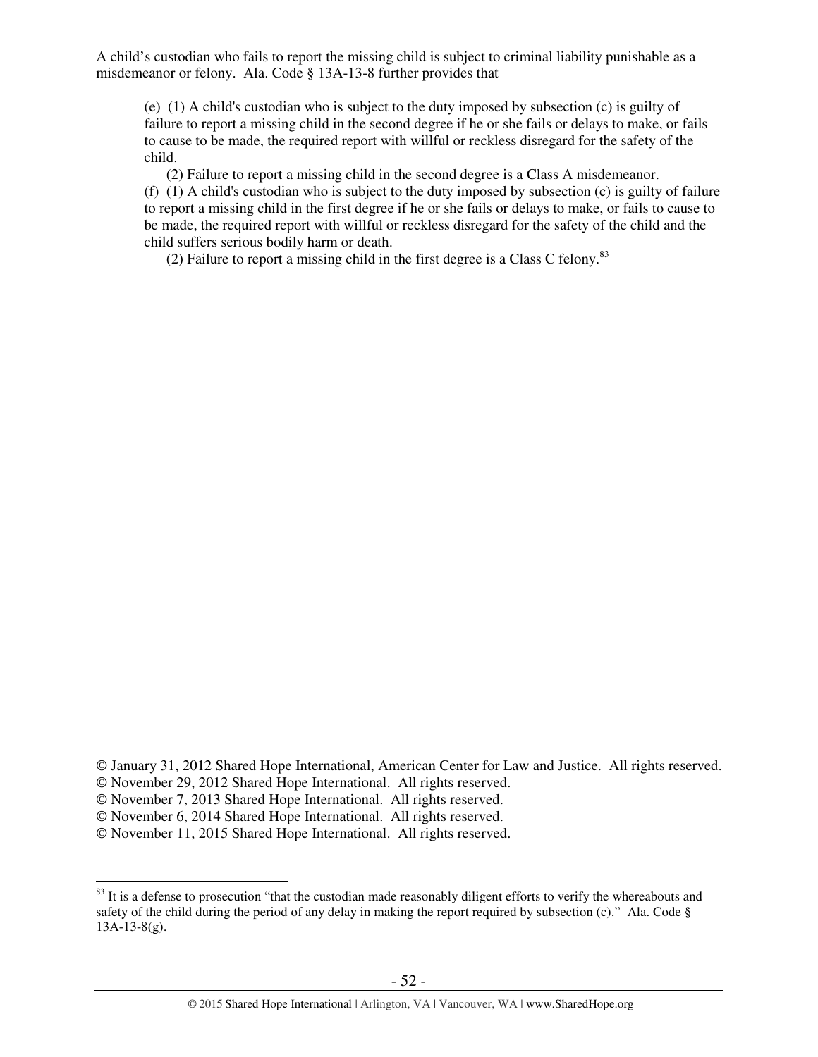A child's custodian who fails to report the missing child is subject to criminal liability punishable as a misdemeanor or felony. Ala. Code § 13A-13-8 further provides that

> (e) (1) A child's custodian who is subject to the duty imposed by subsection (c) is guilty of failure to report a missing child in the second degree if he or she fails or delays to make, or fails to cause to be made, the required report with willful or reckless disregard for the safety of the child.
>
> (2) Failure to report a missing child in the second degree is a Class A misdemeanor.
>
> (f) (1) A child's custodian who is subject to the duty imposed by subsection (c) is guilty of failure to report a missing child in the first degree if he or she fails or delays to make, or fails to cause to be made, the required report with willful or reckless disregard for the safety of the child and the child suffers serious bodily harm or death.
>
> (2) Failure to report a missing child in the first degree is a Class C felony.[83]

© January 31, 2012 Shared Hope International, American Center for Law and Justice. All rights reserved.
© November 29, 2012 Shared Hope International. All rights reserved.
© November 7, 2013 Shared Hope International. All rights reserved.
© November 6, 2014 Shared Hope International. All rights reserved.
© November 11, 2015 Shared Hope International. All rights reserved.

---

[83] It is a defense to prosecution "that the custodian made reasonably diligent efforts to verify the whereabouts and safety of the child during the period of any delay in making the report required by subsection (c)." Ala. Code § 13A-13-8(g).